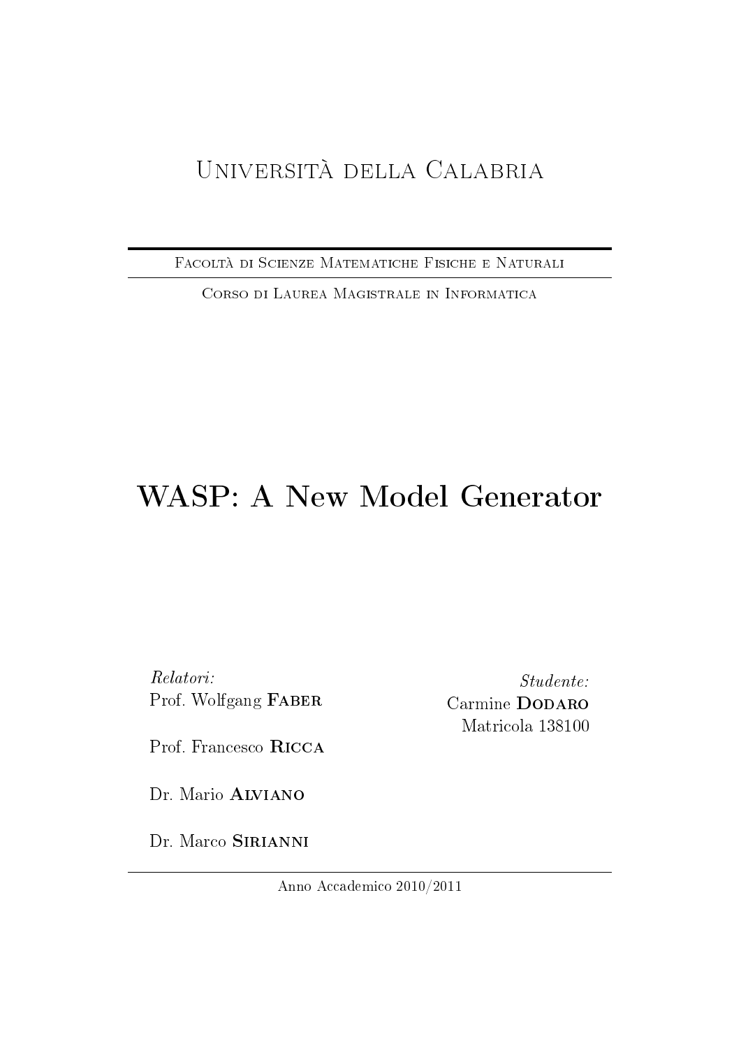# Università della Calabria

Facoltà di Scienze Matematiche Fisiche e Naturali

Corso di Laurea Magistrale in Informatica

# WASP: A New Model Generator

*Relatori:*
Prof. Wolfgang **Faber**

Prof. Francesco **Ricca**

Dr. Mario **Alviano**

Dr. Marco **Sirianni**

*Studente:*
Carmine **Dodaro**
Matricola 138100

Anno Accademico 2010/2011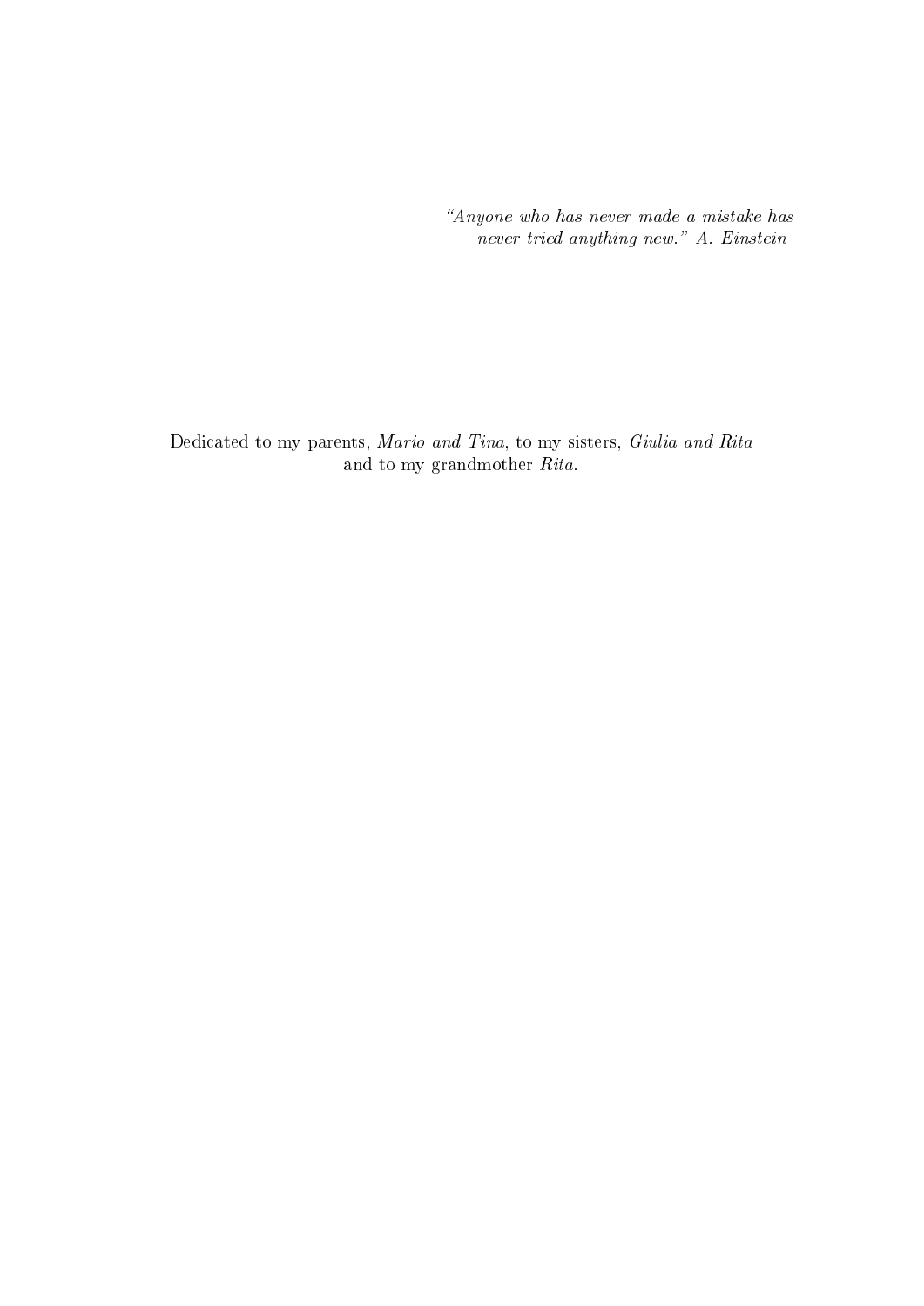*"Anyone who has never made a mistake has never tried anything new." A. Einstein*

Dedicated to my parents, *Mario and Tina*, to my sisters, *Giulia and Rita* and to my grandmother *Rita*.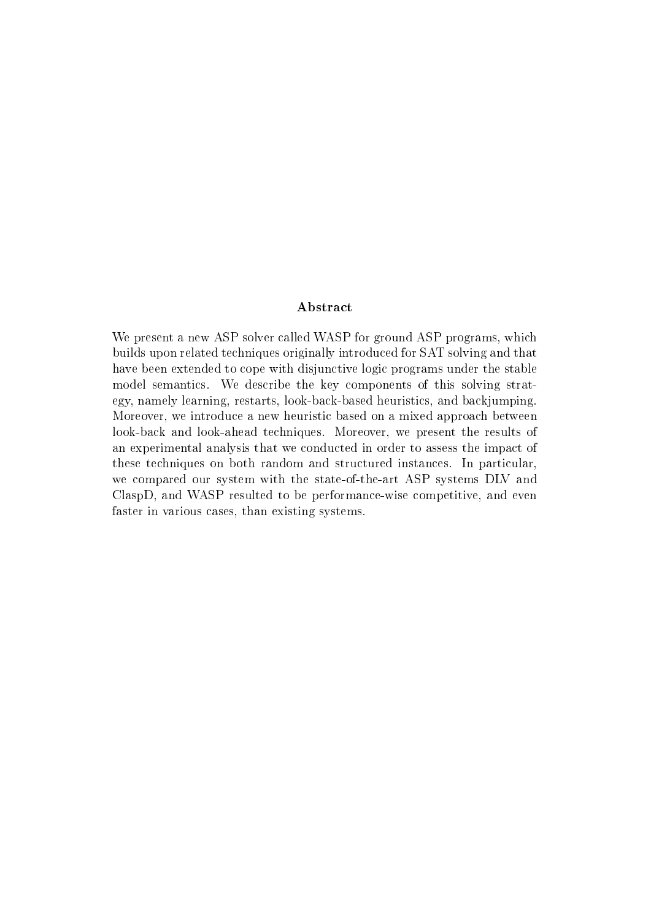## Abstract

We present a new ASP solver called WASP for ground ASP programs, which builds upon related techniques originally introduced for SAT solving and that have been extended to cope with disjunctive logic programs under the stable model semantics. We describe the key components of this solving strategy, namely learning, restarts, look-back-based heuristics, and backjumping. Moreover, we introduce a new heuristic based on a mixed approach between look-back and look-ahead techniques. Moreover, we present the results of an experimental analysis that we conducted in order to assess the impact of these techniques on both random and structured instances. In particular, we compared our system with the state-of-the-art ASP systems DLV and ClaspD, and WASP resulted to be performance-wise competitive, and even faster in various cases, than existing systems.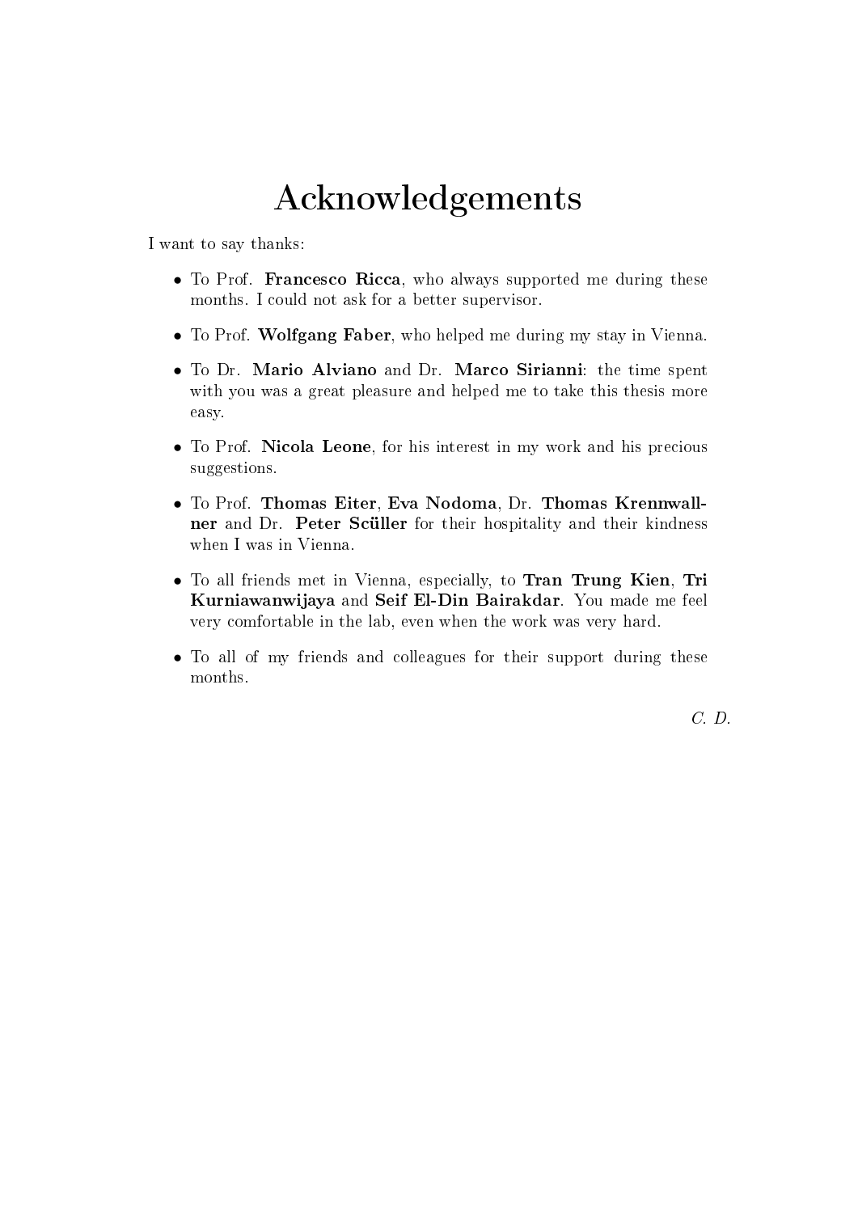# Acknowledgements

I want to say thanks:

- To Prof. **Francesco Ricca**, who always supported me during these months. I could not ask for a better supervisor.
- To Prof. **Wolfgang Faber**, who helped me during my stay in Vienna.
- To Dr. **Mario Alviano** and Dr. **Marco Sirianni**: the time spent with you was a great pleasure and helped me to take this thesis more easy.
- To Prof. **Nicola Leone**, for his interest in my work and his precious suggestions.
- To Prof. **Thomas Eiter**, **Eva Nodoma**, Dr. **Thomas Krennwallner** and Dr. **Peter Scüller** for their hospitality and their kindness when I was in Vienna.
- To all friends met in Vienna, especially, to **Tran Trung Kien**, **Tri Kurniawanwijaya** and **Seif El-Din Bairakdar**. You made me feel very comfortable in the lab, even when the work was very hard.
- To all of my friends and colleagues for their support during these months.

*C. D.*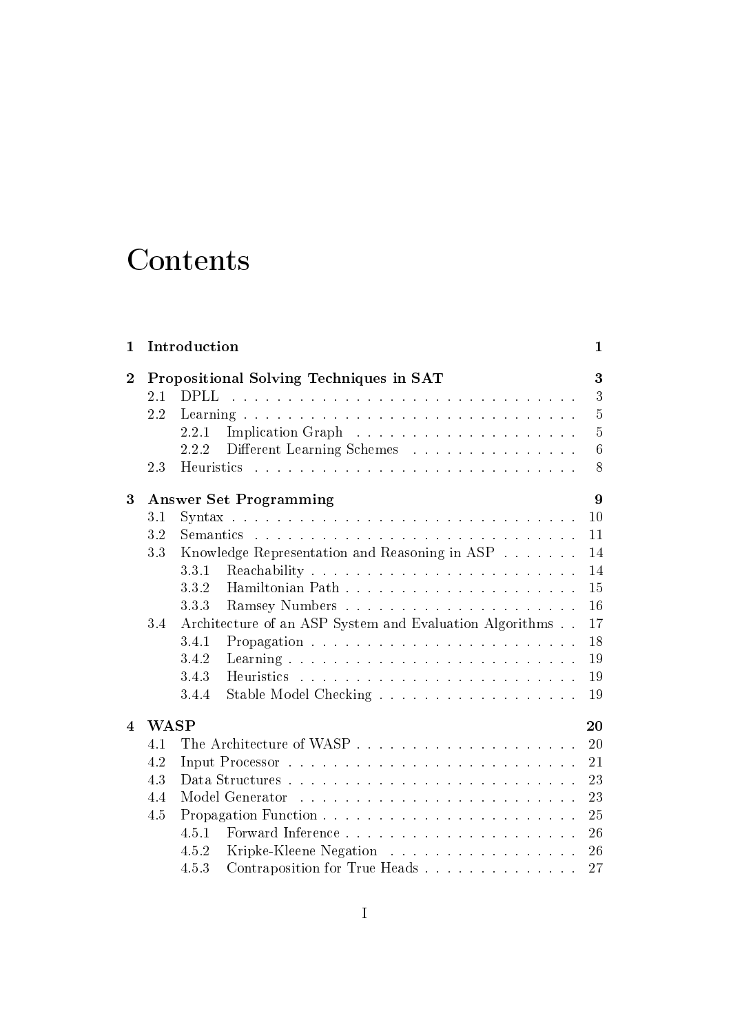# Contents

| | | |
|---|---|---|
| **1** | **Introduction** | **1** |
| **2** | **Propositional Solving Techniques in SAT** | **3** |
| 2.1 | DPLL | 3 |
| 2.2 | Learning | 5 |
| 2.2.1 | Implication Graph | 5 |
| 2.2.2 | Different Learning Schemes | 6 |
| 2.3 | Heuristics | 8 |
| **3** | **Answer Set Programming** | **9** |
| 3.1 | Syntax | 10 |
| 3.2 | Semantics | 11 |
| 3.3 | Knowledge Representation and Reasoning in ASP | 14 |
| 3.3.1 | Reachability | 14 |
| 3.3.2 | Hamiltonian Path | 15 |
| 3.3.3 | Ramsey Numbers | 16 |
| 3.4 | Architecture of an ASP System and Evaluation Algorithms | 17 |
| 3.4.1 | Propagation | 18 |
| 3.4.2 | Learning | 19 |
| 3.4.3 | Heuristics | 19 |
| 3.4.4 | Stable Model Checking | 19 |
| **4** | **WASP** | **20** |
| 4.1 | The Architecture of WASP | 20 |
| 4.2 | Input Processor | 21 |
| 4.3 | Data Structures | 23 |
| 4.4 | Model Generator | 23 |
| 4.5 | Propagation Function | 25 |
| 4.5.1 | Forward Inference | 26 |
| 4.5.2 | Kripke-Kleene Negation | 26 |
| 4.5.3 | Contraposition for True Heads | 27 |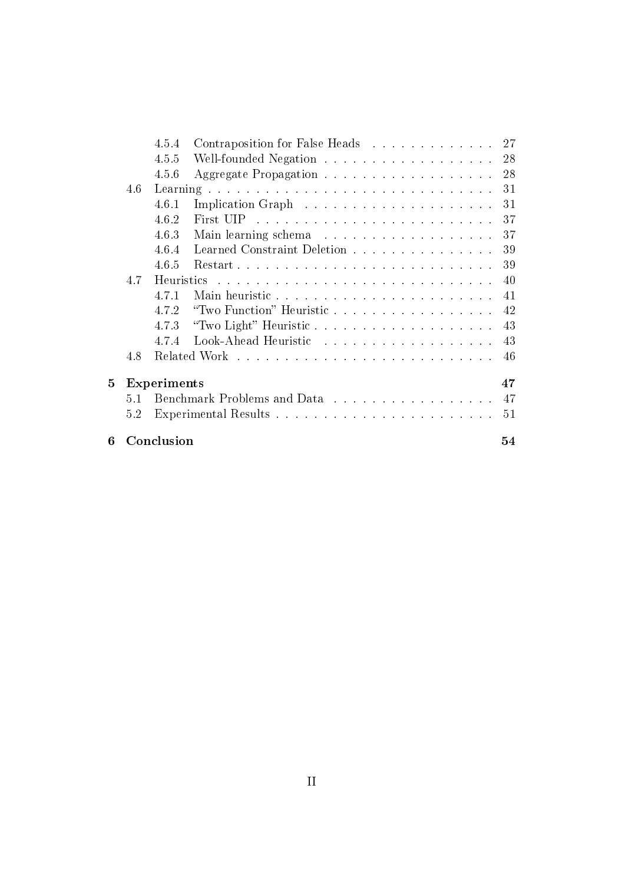- 4.5.4 Contraposition for False Heads . . . . . . . . . . . . . 27
- 4.5.5 Well-founded Negation . . . . . . . . . . . . . . . . . . 28
- 4.5.6 Aggregate Propagation . . . . . . . . . . . . . . . . . . 28
- 4.6 Learning . . . . . . . . . . . . . . . . . . . . . . . . . . . . . 31
  - 4.6.1 Implication Graph . . . . . . . . . . . . . . . . . . . . 31
  - 4.6.2 First UIP . . . . . . . . . . . . . . . . . . . . . . . . . 37
  - 4.6.3 Main learning schema . . . . . . . . . . . . . . . . . . 37
  - 4.6.4 Learned Constraint Deletion . . . . . . . . . . . . . . . 39
  - 4.6.5 Restart . . . . . . . . . . . . . . . . . . . . . . . . . . 39
- 4.7 Heuristics . . . . . . . . . . . . . . . . . . . . . . . . . . . . 40
  - 4.7.1 Main heuristic . . . . . . . . . . . . . . . . . . . . . . . 41
  - 4.7.2 "Two Function" Heuristic . . . . . . . . . . . . . . . . . 42
  - 4.7.3 "Two Light" Heuristic . . . . . . . . . . . . . . . . . . . 43
  - 4.7.4 Look-Ahead Heuristic . . . . . . . . . . . . . . . . . . 43
- 4.8 Related Work . . . . . . . . . . . . . . . . . . . . . . . . . . . 46

**5 Experiments** **47**
- 5.1 Benchmark Problems and Data . . . . . . . . . . . . . . . . . 47
- 5.2 Experimental Results . . . . . . . . . . . . . . . . . . . . . . . 51

**6 Conclusion** **54**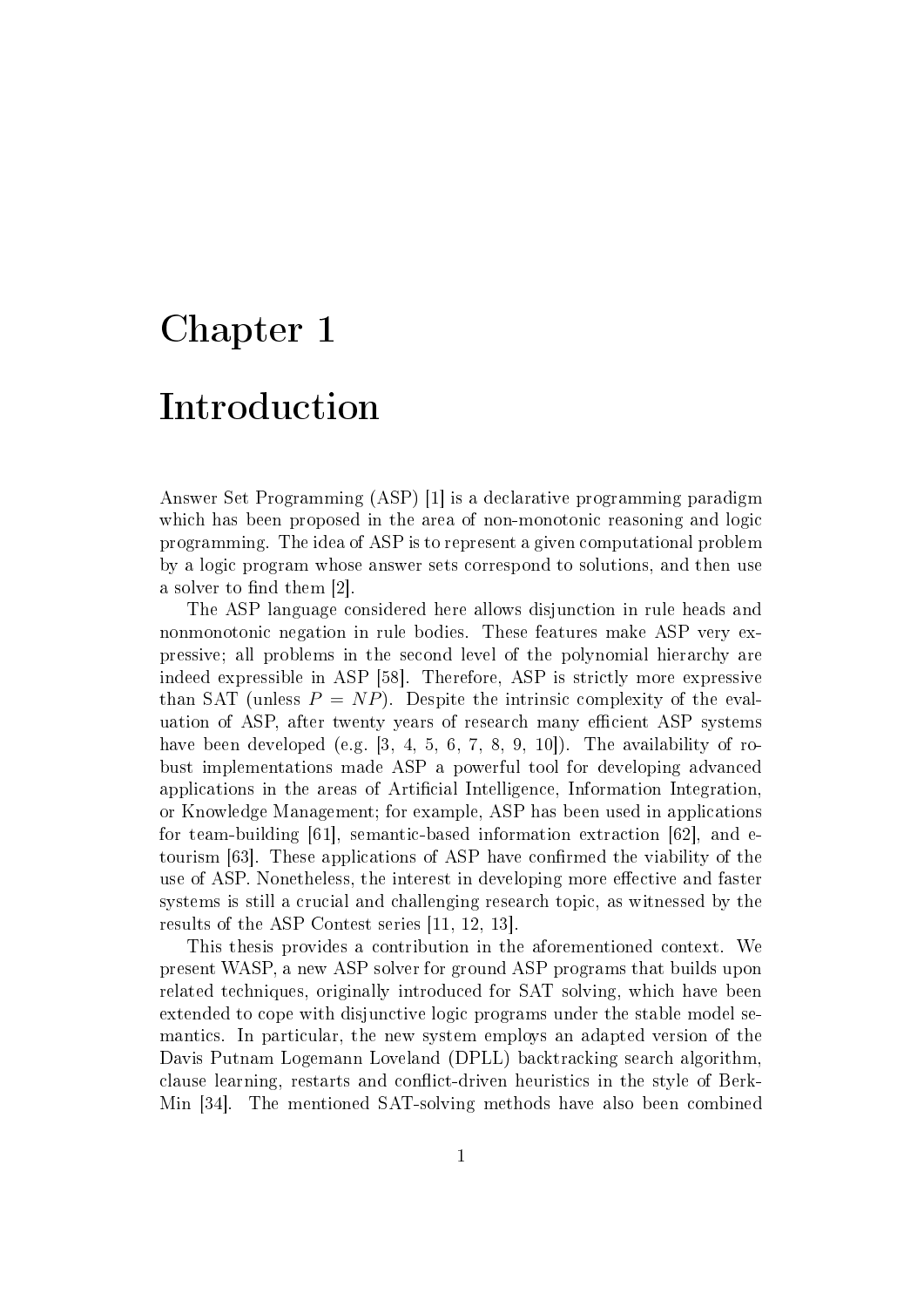# Chapter 1

# Introduction

Answer Set Programming (ASP) [1] is a declarative programming paradigm which has been proposed in the area of non-monotonic reasoning and logic programming. The idea of ASP is to represent a given computational problem by a logic program whose answer sets correspond to solutions, and then use a solver to find them [2].

The ASP language considered here allows disjunction in rule heads and nonmonotonic negation in rule bodies. These features make ASP very expressive; all problems in the second level of the polynomial hierarchy are indeed expressible in ASP [58]. Therefore, ASP is strictly more expressive than SAT (unless $P = NP$). Despite the intrinsic complexity of the evaluation of ASP, after twenty years of research many efficient ASP systems have been developed (e.g. [3, 4, 5, 6, 7, 8, 9, 10]). The availability of robust implementations made ASP a powerful tool for developing advanced applications in the areas of Artificial Intelligence, Information Integration, or Knowledge Management; for example, ASP has been used in applications for team-building [61], semantic-based information extraction [62], and e-tourism [63]. These applications of ASP have confirmed the viability of the use of ASP. Nonetheless, the interest in developing more effective and faster systems is still a crucial and challenging research topic, as witnessed by the results of the ASP Contest series [11, 12, 13].

This thesis provides a contribution in the aforementioned context. We present WASP, a new ASP solver for ground ASP programs that builds upon related techniques, originally introduced for SAT solving, which have been extended to cope with disjunctive logic programs under the stable model semantics. In particular, the new system employs an adapted version of the Davis Putnam Logemann Loveland (DPLL) backtracking search algorithm, clause learning, restarts and conflict-driven heuristics in the style of BerkMin [34]. The mentioned SAT-solving methods have also been combined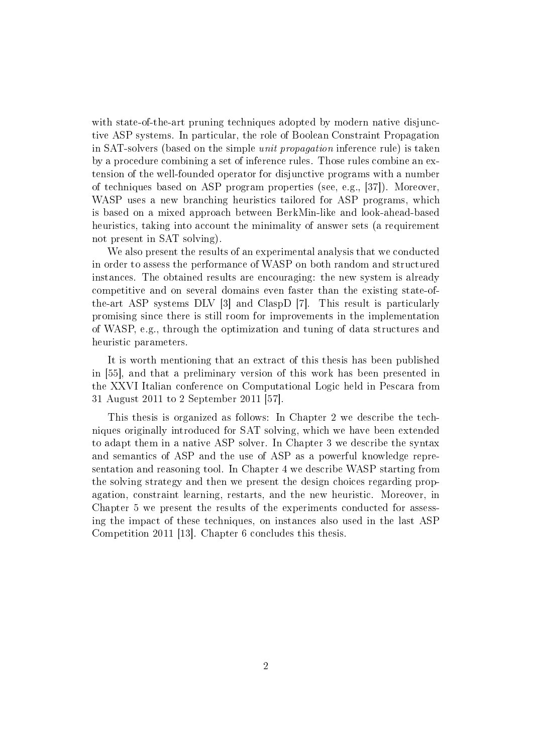with state-of-the-art pruning techniques adopted by modern native disjunctive ASP systems. In particular, the role of Boolean Constraint Propagation in SAT-solvers (based on the simple *unit propagation* inference rule) is taken by a procedure combining a set of inference rules. Those rules combine an extension of the well-founded operator for disjunctive programs with a number of techniques based on ASP program properties (see, e.g., [37]). Moreover, WASP uses a new branching heuristics tailored for ASP programs, which is based on a mixed approach between BerkMin-like and look-ahead-based heuristics, taking into account the minimality of answer sets (a requirement not present in SAT solving).

We also present the results of an experimental analysis that we conducted in order to assess the performance of WASP on both random and structured instances. The obtained results are encouraging: the new system is already competitive and on several domains even faster than the existing state-of-the-art ASP systems DLV [3] and ClaspD [7]. This result is particularly promising since there is still room for improvements in the implementation of WASP, e.g., through the optimization and tuning of data structures and heuristic parameters.

It is worth mentioning that an extract of this thesis has been published in [55], and that a preliminary version of this work has been presented in the XXVI Italian conference on Computational Logic held in Pescara from 31 August 2011 to 2 September 2011 [57].

This thesis is organized as follows: In Chapter 2 we describe the techniques originally introduced for SAT solving, which we have been extended to adapt them in a native ASP solver. In Chapter 3 we describe the syntax and semantics of ASP and the use of ASP as a powerful knowledge representation and reasoning tool. In Chapter 4 we describe WASP starting from the solving strategy and then we present the design choices regarding propagation, constraint learning, restarts, and the new heuristic. Moreover, in Chapter 5 we present the results of the experiments conducted for assessing the impact of these techniques, on instances also used in the last ASP Competition 2011 [13]. Chapter 6 concludes this thesis.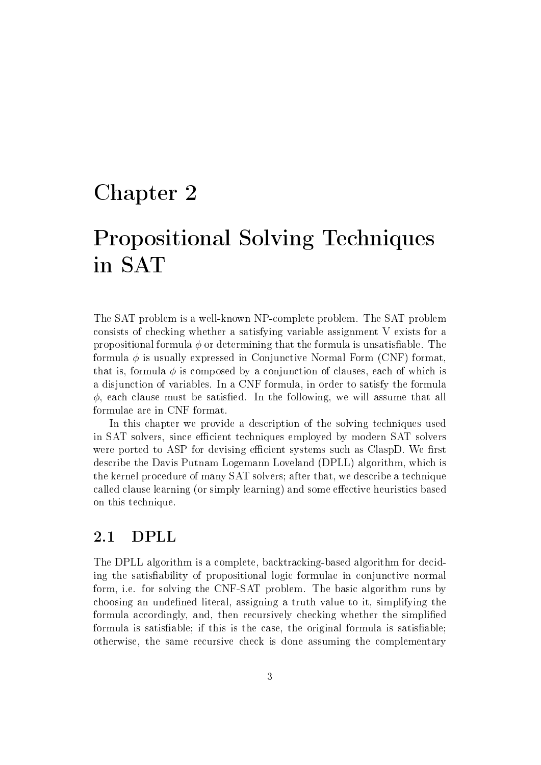# Chapter 2

# Propositional Solving Techniques in SAT

The SAT problem is a well-known NP-complete problem. The SAT problem consists of checking whether a satisfying variable assignment V exists for a propositional formula $\phi$ or determining that the formula is unsatisfiable. The formula $\phi$ is usually expressed in Conjunctive Normal Form (CNF) format, that is, formula $\phi$ is composed by a conjunction of clauses, each of which is a disjunction of variables. In a CNF formula, in order to satisfy the formula $\phi$, each clause must be satisfied. In the following, we will assume that all formulae are in CNF format.

In this chapter we provide a description of the solving techniques used in SAT solvers, since efficient techniques employed by modern SAT solvers were ported to ASP for devising efficient systems such as ClaspD. We first describe the Davis Putnam Logemann Loveland (DPLL) algorithm, which is the kernel procedure of many SAT solvers; after that, we describe a technique called clause learning (or simply learning) and some effective heuristics based on this technique.

## 2.1 DPLL

The DPLL algorithm is a complete, backtracking-based algorithm for deciding the satisfiability of propositional logic formulae in conjunctive normal form, i.e. for solving the CNF-SAT problem. The basic algorithm runs by choosing an undefined literal, assigning a truth value to it, simplifying the formula accordingly, and, then recursively checking whether the simplified formula is satisfiable; if this is the case, the original formula is satisfiable; otherwise, the same recursive check is done assuming the complementary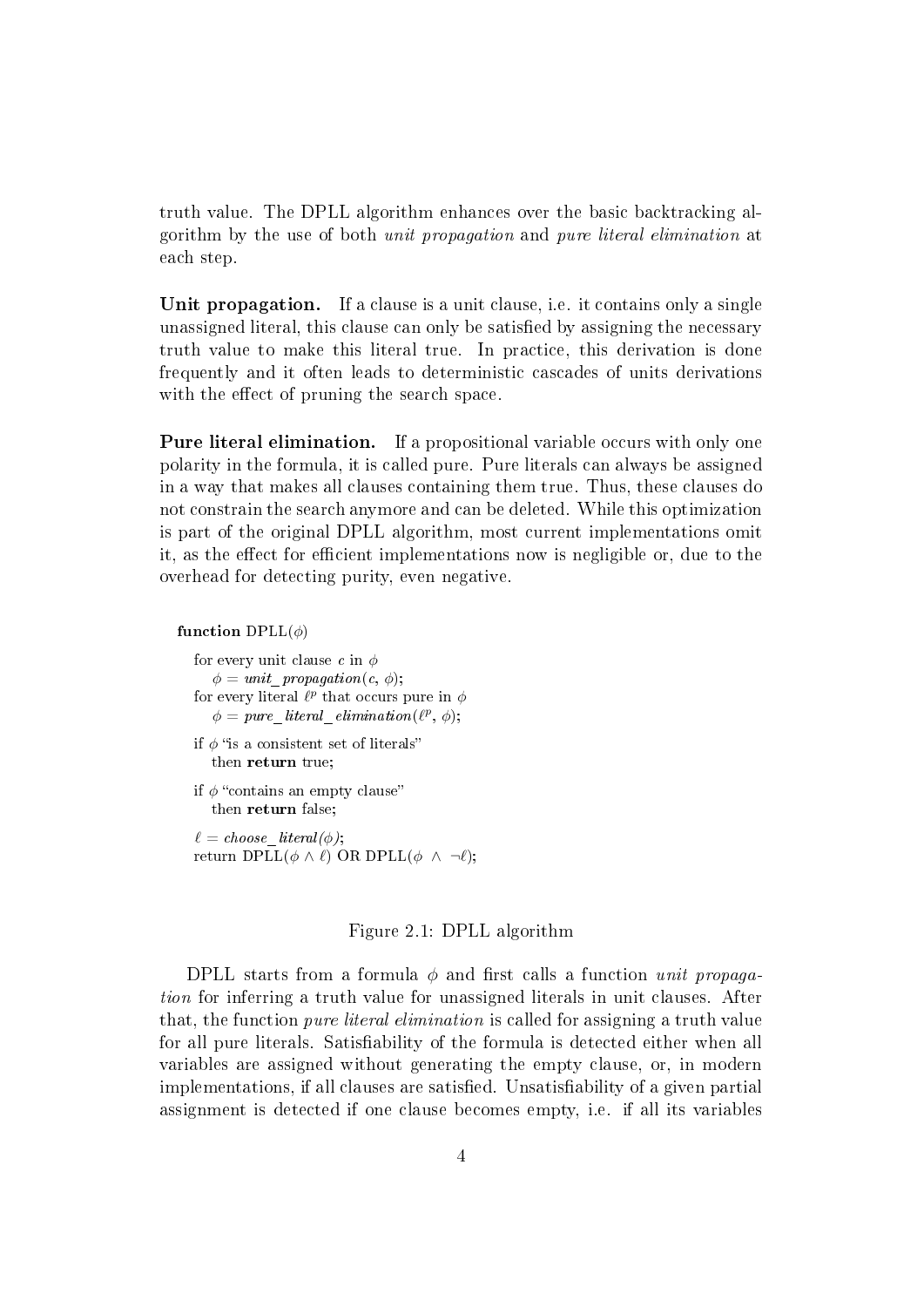truth value. The DPLL algorithm enhances over the basic backtracking algorithm by the use of both *unit propagation* and *pure literal elimination* at each step.

**Unit propagation.** If a clause is a unit clause, i.e. it contains only a single unassigned literal, this clause can only be satisfied by assigning the necessary truth value to make this literal true. In practice, this derivation is done frequently and it often leads to deterministic cascades of units derivations with the effect of pruning the search space.

**Pure literal elimination.** If a propositional variable occurs with only one polarity in the formula, it is called pure. Pure literals can always be assigned in a way that makes all clauses containing them true. Thus, these clauses do not constrain the search anymore and can be deleted. While this optimization is part of the original DPLL algorithm, most current implementations omit it, as the effect for efficient implementations now is negligible or, due to the overhead for detecting purity, even negative.

```
function DPLL(φ)
   for every unit clause c in φ
      φ = unit_propagation(c, φ);
   for every literal ℓ^p that occurs pure in φ
      φ = pure_literal_elimination(ℓ^p, φ);
   if φ "is a consistent set of literals"
      then return true;
   if φ "contains an empty clause"
      then return false;
   ℓ = choose_literal(φ);
   return DPLL(φ ∧ ℓ) OR DPLL(φ ∧ ¬ℓ);
```

Figure 2.1: DPLL algorithm

DPLL starts from a formula $\phi$ and first calls a function *unit propagation* for inferring a truth value for unassigned literals in unit clauses. After that, the function *pure literal elimination* is called for assigning a truth value for all pure literals. Satisfiability of the formula is detected either when all variables are assigned without generating the empty clause, or, in modern implementations, if all clauses are satisfied. Unsatisfiability of a given partial assignment is detected if one clause becomes empty, i.e. if all its variables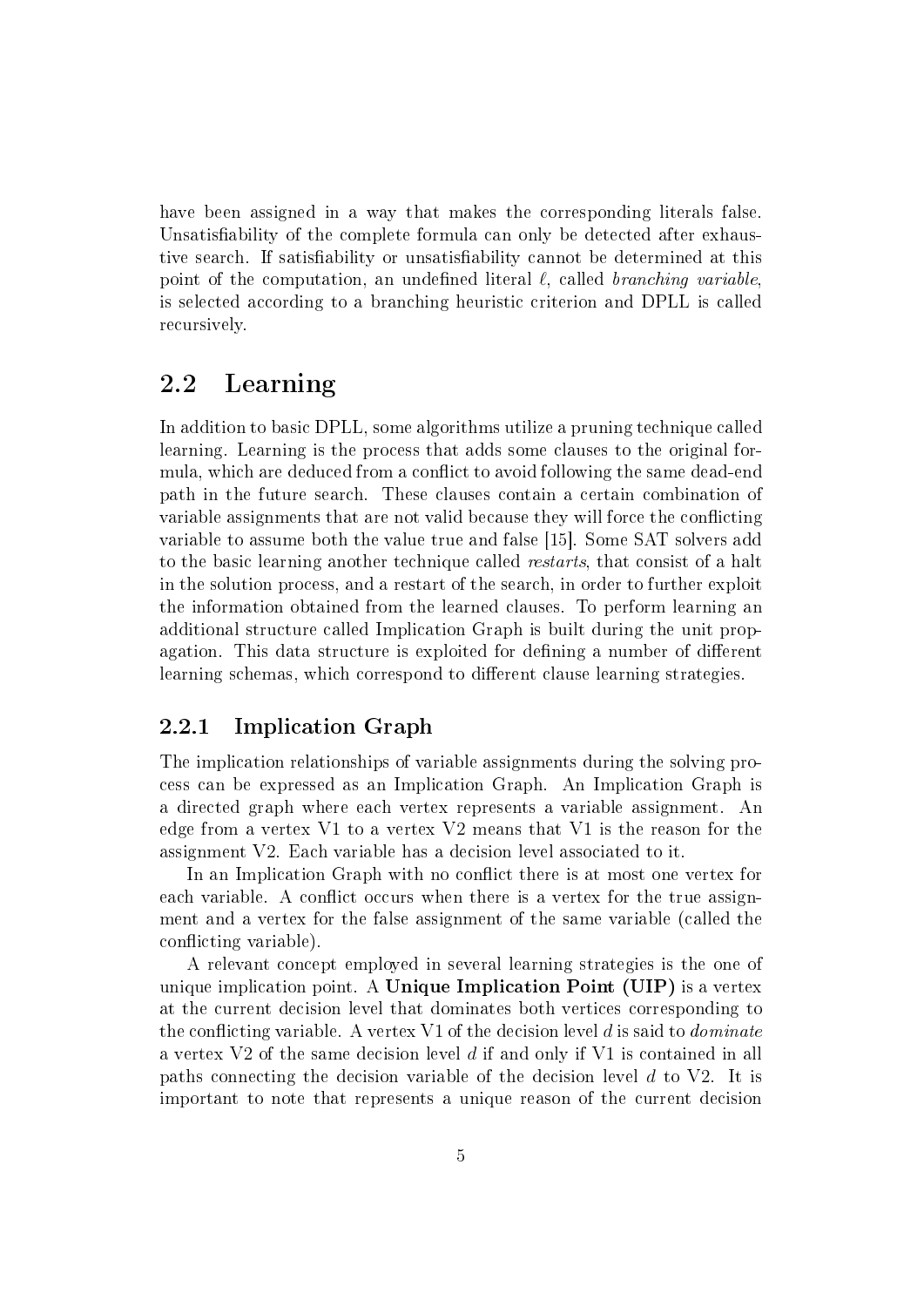have been assigned in a way that makes the corresponding literals false. Unsatisfiability of the complete formula can only be detected after exhaustive search. If satisfiability or unsatisfiability cannot be determined at this point of the computation, an undefined literal $\ell$, called *branching variable*, is selected according to a branching heuristic criterion and DPLL is called recursively.

## 2.2 Learning

In addition to basic DPLL, some algorithms utilize a pruning technique called learning. Learning is the process that adds some clauses to the original formula, which are deduced from a conflict to avoid following the same dead-end path in the future search. These clauses contain a certain combination of variable assignments that are not valid because they will force the conflicting variable to assume both the value true and false [15]. Some SAT solvers add to the basic learning another technique called *restarts*, that consist of a halt in the solution process, and a restart of the search, in order to further exploit the information obtained from the learned clauses. To perform learning an additional structure called Implication Graph is built during the unit propagation. This data structure is exploited for defining a number of different learning schemas, which correspond to different clause learning strategies.

### 2.2.1 Implication Graph

The implication relationships of variable assignments during the solving process can be expressed as an Implication Graph. An Implication Graph is a directed graph where each vertex represents a variable assignment. An edge from a vertex V1 to a vertex V2 means that V1 is the reason for the assignment V2. Each variable has a decision level associated to it.

In an Implication Graph with no conflict there is at most one vertex for each variable. A conflict occurs when there is a vertex for the true assignment and a vertex for the false assignment of the same variable (called the conflicting variable).

A relevant concept employed in several learning strategies is the one of unique implication point. A **Unique Implication Point (UIP)** is a vertex at the current decision level that dominates both vertices corresponding to the conflicting variable. A vertex V1 of the decision level $d$ is said to *dominate* a vertex V2 of the same decision level $d$ if and only if V1 is contained in all paths connecting the decision variable of the decision level $d$ to V2. It is important to note that represents a unique reason of the current decision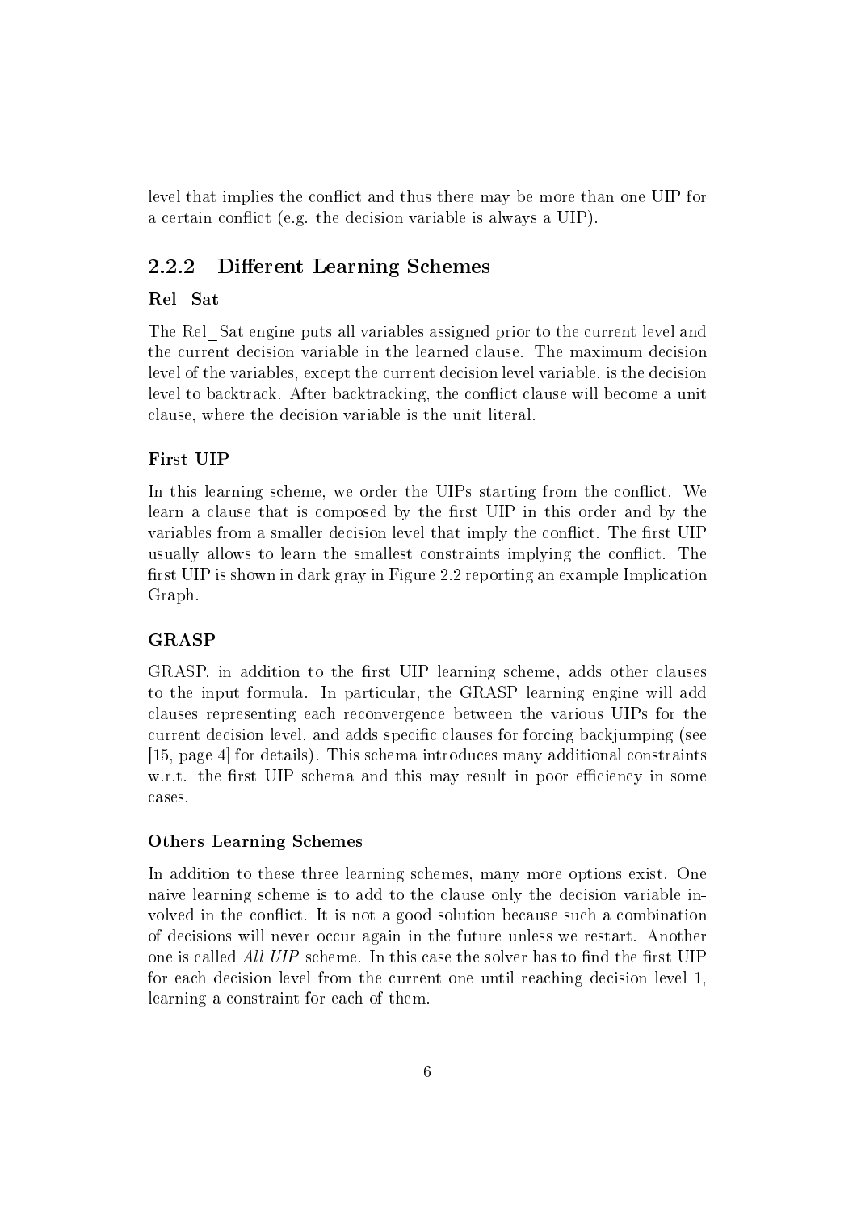level that implies the conflict and thus there may be more than one UIP for a certain conflict (e.g. the decision variable is always a UIP).

### 2.2.2 Different Learning Schemes

#### Rel_Sat

The Rel_Sat engine puts all variables assigned prior to the current level and the current decision variable in the learned clause. The maximum decision level of the variables, except the current decision level variable, is the decision level to backtrack. After backtracking, the conflict clause will become a unit clause, where the decision variable is the unit literal.

#### First UIP

In this learning scheme, we order the UIPs starting from the conflict. We learn a clause that is composed by the first UIP in this order and by the variables from a smaller decision level that imply the conflict. The first UIP usually allows to learn the smallest constraints implying the conflict. The first UIP is shown in dark gray in Figure 2.2 reporting an example Implication Graph.

#### GRASP

GRASP, in addition to the first UIP learning scheme, adds other clauses to the input formula. In particular, the GRASP learning engine will add clauses representing each reconvergence between the various UIPs for the current decision level, and adds specific clauses for forcing backjumping (see [15, page 4] for details). This schema introduces many additional constraints w.r.t. the first UIP schema and this may result in poor efficiency in some cases.

#### Others Learning Schemes

In addition to these three learning schemes, many more options exist. One naive learning scheme is to add to the clause only the decision variable involved in the conflict. It is not a good solution because such a combination of decisions will never occur again in the future unless we restart. Another one is called *All UIP* scheme. In this case the solver has to find the first UIP for each decision level from the current one until reaching decision level 1, learning a constraint for each of them.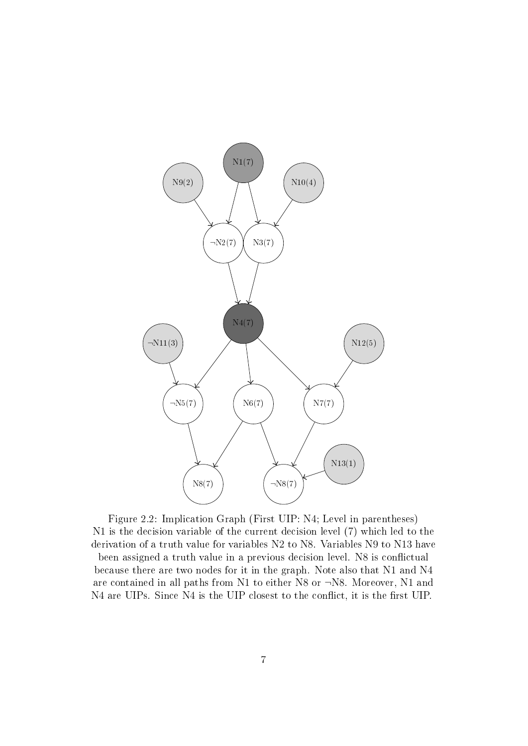Figure 2.2: Implication Graph (First UIP: N4; Level in parentheses) N1 is the decision variable of the current decision level (7) which led to the derivation of a truth value for variables N2 to N8. Variables N9 to N13 have been assigned a truth value in a previous decision level. N8 is conflictual because there are two nodes for it in the graph. Note also that N1 and N4 are contained in all paths from N1 to either N8 or ¬N8. Moreover, N1 and N4 are UIPs. Since N4 is the UIP closest to the conflict, it is the first UIP.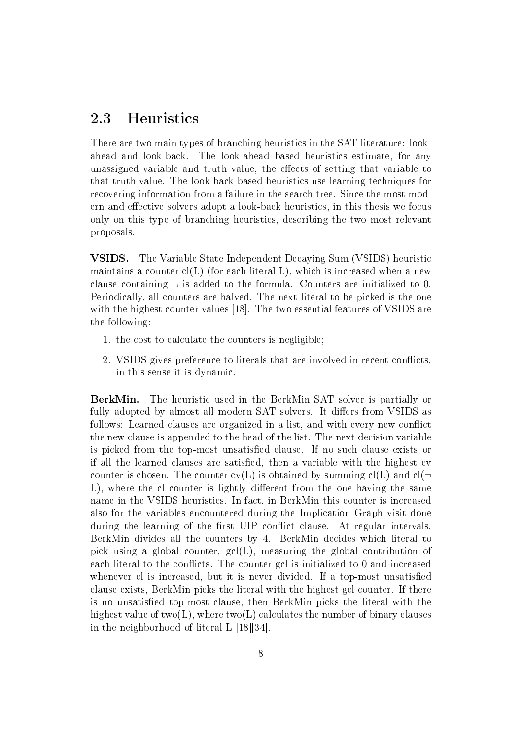## 2.3 Heuristics

There are two main types of branching heuristics in the SAT literature: look-ahead and look-back. The look-ahead based heuristics estimate, for any unassigned variable and truth value, the effects of setting that variable to that truth value. The look-back based heuristics use learning techniques for recovering information from a failure in the search tree. Since the most modern and effective solvers adopt a look-back heuristics, in this thesis we focus only on this type of branching heuristics, describing the two most relevant proposals.

**VSIDS.** The Variable State Independent Decaying Sum (VSIDS) heuristic maintains a counter cl(L) (for each literal L), which is increased when a new clause containing L is added to the formula. Counters are initialized to 0. Periodically, all counters are halved. The next literal to be picked is the one with the highest counter values [18]. The two essential features of VSIDS are the following:

1. the cost to calculate the counters is negligible;
2. VSIDS gives preference to literals that are involved in recent conflicts, in this sense it is dynamic.

**BerkMin.** The heuristic used in the BerkMin SAT solver is partially or fully adopted by almost all modern SAT solvers. It differs from VSIDS as follows: Learned clauses are organized in a list, and with every new conflict the new clause is appended to the head of the list. The next decision variable is picked from the top-most unsatisfied clause. If no such clause exists or if all the learned clauses are satisfied, then a variable with the highest cv counter is chosen. The counter cv(L) is obtained by summing cl(L) and cl($\neg$ L), where the cl counter is lightly different from the one having the same name in the VSIDS heuristics. In fact, in BerkMin this counter is increased also for the variables encountered during the Implication Graph visit done during the learning of the first UIP conflict clause. At regular intervals, BerkMin divides all the counters by 4. BerkMin decides which literal to pick using a global counter, gcl(L), measuring the global contribution of each literal to the conflicts. The counter gcl is initialized to 0 and increased whenever cl is increased, but it is never divided. If a top-most unsatisfied clause exists, BerkMin picks the literal with the highest gcl counter. If there is no unsatisfied top-most clause, then BerkMin picks the literal with the highest value of two(L), where two(L) calculates the number of binary clauses in the neighborhood of literal L [18][34].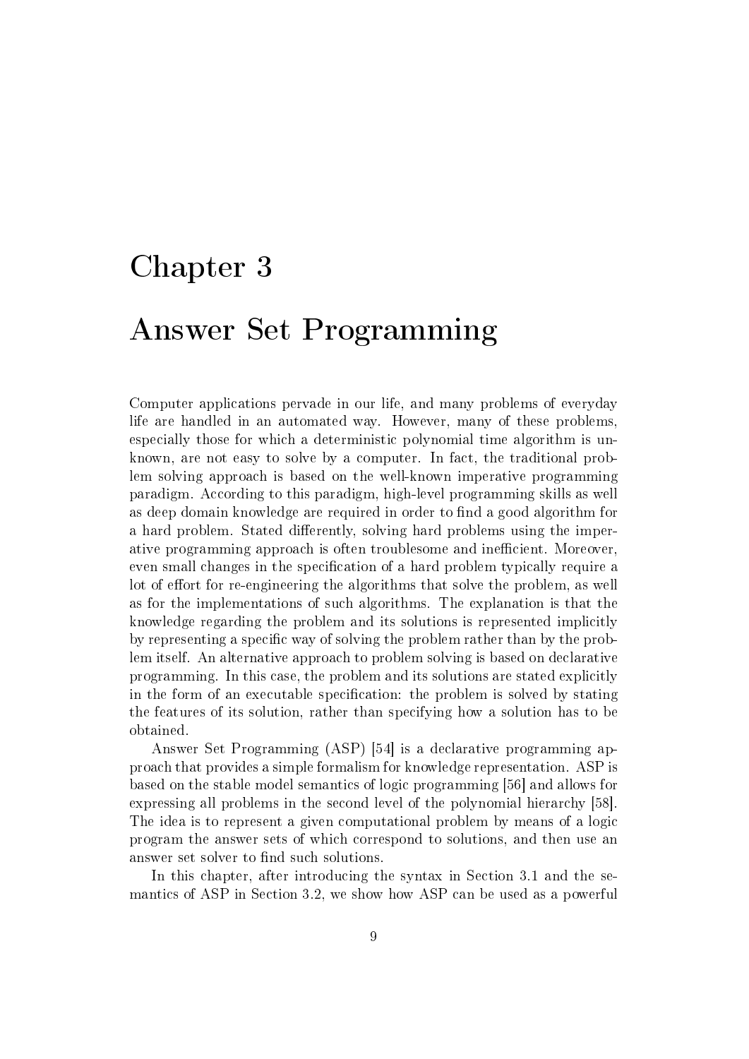# Chapter 3

# Answer Set Programming

Computer applications pervade in our life, and many problems of everyday life are handled in an automated way. However, many of these problems, especially those for which a deterministic polynomial time algorithm is unknown, are not easy to solve by a computer. In fact, the traditional problem solving approach is based on the well-known imperative programming paradigm. According to this paradigm, high-level programming skills as well as deep domain knowledge are required in order to find a good algorithm for a hard problem. Stated differently, solving hard problems using the imperative programming approach is often troublesome and inefficient. Moreover, even small changes in the specification of a hard problem typically require a lot of effort for re-engineering the algorithms that solve the problem, as well as for the implementations of such algorithms. The explanation is that the knowledge regarding the problem and its solutions is represented implicitly by representing a specific way of solving the problem rather than by the problem itself. An alternative approach to problem solving is based on declarative programming. In this case, the problem and its solutions are stated explicitly in the form of an executable specification: the problem is solved by stating the features of its solution, rather than specifying how a solution has to be obtained.

Answer Set Programming (ASP) [54] is a declarative programming approach that provides a simple formalism for knowledge representation. ASP is based on the stable model semantics of logic programming [56] and allows for expressing all problems in the second level of the polynomial hierarchy [58]. The idea is to represent a given computational problem by means of a logic program the answer sets of which correspond to solutions, and then use an answer set solver to find such solutions.

In this chapter, after introducing the syntax in Section 3.1 and the semantics of ASP in Section 3.2, we show how ASP can be used as a powerful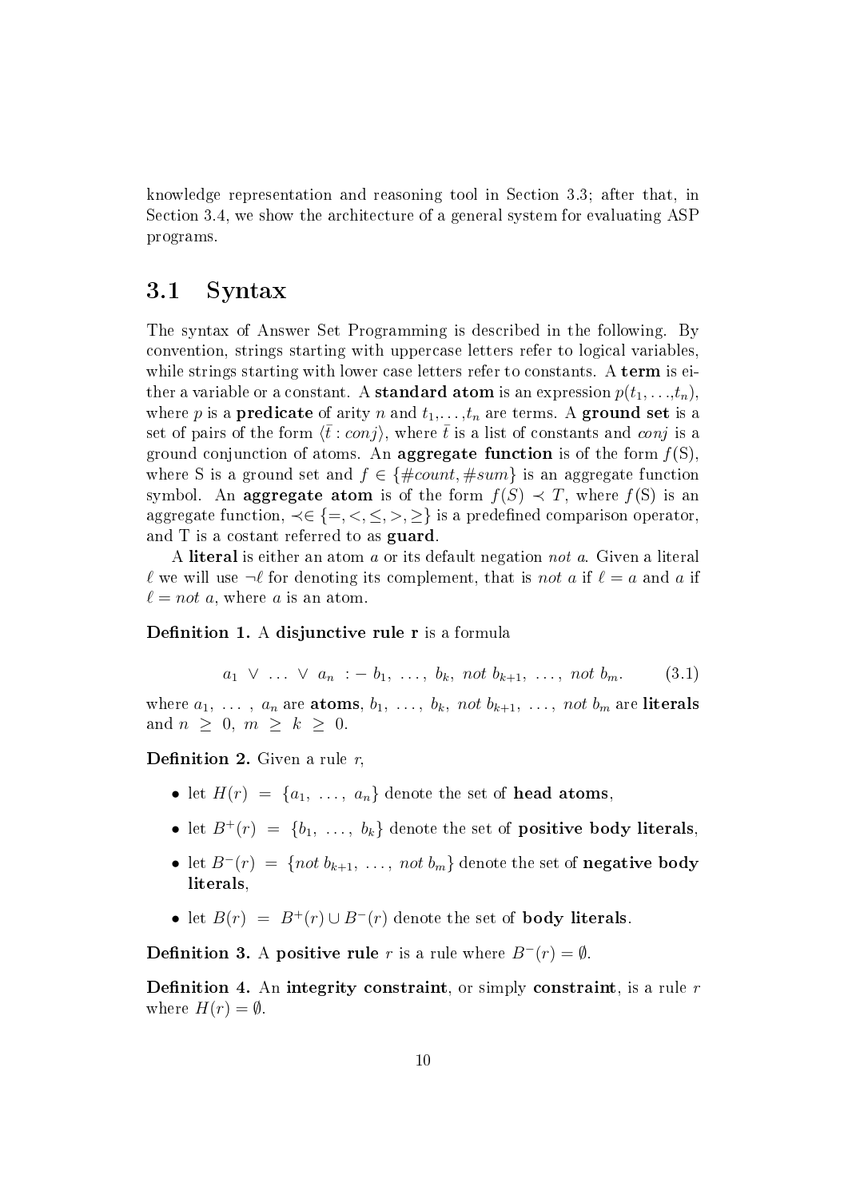knowledge representation and reasoning tool in Section 3.3; after that, in Section 3.4, we show the architecture of a general system for evaluating ASP programs.

## 3.1 Syntax

The syntax of Answer Set Programming is described in the following. By convention, strings starting with uppercase letters refer to logical variables, while strings starting with lower case letters refer to constants. A **term** is either a variable or a constant. A **standard atom** is an expression $p(t_1, \ldots, t_n)$, where $p$ is a **predicate** of arity $n$ and $t_1, \ldots, t_n$ are terms. A **ground set** is a set of pairs of the form $\langle \bar{t} : conj \rangle$, where $\bar{t}$ is a list of constants and $conj$ is a ground conjunction of atoms. An **aggregate function** is of the form $f(S)$, where S is a ground set and $f \in \{\#count, \#sum\}$ is an aggregate function symbol. An **aggregate atom** is of the form $f(S) \prec T$, where $f(S)$ is an aggregate function, $\prec \in \{=, <, \leq, >, \geq\}$ is a predefined comparison operator, and T is a costant referred to as **guard**.

A **literal** is either an atom $a$ or its default negation *not* $a$. Given a literal $\ell$ we will use $\neg\ell$ for denoting its complement, that is *not* $a$ if $\ell = a$ and $a$ if $\ell = not\ a$, where $a$ is an atom.

**Definition 1.** A **disjunctive rule r** is a formula

$$a_1 \ \vee \ \ldots \ \vee \ a_n \ :- \ b_1, \ \ldots, \ b_k, \ not\ b_{k+1}, \ \ldots, \ not\ b_m. \tag{3.1}$$

where $a_1, \ \ldots \ , a_n$ are **atoms**, $b_1, \ \ldots, \ b_k, \ not\ b_{k+1}, \ \ldots, \ not\ b_m$ are **literals** and $n \ \geq \ 0, \ m \ \geq \ k \ \geq \ 0$.

**Definition 2.** Given a rule $r$,

- let $H(r) \ = \ \{a_1, \ \ldots, \ a_n\}$ denote the set of **head atoms**,
- let $B^+(r) \ = \ \{b_1, \ \ldots, \ b_k\}$ denote the set of **positive body literals**,
- let $B^-(r) \ = \ \{not\ b_{k+1}, \ \ldots, \ not\ b_m\}$ denote the set of **negative body literals**,
- let $B(r) \ = \ B^+(r) \cup B^-(r)$ denote the set of **body literals**.

**Definition 3.** A **positive rule** $r$ is a rule where $B^-(r) = \emptyset$.

**Definition 4.** An **integrity constraint**, or simply **constraint**, is a rule $r$ where $H(r) = \emptyset$.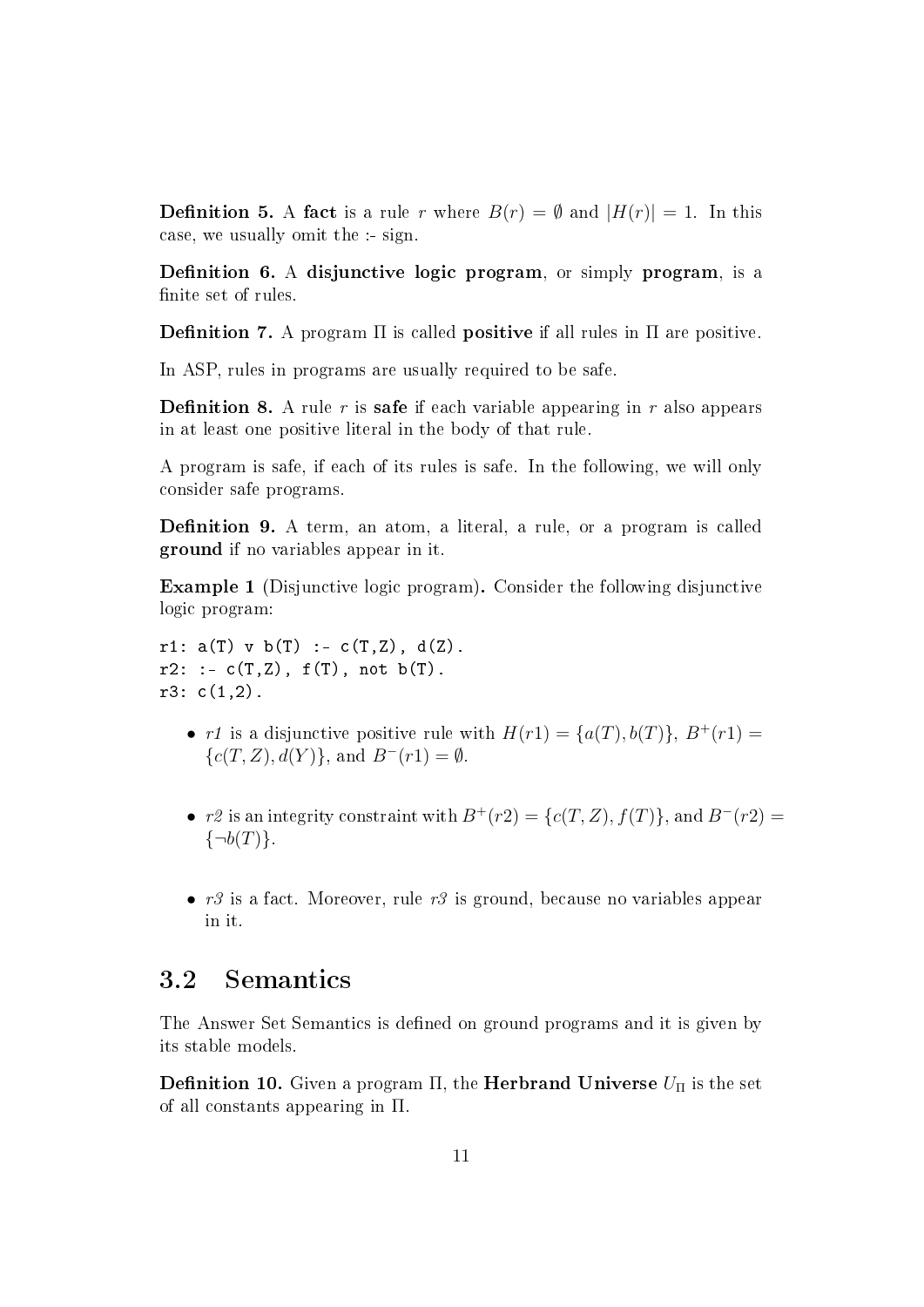**Definition 5.** A **fact** is a rule $r$ where $B(r) = \emptyset$ and $|H(r)| = 1$. In this case, we usually omit the :- sign.

**Definition 6.** A **disjunctive logic program**, or simply **program**, is a finite set of rules.

**Definition 7.** A program $\Pi$ is called **positive** if all rules in $\Pi$ are positive.

In ASP, rules in programs are usually required to be safe.

**Definition 8.** A rule $r$ is **safe** if each variable appearing in $r$ also appears in at least one positive literal in the body of that rule.

A program is safe, if each of its rules is safe. In the following, we will only consider safe programs.

**Definition 9.** A term, an atom, a literal, a rule, or a program is called **ground** if no variables appear in it.

**Example 1** (Disjunctive logic program)**.** Consider the following disjunctive logic program:

```
r1: a(T) v b(T) :- c(T,Z), d(Z).
r2: :- c(T,Z), f(T), not b(T).
r3: c(1,2).
```

- *r1* is a disjunctive positive rule with $H(r1) = \{a(T), b(T)\}$, $B^+(r1) = \{c(T,Z), d(Y)\}$, and $B^-(r1) = \emptyset$.

- *r2* is an integrity constraint with $B^+(r2) = \{c(T,Z), f(T)\}$, and $B^-(r2) = \{\neg b(T)\}$.

- *r3* is a fact. Moreover, rule *r3* is ground, because no variables appear in it.

## 3.2 Semantics

The Answer Set Semantics is defined on ground programs and it is given by its stable models.

**Definition 10.** Given a program $\Pi$, the **Herbrand Universe** $U_\Pi$ is the set of all constants appearing in $\Pi$.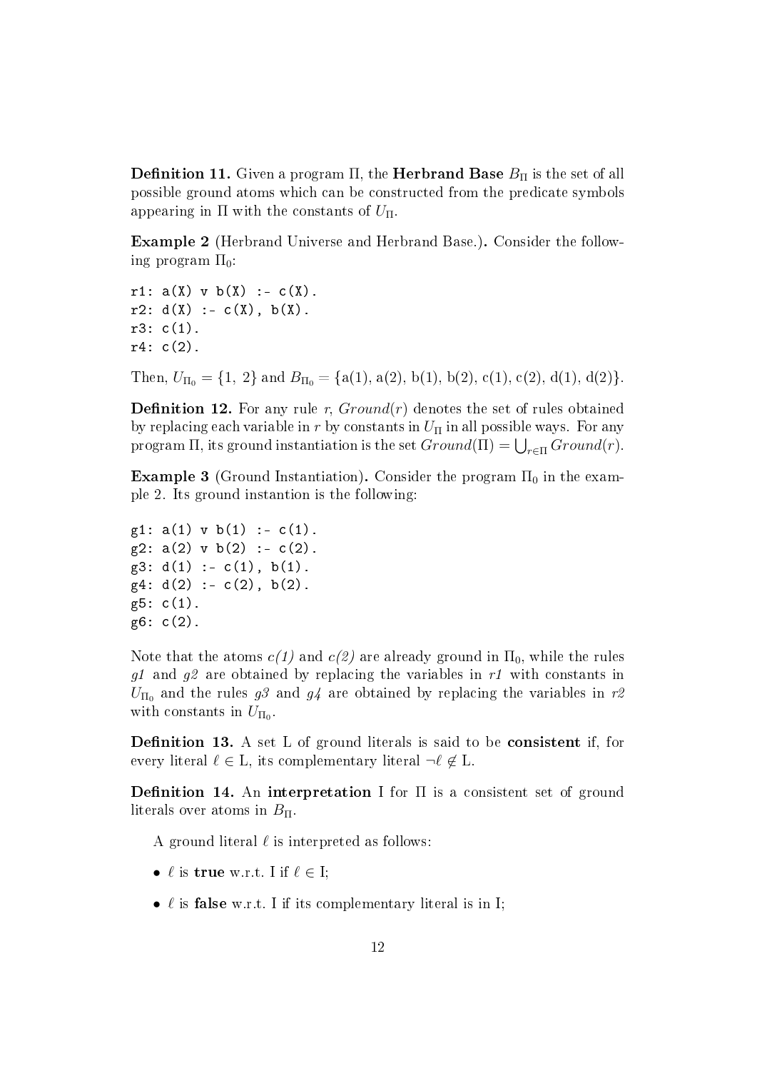**Definition 11.** Given a program $\Pi$, the **Herbrand Base** $B_\Pi$ is the set of all possible ground atoms which can be constructed from the predicate symbols appearing in $\Pi$ with the constants of $U_\Pi$.

**Example 2** (Herbrand Universe and Herbrand Base.)**.** Consider the following program $\Pi_0$:

```
r1: a(X) v b(X) :- c(X).
r2: d(X) :- c(X), b(X).
r3: c(1).
r4: c(2).
```

Then, $U_{\Pi_0} = \{1,\ 2\}$ and $B_{\Pi_0} = \{\text{a}(1), \text{a}(2), \text{b}(1), \text{b}(2), \text{c}(1), \text{c}(2), \text{d}(1), \text{d}(2)\}$.

**Definition 12.** For any rule $r$, $Ground(r)$ denotes the set of rules obtained by replacing each variable in $r$ by constants in $U_\Pi$ in all possible ways. For any program $\Pi$, its ground instantiation is the set $Ground(\Pi) = \bigcup_{r\in\Pi} Ground(r)$.

**Example 3** (Ground Instantiation)**.** Consider the program $\Pi_0$ in the example 2. Its ground instantion is the following:

```
g1: a(1) v b(1) :- c(1).
g2: a(2) v b(2) :- c(2).
g3: d(1) :- c(1), b(1).
g4: d(2) :- c(2), b(2).
g5: c(1).
g6: c(2).
```

Note that the atoms *c(1)* and *c(2)* are already ground in $\Pi_0$, while the rules *g1* and *g2* are obtained by replacing the variables in *r1* with constants in $U_{\Pi_0}$ and the rules *g3* and *g4* are obtained by replacing the variables in *r2* with constants in $U_{\Pi_0}$.

**Definition 13.** A set L of ground literals is said to be **consistent** if, for every literal $\ell \in$ L, its complementary literal $\neg\ell \notin$ L.

**Definition 14.** An **interpretation** I for $\Pi$ is a consistent set of ground literals over atoms in $B_\Pi$.

A ground literal $\ell$ is interpreted as follows:

- $\ell$ is **true** w.r.t. I if $\ell \in$ I;
- $\ell$ is **false** w.r.t. I if its complementary literal is in I;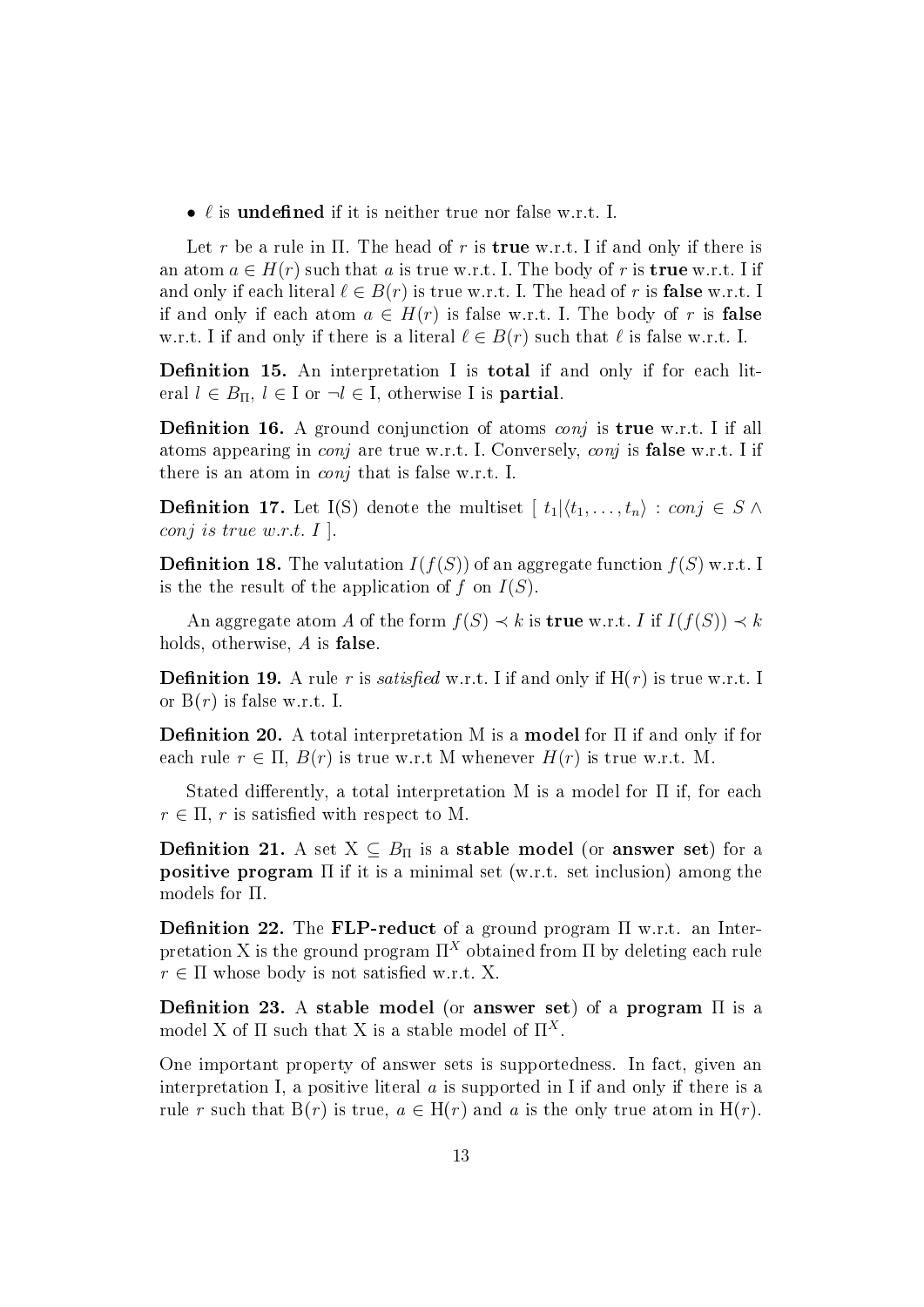- $\ell$ is **undefined** if it is neither true nor false w.r.t. I.

Let $r$ be a rule in $\Pi$. The head of $r$ is **true** w.r.t. I if and only if there is an atom $a \in H(r)$ such that $a$ is true w.r.t. I. The body of $r$ is **true** w.r.t. I if and only if each literal $\ell \in B(r)$ is true w.r.t. I. The head of $r$ is **false** w.r.t. I if and only if each atom $a \in H(r)$ is false w.r.t. I. The body of $r$ is **false** w.r.t. I if and only if there is a literal $\ell \in B(r)$ such that $\ell$ is false w.r.t. I.

**Definition 15.** An interpretation I is **total** if and only if for each literal $l \in B_\Pi$, $l \in$ I or $\neg l \in$ I, otherwise I is **partial**.

**Definition 16.** A ground conjunction of atoms *conj* is **true** w.r.t. I if all atoms appearing in *conj* are true w.r.t. I. Conversely, *conj* is **false** w.r.t. I if there is an atom in *conj* that is false w.r.t. I.

**Definition 17.** Let I(S) denote the multiset $[\ t_1|\langle t_1, \ldots, t_n\rangle\ :\ conj \in S\ \wedge$ *conj is true w.r.t. I* $]$.

**Definition 18.** The valutation $I(f(S))$ of an aggregate function $f(S)$ w.r.t. I is the the result of the application of $f$ on $I(S)$.

An aggregate atom $A$ of the form $f(S) \prec k$ is **true** w.r.t. $I$ if $I(f(S)) \prec k$ holds, otherwise, $A$ is **false**.

**Definition 19.** A rule $r$ is *satisfied* w.r.t. I if and only if H($r$) is true w.r.t. I or B($r$) is false w.r.t. I.

**Definition 20.** A total interpretation M is a **model** for $\Pi$ if and only if for each rule $r \in \Pi$, $B(r)$ is true w.r.t M whenever $H(r)$ is true w.r.t. M.

Stated differently, a total interpretation M is a model for $\Pi$ if, for each $r \in \Pi$, $r$ is satisfied with respect to M.

**Definition 21.** A set $\mathrm{X} \subseteq B_\Pi$ is a **stable model** (or **answer set**) for a **positive program** $\Pi$ if it is a minimal set (w.r.t. set inclusion) among the models for $\Pi$.

**Definition 22.** The **FLP-reduct** of a ground program $\Pi$ w.r.t. an Interpretation X is the ground program $\Pi^X$ obtained from $\Pi$ by deleting each rule $r \in \Pi$ whose body is not satisfied w.r.t. X.

**Definition 23.** A **stable model** (or **answer set**) of a **program** $\Pi$ is a model X of $\Pi$ such that X is a stable model of $\Pi^X$.

One important property of answer sets is supportedness. In fact, given an interpretation I, a positive literal $a$ is supported in I if and only if there is a rule $r$ such that B($r$) is true, $a \in$ H($r$) and $a$ is the only true atom in H($r$).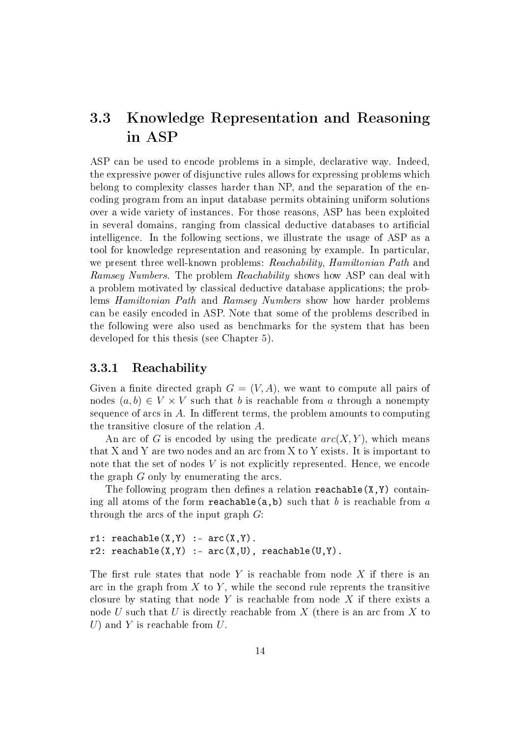## 3.3 Knowledge Representation and Reasoning in ASP

ASP can be used to encode problems in a simple, declarative way. Indeed, the expressive power of disjunctive rules allows for expressing problems which belong to complexity classes harder than NP, and the separation of the encoding program from an input database permits obtaining uniform solutions over a wide variety of instances. For those reasons, ASP has been exploited in several domains, ranging from classical deductive databases to artificial intelligence. In the following sections, we illustrate the usage of ASP as a tool for knowledge representation and reasoning by example. In particular, we present three well-known problems: *Reachability*, *Hamiltonian Path* and *Ramsey Numbers*. The problem *Reachability* shows how ASP can deal with a problem motivated by classical deductive database applications; the problems *Hamiltonian Path* and *Ramsey Numbers* show how harder problems can be easily encoded in ASP. Note that some of the problems described in the following were also used as benchmarks for the system that has been developed for this thesis (see Chapter 5).

### 3.3.1 Reachability

Given a finite directed graph $G = (V, A)$, we want to compute all pairs of nodes $(a, b) \in V \times V$ such that $b$ is reachable from $a$ through a nonempty sequence of arcs in $A$. In different terms, the problem amounts to computing the transitive closure of the relation $A$.

An arc of $G$ is encoded by using the predicate $arc(X, Y)$, which means that X and Y are two nodes and an arc from X to Y exists. It is important to note that the set of nodes $V$ is not explicitly represented. Hence, we encode the graph $G$ only by enumerating the arcs.

The following program then defines a relation `reachable(X,Y)` containing all atoms of the form `reachable(a,b)` such that $b$ is reachable from $a$ through the arcs of the input graph $G$:

```
r1: reachable(X,Y) :- arc(X,Y).
r2: reachable(X,Y) :- arc(X,U), reachable(U,Y).
```

The first rule states that node $Y$ is reachable from node $X$ if there is an arc in the graph from $X$ to $Y$, while the second rule reprents the transitive closure by stating that node $Y$ is reachable from node $X$ if there exists a node $U$ such that $U$ is directly reachable from $X$ (there is an arc from $X$ to $U$) and $Y$ is reachable from $U$.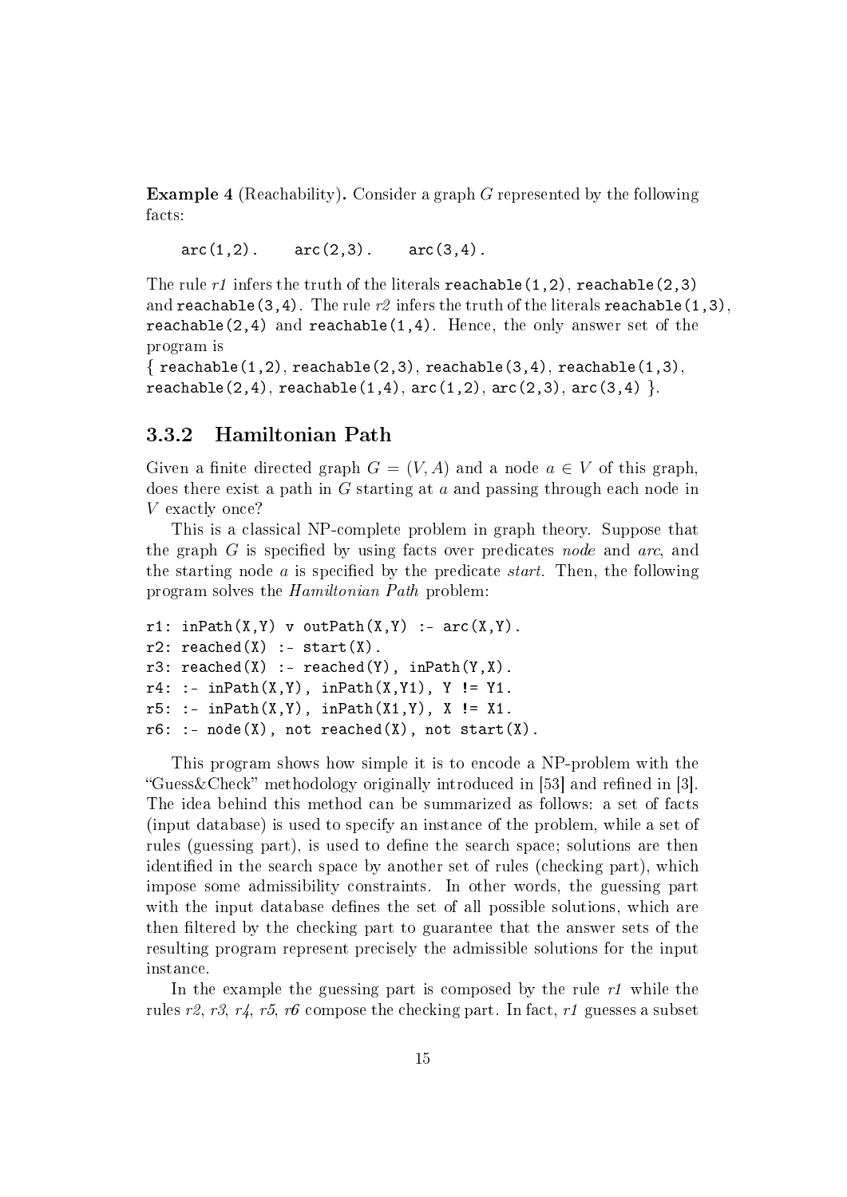**Example 4** (Reachability)**.** Consider a graph $G$ represented by the following facts:

```
arc(1,2).    arc(2,3).    arc(3,4).
```

The rule *r1* infers the truth of the literals `reachable(1,2)`, `reachable(2,3)` and `reachable(3,4)`. The rule *r2* infers the truth of the literals `reachable(1,3)`, `reachable(2,4)` and `reachable(1,4)`. Hence, the only answer set of the program is
{ `reachable(1,2)`, `reachable(2,3)`, `reachable(3,4)`, `reachable(1,3)`, `reachable(2,4)`, `reachable(1,4)`, `arc(1,2)`, `arc(2,3)`, `arc(3,4)` }.

### 3.3.2 Hamiltonian Path

Given a finite directed graph $G = (V, A)$ and a node $a \in V$ of this graph, does there exist a path in $G$ starting at $a$ and passing through each node in $V$ exactly once?

This is a classical NP-complete problem in graph theory. Suppose that the graph $G$ is specified by using facts over predicates *node* and *arc*, and the starting node $a$ is specified by the predicate *start*. Then, the following program solves the *Hamiltonian Path* problem:

```
r1: inPath(X,Y) v outPath(X,Y) :- arc(X,Y).
r2: reached(X) :- start(X).
r3: reached(X) :- reached(Y), inPath(Y,X).
r4: :- inPath(X,Y), inPath(X,Y1), Y != Y1.
r5: :- inPath(X,Y), inPath(X1,Y), X != X1.
r6: :- node(X), not reached(X), not start(X).
```

This program shows how simple it is to encode a NP-problem with the "Guess&Check" methodology originally introduced in [53] and refined in [3]. The idea behind this method can be summarized as follows: a set of facts (input database) is used to specify an instance of the problem, while a set of rules (guessing part), is used to define the search space; solutions are then identified in the search space by another set of rules (checking part), which impose some admissibility constraints. In other words, the guessing part with the input database defines the set of all possible solutions, which are then filtered by the checking part to guarantee that the answer sets of the resulting program represent precisely the admissible solutions for the input instance.

In the example the guessing part is composed by the rule *r1* while the rules *r2*, *r3*, *r4*, *r5*, *r6* compose the checking part. In fact, *r1* guesses a subset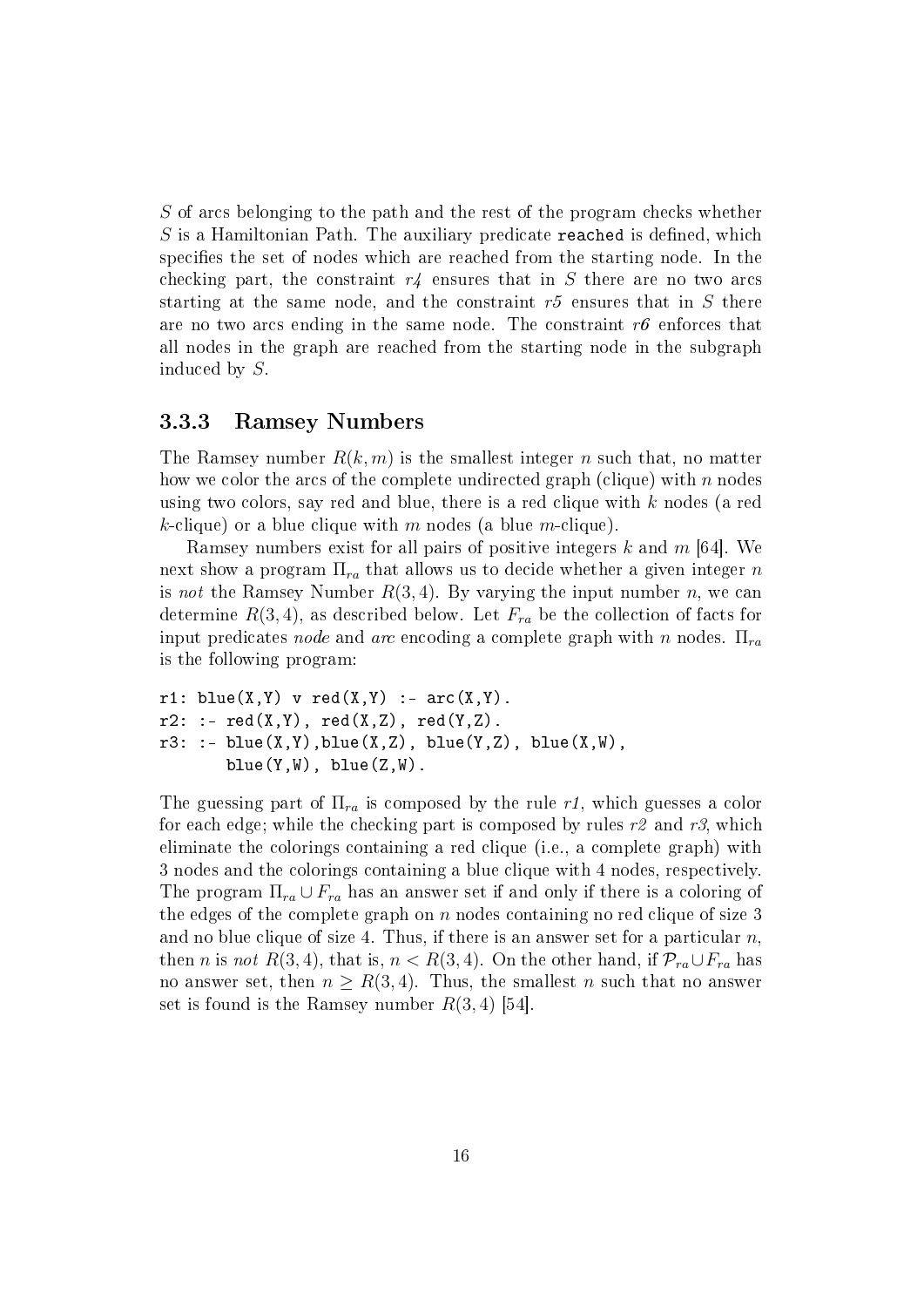$S$ of arcs belonging to the path and the rest of the program checks whether $S$ is a Hamiltonian Path. The auxiliary predicate `reached` is defined, which specifies the set of nodes which are reached from the starting node. In the checking part, the constraint *r4* ensures that in $S$ there are no two arcs starting at the same node, and the constraint *r5* ensures that in $S$ there are no two arcs ending in the same node. The constraint *r6* enforces that all nodes in the graph are reached from the starting node in the subgraph induced by $S$.

### 3.3.3 Ramsey Numbers

The Ramsey number $R(k, m)$ is the smallest integer $n$ such that, no matter how we color the arcs of the complete undirected graph (clique) with $n$ nodes using two colors, say red and blue, there is a red clique with $k$ nodes (a red $k$-clique) or a blue clique with $m$ nodes (a blue $m$-clique).

Ramsey numbers exist for all pairs of positive integers $k$ and $m$ [64]. We next show a program $\Pi_{ra}$ that allows us to decide whether a given integer $n$ is *not* the Ramsey Number $R(3, 4)$. By varying the input number $n$, we can determine $R(3, 4)$, as described below. Let $F_{ra}$ be the collection of facts for input predicates *node* and *arc* encoding a complete graph with $n$ nodes. $\Pi_{ra}$ is the following program:

```
r1: blue(X,Y) v red(X,Y) :- arc(X,Y).
r2: :- red(X,Y), red(X,Z), red(Y,Z).
r3: :- blue(X,Y),blue(X,Z), blue(Y,Z), blue(X,W),
       blue(Y,W), blue(Z,W).
```

The guessing part of $\Pi_{ra}$ is composed by the rule *r1*, which guesses a color for each edge; while the checking part is composed by rules *r2* and *r3*, which eliminate the colorings containing a red clique (i.e., a complete graph) with 3 nodes and the colorings containing a blue clique with 4 nodes, respectively. The program $\Pi_{ra} \cup F_{ra}$ has an answer set if and only if there is a coloring of the edges of the complete graph on $n$ nodes containing no red clique of size 3 and no blue clique of size 4. Thus, if there is an answer set for a particular $n$, then $n$ is *not* $R(3, 4)$, that is, $n < R(3, 4)$. On the other hand, if $\mathcal{P}_{ra} \cup F_{ra}$ has no answer set, then $n \geq R(3, 4)$. Thus, the smallest $n$ such that no answer set is found is the Ramsey number $R(3, 4)$ [54].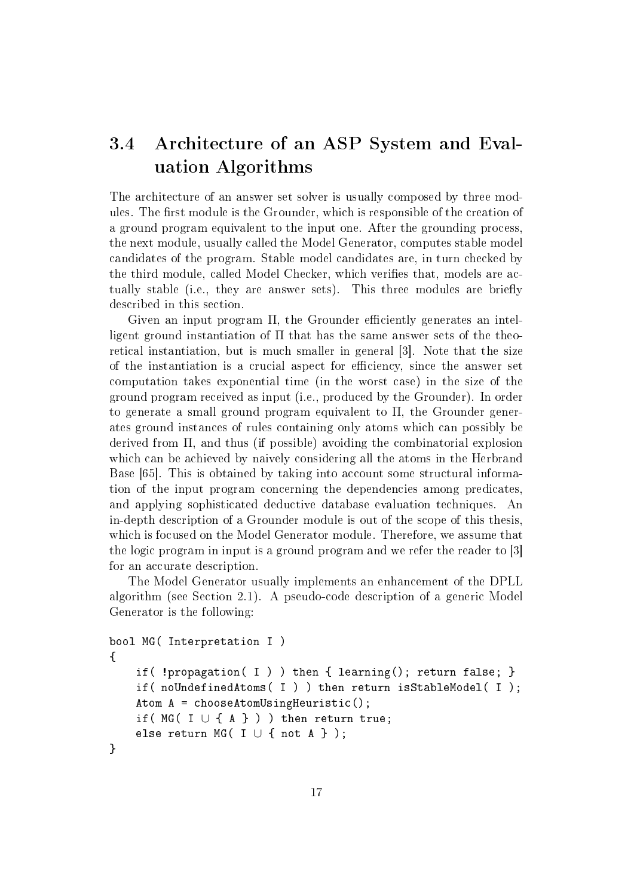## 3.4 Architecture of an ASP System and Evaluation Algorithms

The architecture of an answer set solver is usually composed by three modules. The first module is the Grounder, which is responsible of the creation of a ground program equivalent to the input one. After the grounding process, the next module, usually called the Model Generator, computes stable model candidates of the program. Stable model candidates are, in turn checked by the third module, called Model Checker, which verifies that, models are actually stable (i.e., they are answer sets). This three modules are briefly described in this section.

Given an input program $\Pi$, the Grounder efficiently generates an intelligent ground instantiation of $\Pi$ that has the same answer sets of the theoretical instantiation, but is much smaller in general [3]. Note that the size of the instantiation is a crucial aspect for efficiency, since the answer set computation takes exponential time (in the worst case) in the size of the ground program received as input (i.e., produced by the Grounder). In order to generate a small ground program equivalent to $\Pi$, the Grounder generates ground instances of rules containing only atoms which can possibly be derived from $\Pi$, and thus (if possible) avoiding the combinatorial explosion which can be achieved by naively considering all the atoms in the Herbrand Base [65]. This is obtained by taking into account some structural information of the input program concerning the dependencies among predicates, and applying sophisticated deductive database evaluation techniques. An in-depth description of a Grounder module is out of the scope of this thesis, which is focused on the Model Generator module. Therefore, we assume that the logic program in input is a ground program and we refer the reader to [3] for an accurate description.

The Model Generator usually implements an enhancement of the DPLL algorithm (see Section 2.1). A pseudo-code description of a generic Model Generator is the following:

```
bool MG( Interpretation I )
{
    if( !propagation( I ) ) then { learning(); return false; }
    if( noUndefinedAtoms( I ) ) then return isStableModel( I );
    Atom A = chooseAtomUsingHeuristic();
    if( MG( I ∪ { A } ) ) then return true;
    else return MG( I ∪ { not A } );
}
```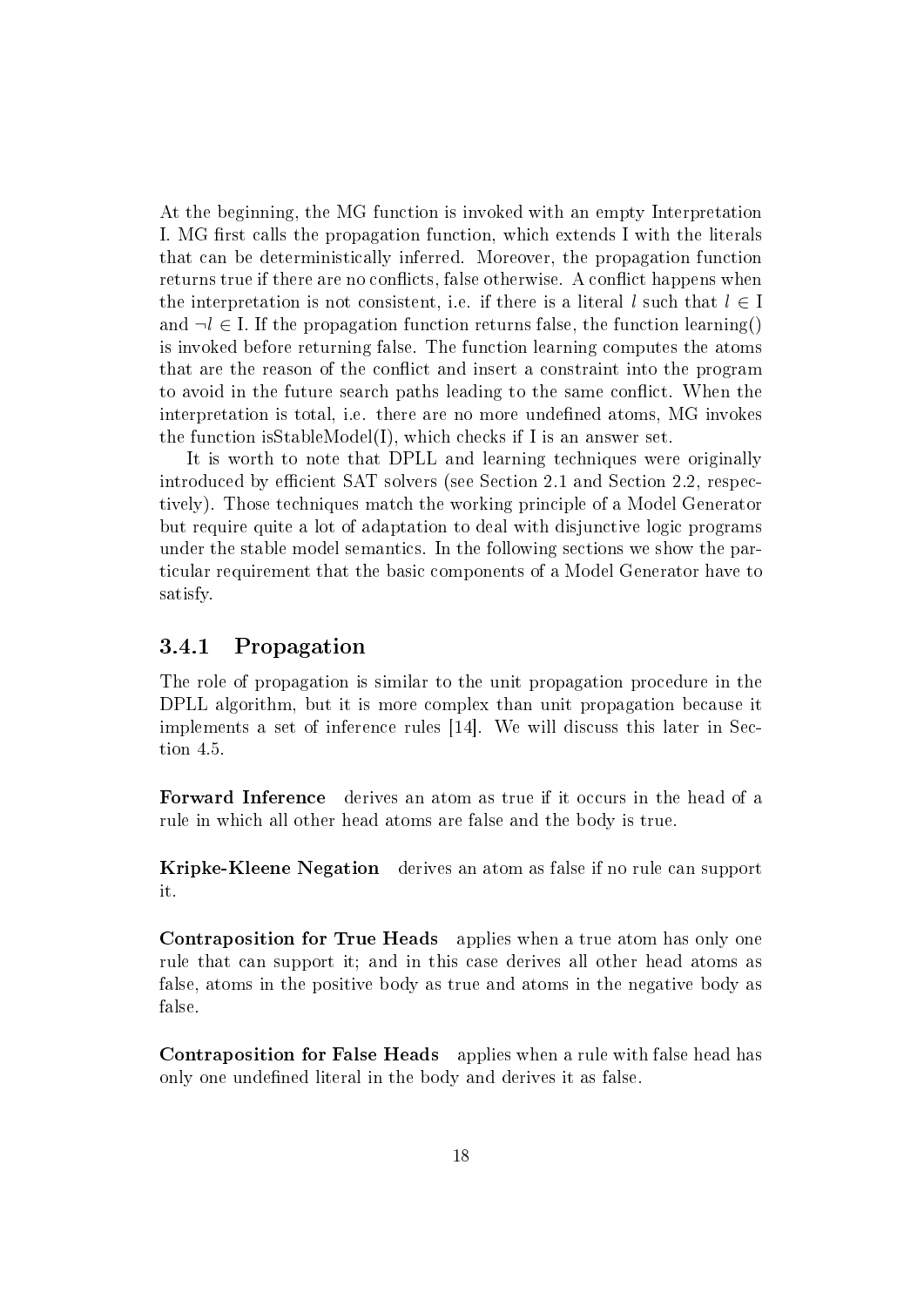At the beginning, the MG function is invoked with an empty Interpretation I. MG first calls the propagation function, which extends I with the literals that can be deterministically inferred. Moreover, the propagation function returns true if there are no conflicts, false otherwise. A conflict happens when the interpretation is not consistent, i.e. if there is a literal $l$ such that $l \in$ I and $\neg l \in$ I. If the propagation function returns false, the function learning() is invoked before returning false. The function learning computes the atoms that are the reason of the conflict and insert a constraint into the program to avoid in the future search paths leading to the same conflict. When the interpretation is total, i.e. there are no more undefined atoms, MG invokes the function isStableModel(I), which checks if I is an answer set.

It is worth to note that DPLL and learning techniques were originally introduced by efficient SAT solvers (see Section 2.1 and Section 2.2, respectively). Those techniques match the working principle of a Model Generator but require quite a lot of adaptation to deal with disjunctive logic programs under the stable model semantics. In the following sections we show the particular requirement that the basic components of a Model Generator have to satisfy.

### 3.4.1 Propagation

The role of propagation is similar to the unit propagation procedure in the DPLL algorithm, but it is more complex than unit propagation because it implements a set of inference rules [14]. We will discuss this later in Section 4.5.

**Forward Inference** derives an atom as true if it occurs in the head of a rule in which all other head atoms are false and the body is true.

**Kripke-Kleene Negation** derives an atom as false if no rule can support it.

**Contraposition for True Heads** applies when a true atom has only one rule that can support it; and in this case derives all other head atoms as false, atoms in the positive body as true and atoms in the negative body as false.

**Contraposition for False Heads** applies when a rule with false head has only one undefined literal in the body and derives it as false.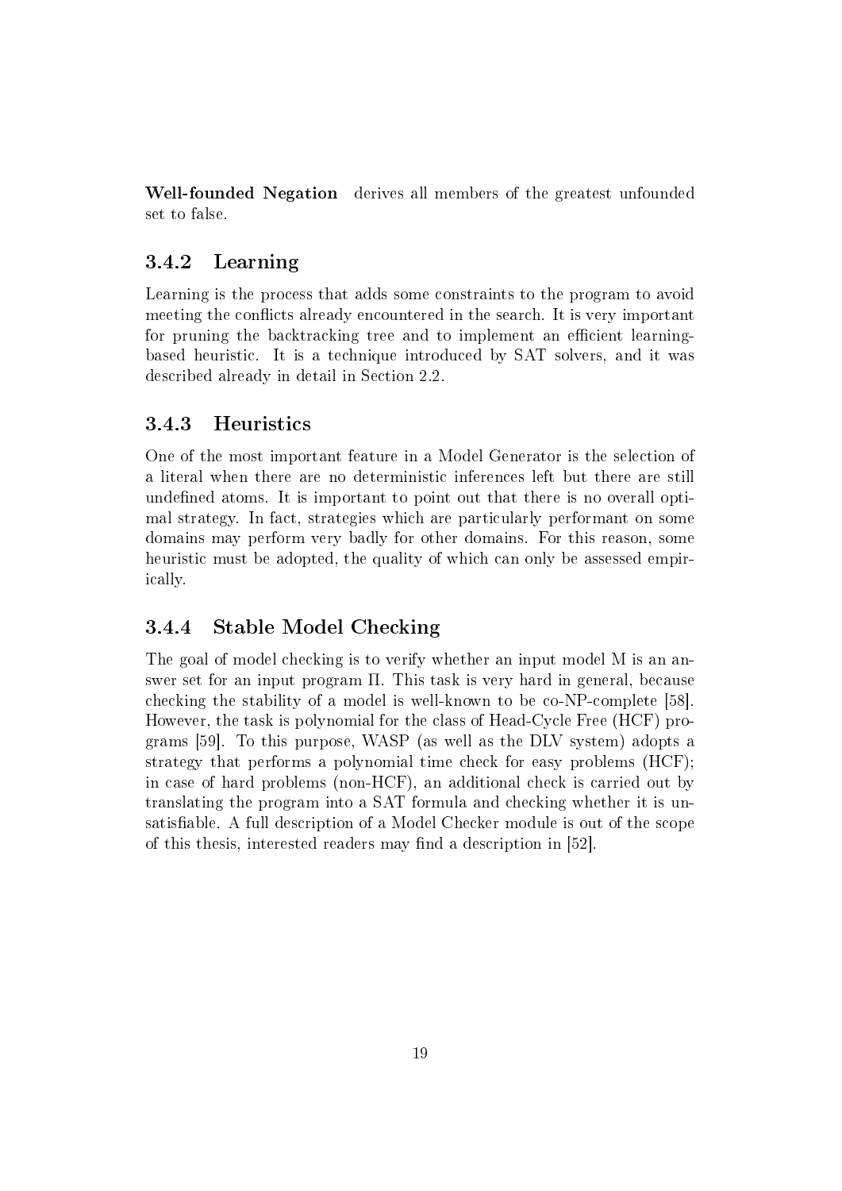**Well-founded Negation** derives all members of the greatest unfounded set to false.

### 3.4.2 Learning

Learning is the process that adds some constraints to the program to avoid meeting the conflicts already encountered in the search. It is very important for pruning the backtracking tree and to implement an efficient learning-based heuristic. It is a technique introduced by SAT solvers, and it was described already in detail in Section 2.2.

### 3.4.3 Heuristics

One of the most important feature in a Model Generator is the selection of a literal when there are no deterministic inferences left but there are still undefined atoms. It is important to point out that there is no overall optimal strategy. In fact, strategies which are particularly performant on some domains may perform very badly for other domains. For this reason, some heuristic must be adopted, the quality of which can only be assessed empirically.

### 3.4.4 Stable Model Checking

The goal of model checking is to verify whether an input model M is an answer set for an input program $\Pi$. This task is very hard in general, because checking the stability of a model is well-known to be co-NP-complete [58]. However, the task is polynomial for the class of Head-Cycle Free (HCF) programs [59]. To this purpose, WASP (as well as the DLV system) adopts a strategy that performs a polynomial time check for easy problems (HCF); in case of hard problems (non-HCF), an additional check is carried out by translating the program into a SAT formula and checking whether it is unsatisfiable. A full description of a Model Checker module is out of the scope of this thesis, interested readers may find a description in [52].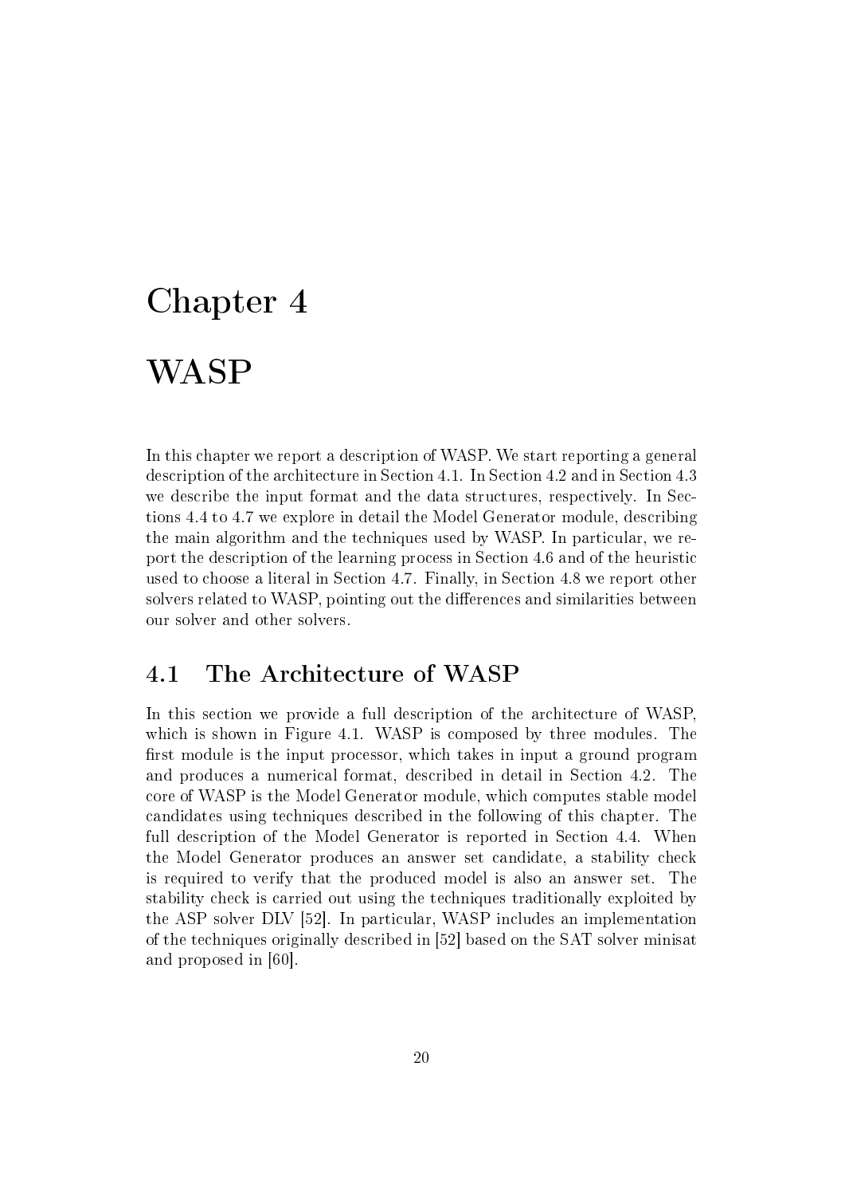# Chapter 4

# WASP

In this chapter we report a description of WASP. We start reporting a general description of the architecture in Section 4.1. In Section 4.2 and in Section 4.3 we describe the input format and the data structures, respectively. In Sections 4.4 to 4.7 we explore in detail the Model Generator module, describing the main algorithm and the techniques used by WASP. In particular, we report the description of the learning process in Section 4.6 and of the heuristic used to choose a literal in Section 4.7. Finally, in Section 4.8 we report other solvers related to WASP, pointing out the differences and similarities between our solver and other solvers.

## 4.1 The Architecture of WASP

In this section we provide a full description of the architecture of WASP, which is shown in Figure 4.1. WASP is composed by three modules. The first module is the input processor, which takes in input a ground program and produces a numerical format, described in detail in Section 4.2. The core of WASP is the Model Generator module, which computes stable model candidates using techniques described in the following of this chapter. The full description of the Model Generator is reported in Section 4.4. When the Model Generator produces an answer set candidate, a stability check is required to verify that the produced model is also an answer set. The stability check is carried out using the techniques traditionally exploited by the ASP solver DLV [52]. In particular, WASP includes an implementation of the techniques originally described in [52] based on the SAT solver minisat and proposed in [60].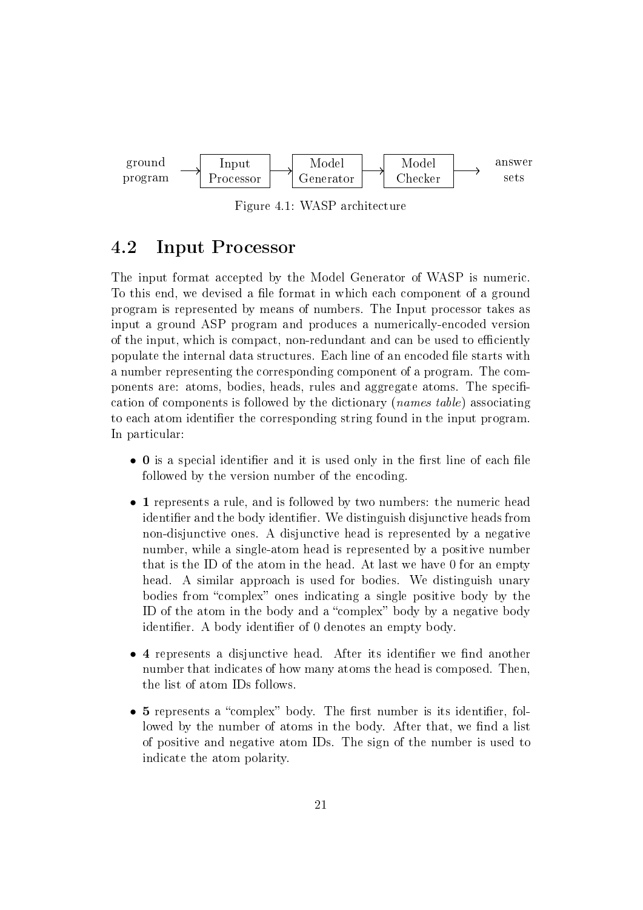ground program → Input Processor → Model Generator → Model Checker → answer sets

Figure 4.1: WASP architecture

## 4.2 Input Processor

The input format accepted by the Model Generator of WASP is numeric. To this end, we devised a file format in which each component of a ground program is represented by means of numbers. The Input processor takes as input a ground ASP program and produces a numerically-encoded version of the input, which is compact, non-redundant and can be used to efficiently populate the internal data structures. Each line of an encoded file starts with a number representing the corresponding component of a program. The components are: atoms, bodies, heads, rules and aggregate atoms. The specification of components is followed by the dictionary (*names table*) associating to each atom identifier the corresponding string found in the input program. In particular:

- **0** is a special identifier and it is used only in the first line of each file followed by the version number of the encoding.
- **1** represents a rule, and is followed by two numbers: the numeric head identifier and the body identifier. We distinguish disjunctive heads from non-disjunctive ones. A disjunctive head is represented by a negative number, while a single-atom head is represented by a positive number that is the ID of the atom in the head. At last we have 0 for an empty head. A similar approach is used for bodies. We distinguish unary bodies from "complex" ones indicating a single positive body by the ID of the atom in the body and a "complex" body by a negative body identifier. A body identifier of 0 denotes an empty body.
- **4** represents a disjunctive head. After its identifier we find another number that indicates of how many atoms the head is composed. Then, the list of atom IDs follows.
- **5** represents a "complex" body. The first number is its identifier, followed by the number of atoms in the body. After that, we find a list of positive and negative atom IDs. The sign of the number is used to indicate the atom polarity.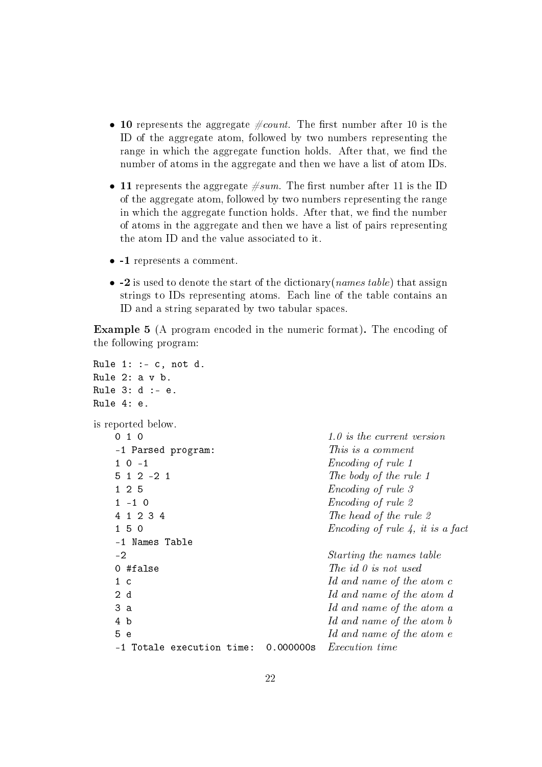- **10** represents the aggregate *#count*. The first number after 10 is the ID of the aggregate atom, followed by two numbers representing the range in which the aggregate function holds. After that, we find the number of atoms in the aggregate and then we have a list of atom IDs.
- **11** represents the aggregate *#sum*. The first number after 11 is the ID of the aggregate atom, followed by two numbers representing the range in which the aggregate function holds. After that, we find the number of atoms in the aggregate and then we have a list of pairs representing the atom ID and the value associated to it.
- **-1** represents a comment.
- **-2** is used to denote the start of the dictionary(*names table*) that assign strings to IDs representing atoms. Each line of the table contains an ID and a string separated by two tabular spaces.

**Example 5** (A program encoded in the numeric format)**.** The encoding of the following program:

```
Rule 1: :- c, not d.
Rule 2: a v b.
Rule 3: d :- e.
Rule 4: e.
```

is reported below.

```
0 1 0                                   1.0 is the current version
-1 Parsed program:                      This is a comment
1 0 -1                                  Encoding of rule 1
5 1 2 -2 1                              The body of the rule 1
1 2 5                                   Encoding of rule 3
1 -1 0                                  Encoding of rule 2
4 1 2 3 4                               The head of the rule 2
1 5 0                                   Encoding of rule 4, it is a fact
-1 Names Table
-2                                      Starting the names table
0 #false                                The id 0 is not used
1 c                                     Id and name of the atom c
2 d                                     Id and name of the atom d
3 a                                     Id and name of the atom a
4 b                                     Id and name of the atom b
5 e                                     Id and name of the atom e
-1 Totale execution time:  0.000000s    Execution time
```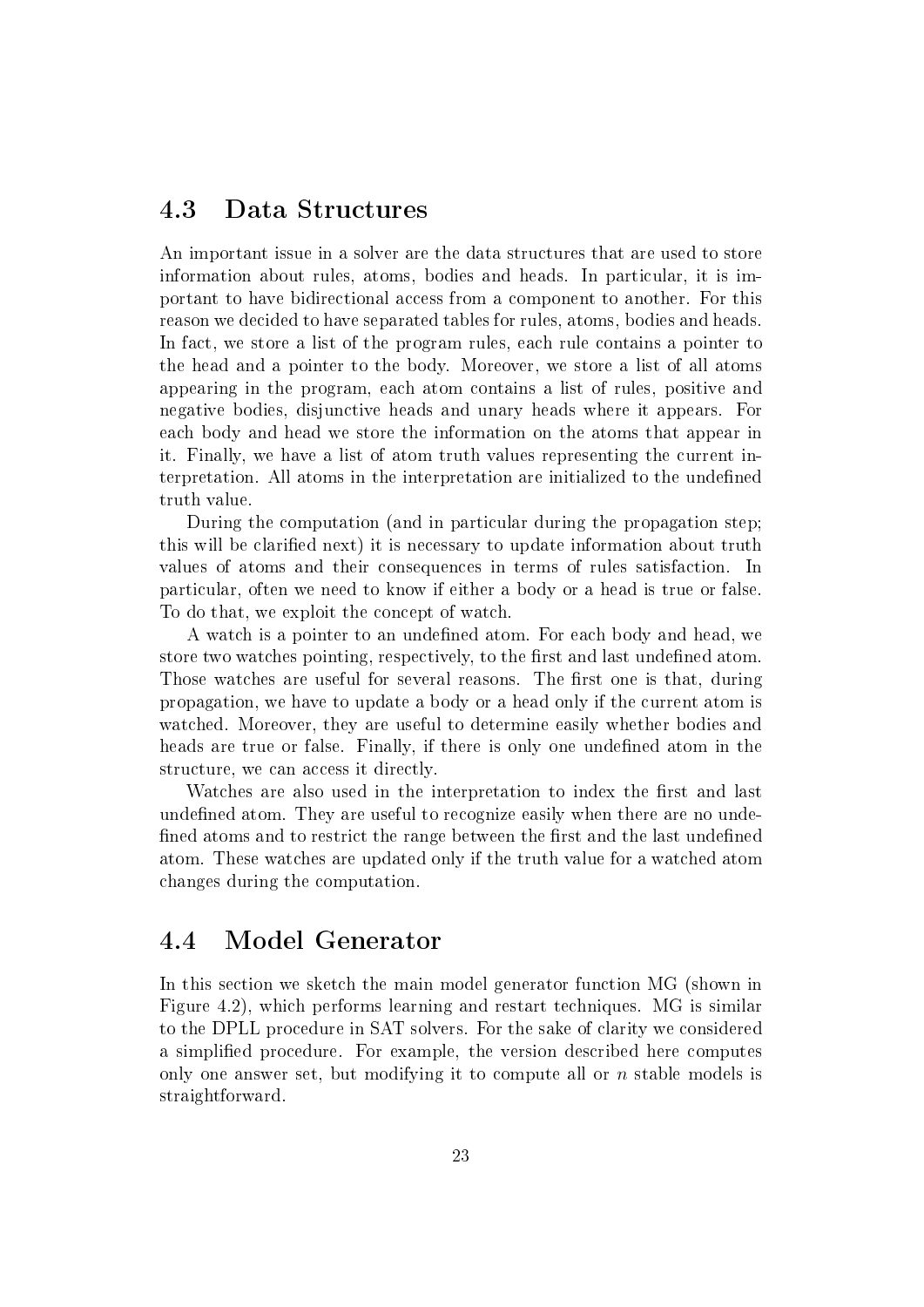## 4.3 Data Structures

An important issue in a solver are the data structures that are used to store information about rules, atoms, bodies and heads. In particular, it is important to have bidirectional access from a component to another. For this reason we decided to have separated tables for rules, atoms, bodies and heads. In fact, we store a list of the program rules, each rule contains a pointer to the head and a pointer to the body. Moreover, we store a list of all atoms appearing in the program, each atom contains a list of rules, positive and negative bodies, disjunctive heads and unary heads where it appears. For each body and head we store the information on the atoms that appear in it. Finally, we have a list of atom truth values representing the current interpretation. All atoms in the interpretation are initialized to the undefined truth value.

During the computation (and in particular during the propagation step; this will be clarified next) it is necessary to update information about truth values of atoms and their consequences in terms of rules satisfaction. In particular, often we need to know if either a body or a head is true or false. To do that, we exploit the concept of watch.

A watch is a pointer to an undefined atom. For each body and head, we store two watches pointing, respectively, to the first and last undefined atom. Those watches are useful for several reasons. The first one is that, during propagation, we have to update a body or a head only if the current atom is watched. Moreover, they are useful to determine easily whether bodies and heads are true or false. Finally, if there is only one undefined atom in the structure, we can access it directly.

Watches are also used in the interpretation to index the first and last undefined atom. They are useful to recognize easily when there are no undefined atoms and to restrict the range between the first and the last undefined atom. These watches are updated only if the truth value for a watched atom changes during the computation.

## 4.4 Model Generator

In this section we sketch the main model generator function MG (shown in Figure 4.2), which performs learning and restart techniques. MG is similar to the DPLL procedure in SAT solvers. For the sake of clarity we considered a simplified procedure. For example, the version described here computes only one answer set, but modifying it to compute all or $n$ stable models is straightforward.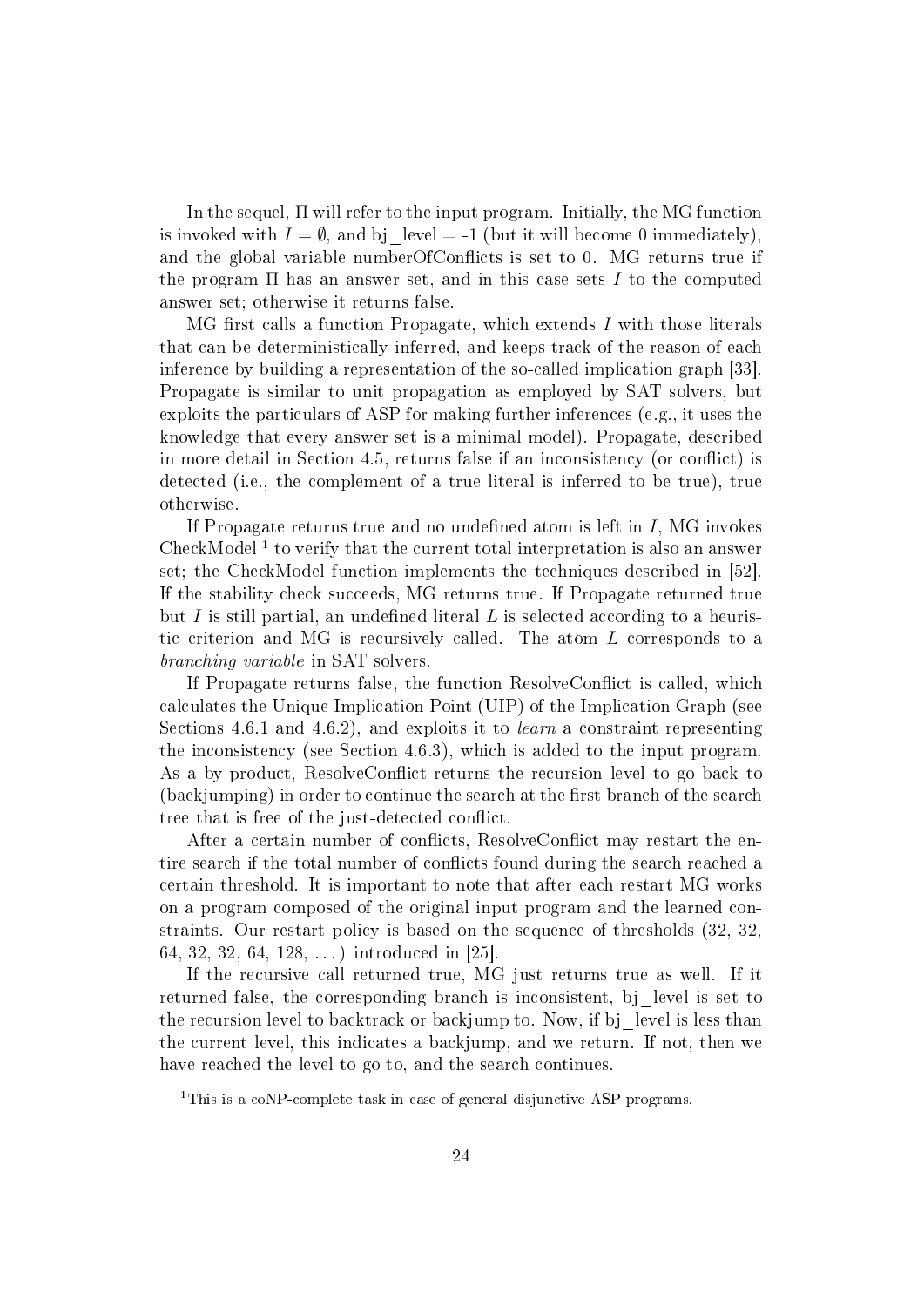In the sequel, $\Pi$ will refer to the input program. Initially, the MG function is invoked with $I = \emptyset$, and bj_level = -1 (but it will become 0 immediately), and the global variable numberOfConflicts is set to 0. MG returns true if the program $\Pi$ has an answer set, and in this case sets $I$ to the computed answer set; otherwise it returns false.

MG first calls a function Propagate, which extends $I$ with those literals that can be deterministically inferred, and keeps track of the reason of each inference by building a representation of the so-called implication graph [33]. Propagate is similar to unit propagation as employed by SAT solvers, but exploits the particulars of ASP for making further inferences (e.g., it uses the knowledge that every answer set is a minimal model). Propagate, described in more detail in Section 4.5, returns false if an inconsistency (or conflict) is detected (i.e., the complement of a true literal is inferred to be true), true otherwise.

If Propagate returns true and no undefined atom is left in $I$, MG invokes CheckModel [1] to verify that the current total interpretation is also an answer set; the CheckModel function implements the techniques described in [52]. If the stability check succeeds, MG returns true. If Propagate returned true but $I$ is still partial, an undefined literal $L$ is selected according to a heuristic criterion and MG is recursively called. The atom $L$ corresponds to a *branching variable* in SAT solvers.

If Propagate returns false, the function ResolveConflict is called, which calculates the Unique Implication Point (UIP) of the Implication Graph (see Sections 4.6.1 and 4.6.2), and exploits it to *learn* a constraint representing the inconsistency (see Section 4.6.3), which is added to the input program. As a by-product, ResolveConflict returns the recursion level to go back to (backjumping) in order to continue the search at the first branch of the search tree that is free of the just-detected conflict.

After a certain number of conflicts, ResolveConflict may restart the entire search if the total number of conflicts found during the search reached a certain threshold. It is important to note that after each restart MG works on a program composed of the original input program and the learned constraints. Our restart policy is based on the sequence of thresholds (32, 32, 64, 32, 32, 64, 128, ...) introduced in [25].

If the recursive call returned true, MG just returns true as well. If it returned false, the corresponding branch is inconsistent, bj_level is set to the recursion level to backtrack or backjump to. Now, if bj_level is less than the current level, this indicates a backjump, and we return. If not, then we have reached the level to go to, and the search continues.

[1] This is a coNP-complete task in case of general disjunctive ASP programs.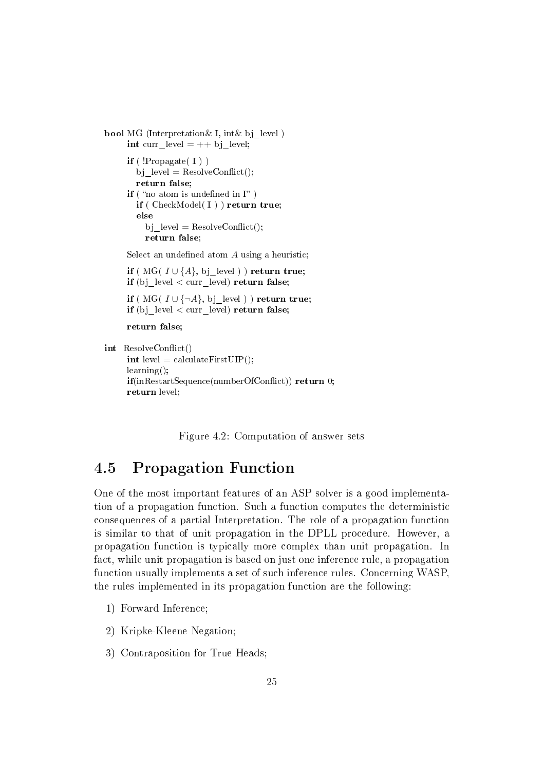```
bool MG (Interpretation& I, int& bj_level )
    int curr_level = ++ bj_level;

    if ( !Propagate( I ) )
        bj_level = ResolveConflict();
        return false;
    if ( "no atom is undefined in I" )
        if ( CheckModel( I ) ) return true;
        else
            bj_level = ResolveConflict();
            return false;

    Select an undefined atom A using a heuristic;

    if ( MG( I ∪ {A}, bj_level ) ) return true;
    if (bj_level < curr_level) return false;

    if ( MG( I ∪ {¬A}, bj_level ) ) return true;
    if (bj_level < curr_level) return false;

    return false;

int ResolveConflict()
    int level = calculateFirstUIP();
    learning();
    if(inRestartSequence(numberOfConflict)) return 0;
    return level;
```

Figure 4.2: Computation of answer sets

## 4.5 Propagation Function

One of the most important features of an ASP solver is a good implementation of a propagation function. Such a function computes the deterministic consequences of a partial Interpretation. The role of a propagation function is similar to that of unit propagation in the DPLL procedure. However, a propagation function is typically more complex than unit propagation. In fact, while unit propagation is based on just one inference rule, a propagation function usually implements a set of such inference rules. Concerning WASP, the rules implemented in its propagation function are the following:

1) Forward Inference;

2) Kripke-Kleene Negation;

3) Contraposition for True Heads;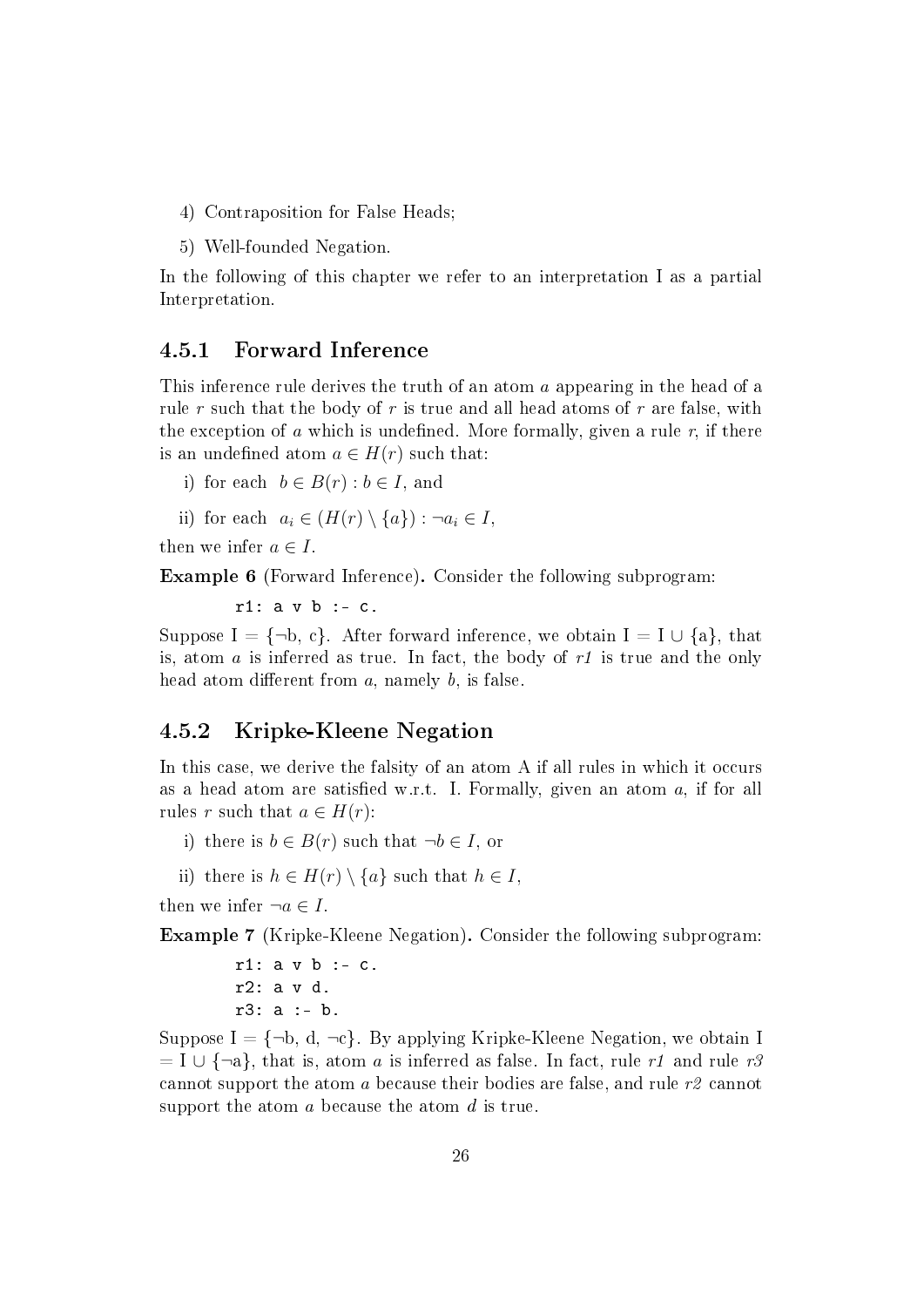4) Contraposition for False Heads;

5) Well-founded Negation.

In the following of this chapter we refer to an interpretation I as a partial Interpretation.

### 4.5.1 Forward Inference

This inference rule derives the truth of an atom $a$ appearing in the head of a rule $r$ such that the body of $r$ is true and all head atoms of $r$ are false, with the exception of $a$ which is undefined. More formally, given a rule $r$, if there is an undefined atom $a \in H(r)$ such that:

i) for each $b \in B(r) : b \in I$, and

ii) for each $a_i \in (H(r) \setminus \{a\}) : \neg a_i \in I$,

then we infer $a \in I$.

**Example 6** (Forward Inference)**.** Consider the following subprogram:

```
r1: a v b :- c.
```

Suppose I = {¬b, c}. After forward inference, we obtain I = I ∪ {a}, that is, atom $a$ is inferred as true. In fact, the body of *r1* is true and the only head atom different from $a$, namely $b$, is false.

### 4.5.2 Kripke-Kleene Negation

In this case, we derive the falsity of an atom A if all rules in which it occurs as a head atom are satisfied w.r.t. I. Formally, given an atom $a$, if for all rules $r$ such that $a \in H(r)$:

i) there is $b \in B(r)$ such that $\neg b \in I$, or

ii) there is $h \in H(r) \setminus \{a\}$ such that $h \in I$,

then we infer $\neg a \in I$.

**Example 7** (Kripke-Kleene Negation)**.** Consider the following subprogram:

```
r1: a v b :- c.
r2: a v d.
r3: a :- b.
```

Suppose I = {¬b, d, ¬c}. By applying Kripke-Kleene Negation, we obtain I = I ∪ {¬a}, that is, atom $a$ is inferred as false. In fact, rule *r1* and rule *r3* cannot support the atom $a$ because their bodies are false, and rule *r2* cannot support the atom $a$ because the atom $d$ is true.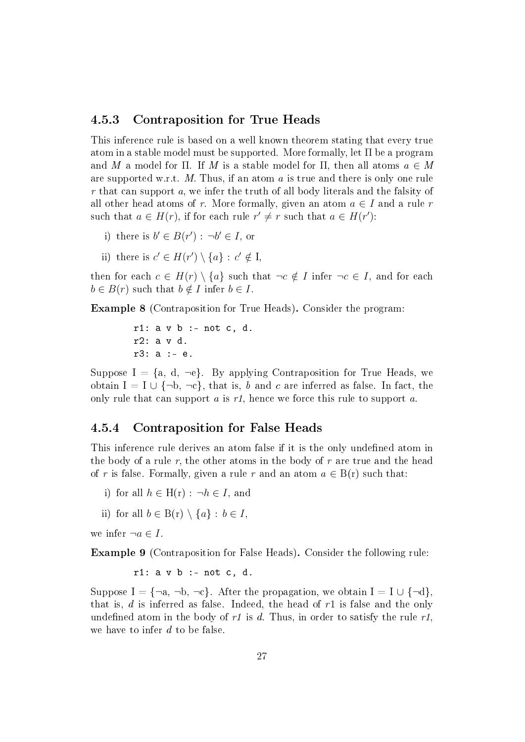### 4.5.3 Contraposition for True Heads

This inference rule is based on a well known theorem stating that every true atom in a stable model must be supported. More formally, let $\Pi$ be a program and $M$ a model for $\Pi$. If $M$ is a stable model for $\Pi$, then all atoms $a \in M$ are supported w.r.t. $M$. Thus, if an atom $a$ is true and there is only one rule $r$ that can support $a$, we infer the truth of all body literals and the falsity of all other head atoms of $r$. More formally, given an atom $a \in I$ and a rule $r$ such that $a \in H(r)$, if for each rule $r' \neq r$ such that $a \in H(r')$:

i) there is $b' \in B(r') : \neg b' \in I$, or

ii) there is $c' \in H(r') \setminus \{a\} : c' \notin$ I,

then for each $c \in H(r) \setminus \{a\}$ such that $\neg c \notin I$ infer $\neg c \in I$, and for each $b \in B(r)$ such that $b \notin I$ infer $b \in I$.

**Example 8** (Contraposition for True Heads)**.** Consider the program:

```
r1: a v b :- not c, d.
r2: a v d.
r3: a :- e.
```

Suppose I = {a, d, ¬e}. By applying Contraposition for True Heads, we obtain I = I ∪ {¬b, ¬c}, that is, *b* and *c* are inferred as false. In fact, the only rule that can support *a* is *r1*, hence we force this rule to support *a*.

### 4.5.4 Contraposition for False Heads

This inference rule derives an atom false if it is the only undefined atom in the body of a rule *r*, the other atoms in the body of *r* are true and the head of *r* is false. Formally, given a rule $r$ and an atom $a \in$ B(r) such that:

i) for all $h \in$ H(r) : $\neg h \in I$, and

ii) for all $b \in$ B(r) $\setminus \{a\}$ : $b \in I$,

we infer $\neg a \in I$.

**Example 9** (Contraposition for False Heads)**.** Consider the following rule:

```
r1: a v b :- not c, d.
```

Suppose I = {¬a, ¬b, ¬c}. After the propagation, we obtain I = I ∪ {¬d}, that is, *d* is inferred as false. Indeed, the head of *r*1 is false and the only undefined atom in the body of *r1* is *d*. Thus, in order to satisfy the rule *r1*, we have to infer *d* to be false.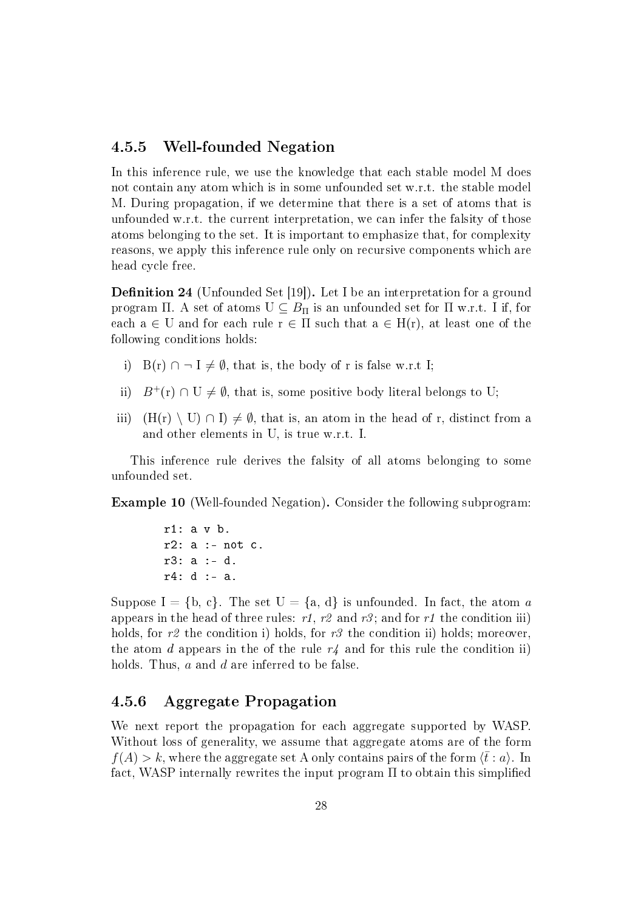### 4.5.5 Well-founded Negation

In this inference rule, we use the knowledge that each stable model M does not contain any atom which is in some unfounded set w.r.t. the stable model M. During propagation, if we determine that there is a set of atoms that is unfounded w.r.t. the current interpretation, we can infer the falsity of those atoms belonging to the set. It is important to emphasize that, for complexity reasons, we apply this inference rule only on recursive components which are head cycle free.

**Definition 24** (Unfounded Set [19]). Let I be an interpretation for a ground program Π. A set of atoms U ⊆ $B_\Pi$ is an unfounded set for Π w.r.t. I if, for each a ∈ U and for each rule r ∈ Π such that a ∈ H(r), at least one of the following conditions holds:

i) B(r) ∩ ¬ I ≠ ∅, that is, the body of r is false w.r.t I;

ii) $B^+$(r) ∩ U ≠ ∅, that is, some positive body literal belongs to U;

iii) (H(r) \ U) ∩ I) ≠ ∅, that is, an atom in the head of r, distinct from a and other elements in U, is true w.r.t. I.

This inference rule derives the falsity of all atoms belonging to some unfounded set.

**Example 10** (Well-founded Negation). Consider the following subprogram:

```
r1: a v b.
r2: a :- not c.
r3: a :- d.
r4: d :- a.
```

Suppose I = {b, c}. The set U = {a, d} is unfounded. In fact, the atom *a* appears in the head of three rules: *r1*, *r2* and *r3*; and for *r1* the condition iii) holds, for *r2* the condition i) holds, for *r3* the condition ii) holds; moreover, the atom *d* appears in the of the rule *r4* and for this rule the condition ii) holds. Thus, *a* and *d* are inferred to be false.

### 4.5.6 Aggregate Propagation

We next report the propagation for each aggregate supported by WASP. Without loss of generality, we assume that aggregate atoms are of the form $f(A) > k$, where the aggregate set A only contains pairs of the form $\langle \bar{t} : a \rangle$. In fact, WASP internally rewrites the input program Π to obtain this simplified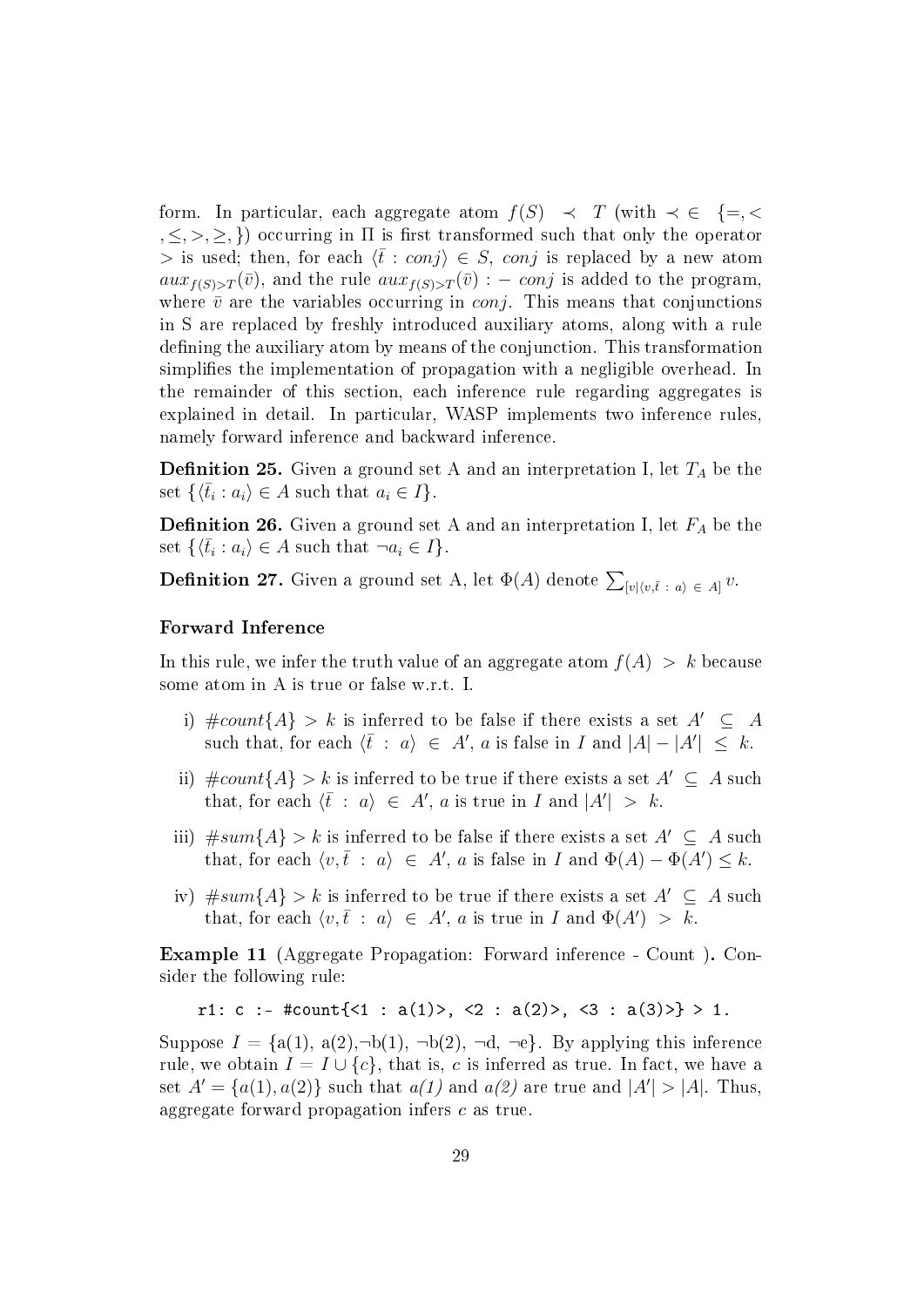form. In particular, each aggregate atom $f(S) \prec T$ (with $\prec \in \{=, <, \leq, >, \geq, \}$) occurring in $\Pi$ is first transformed such that only the operator $>$ is used; then, for each $\langle \bar{t} : conj \rangle \in S$, $conj$ is replaced by a new atom $aux_{f(S)>T}(\bar{v})$, and the rule $aux_{f(S)>T}(\bar{v}) :- conj$ is added to the program, where $\bar{v}$ are the variables occurring in $conj$. This means that conjunctions in S are replaced by freshly introduced auxiliary atoms, along with a rule defining the auxiliary atom by means of the conjunction. This transformation simplifies the implementation of propagation with a negligible overhead. In the remainder of this section, each inference rule regarding aggregates is explained in detail. In particular, WASP implements two inference rules, namely forward inference and backward inference.

**Definition 25.** Given a ground set A and an interpretation I, let $T_A$ be the set $\{\langle \bar{t_i} : a_i \rangle \in A$ such that $a_i \in I\}$.

**Definition 26.** Given a ground set A and an interpretation I, let $F_A$ be the set $\{\langle \bar{t_i} : a_i \rangle \in A$ such that $\neg a_i \in I\}$.

**Definition 27.** Given a ground set A, let $\Phi(A)$ denote $\sum_{[v|\langle v, \bar{t} \,:\, a \rangle \,\in\, A]} v$.

### Forward Inference

In this rule, we infer the truth value of an aggregate atom $f(A) > k$ because some atom in A is true or false w.r.t. I.

i) $\#count\{A\} > k$ is inferred to be false if there exists a set $A' \subseteq A$ such that, for each $\langle \bar{t} : a \rangle \in A'$, $a$ is false in $I$ and $|A| - |A'| \leq k$.

ii) $\#count\{A\} > k$ is inferred to be true if there exists a set $A' \subseteq A$ such that, for each $\langle \bar{t} : a \rangle \in A'$, $a$ is true in $I$ and $|A'| > k$.

iii) $\#sum\{A\} > k$ is inferred to be false if there exists a set $A' \subseteq A$ such that, for each $\langle v, \bar{t} : a \rangle \in A'$, $a$ is false in $I$ and $\Phi(A) - \Phi(A') \leq k$.

iv) $\#sum\{A\} > k$ is inferred to be true if there exists a set $A' \subseteq A$ such that, for each $\langle v, \bar{t} : a \rangle \in A'$, $a$ is true in $I$ and $\Phi(A') > k$.

**Example 11** (Aggregate Propagation: Forward inference - Count )**.** Consider the following rule:

```
r1: c :- #count{<1 : a(1)>, <2 : a(2)>, <3 : a(3)>} > 1.
```

Suppose $I = \{$a(1), a(2),$\neg$b(1), $\neg$b(2), $\neg$d, $\neg$e$\}$. By applying this inference rule, we obtain $I = I \cup \{c\}$, that is, $c$ is inferred as true. In fact, we have a set $A' = \{a(1), a(2)\}$ such that *a(1)* and *a(2)* are true and $|A'| > |A|$. Thus, aggregate forward propagation infers $c$ as true.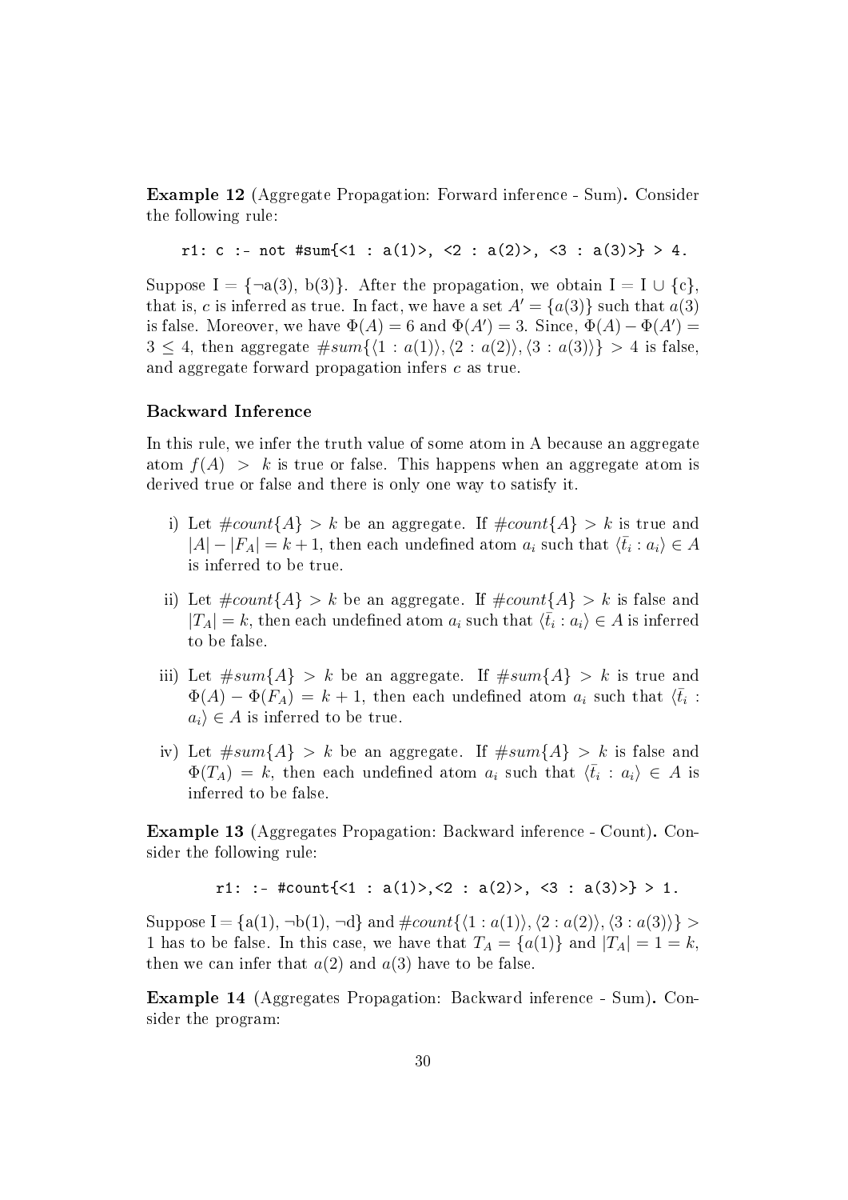**Example 12** (Aggregate Propagation: Forward inference - Sum)**.** Consider the following rule:

```
r1: c :- not #sum{<1 : a(1)>, <2 : a(2)>, <3 : a(3)>} > 4.
```

Suppose I = {¬a(3), b(3)}. After the propagation, we obtain I = I ∪ {c}, that is, $c$ is inferred as true. In fact, we have a set $A' = \{a(3)\}$ such that $a(3)$ is false. Moreover, we have $\Phi(A) = 6$ and $\Phi(A') = 3$. Since, $\Phi(A) - \Phi(A') = 3 \leq 4$, then aggregate $\#sum\{\langle 1 : a(1)\rangle, \langle 2 : a(2)\rangle, \langle 3 : a(3)\rangle\} > 4$ is false, and aggregate forward propagation infers $c$ as true.

### Backward Inference

In this rule, we infer the truth value of some atom in A because an aggregate atom $f(A) > k$ is true or false. This happens when an aggregate atom is derived true or false and there is only one way to satisfy it.

i) Let $\#count\{A\} > k$ be an aggregate. If $\#count\{A\} > k$ is true and $|A| - |F_A| = k + 1$, then each undefined atom $a_i$ such that $\langle \bar{t}_i : a_i \rangle \in A$ is inferred to be true.

ii) Let $\#count\{A\} > k$ be an aggregate. If $\#count\{A\} > k$ is false and $|T_A| = k$, then each undefined atom $a_i$ such that $\langle \bar{t}_i : a_i \rangle \in A$ is inferred to be false.

iii) Let $\#sum\{A\} > k$ be an aggregate. If $\#sum\{A\} > k$ is true and $\Phi(A) - \Phi(F_A) = k + 1$, then each undefined atom $a_i$ such that $\langle \bar{t}_i : a_i \rangle \in A$ is inferred to be true.

iv) Let $\#sum\{A\} > k$ be an aggregate. If $\#sum\{A\} > k$ is false and $\Phi(T_A) = k$, then each undefined atom $a_i$ such that $\langle \bar{t}_i : a_i \rangle \in A$ is inferred to be false.

**Example 13** (Aggregates Propagation: Backward inference - Count)**.** Consider the following rule:

```
r1: :- #count{<1 : a(1)>,<2 : a(2)>, <3 : a(3)>} > 1.
```

Suppose I = {a(1), ¬b(1), ¬d} and $\#count\{\langle 1 : a(1)\rangle, \langle 2 : a(2)\rangle, \langle 3 : a(3)\rangle\} > 1$ has to be false. In this case, we have that $T_A = \{a(1)\}$ and $|T_A| = 1 = k$, then we can infer that $a(2)$ and $a(3)$ have to be false.

**Example 14** (Aggregates Propagation: Backward inference - Sum)**.** Consider the program: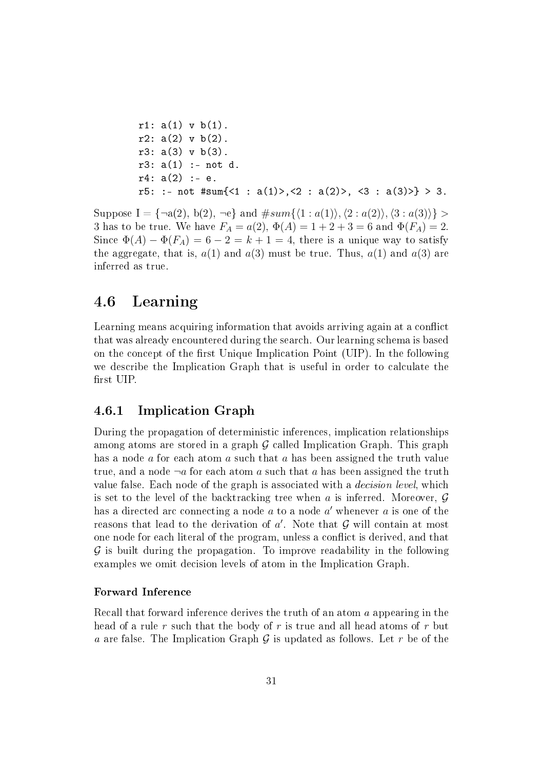```
r1: a(1) v b(1).
r2: a(2) v b(2).
r3: a(3) v b(3).
r3: a(1) :- not d.
r4: a(2) :- e.
r5: :- not #sum{<1 : a(1)>,<2 : a(2)>, <3 : a(3)>} > 3.
```

Suppose I = {¬a(2), b(2), ¬e} and $\#sum\{\langle 1 : a(1)\rangle, \langle 2 : a(2)\rangle, \langle 3 : a(3)\rangle\} > 3$ has to be true. We have $F_A = a(2)$, $\Phi(A) = 1 + 2 + 3 = 6$ and $\Phi(F_A) = 2$. Since $\Phi(A) - \Phi(F_A) = 6 - 2 = k + 1 = 4$, there is a unique way to satisfy the aggregate, that is, $a(1)$ and $a(3)$ must be true. Thus, $a(1)$ and $a(3)$ are inferred as true.

## 4.6 Learning

Learning means acquiring information that avoids arriving again at a conflict that was already encountered during the search. Our learning schema is based on the concept of the first Unique Implication Point (UIP). In the following we describe the Implication Graph that is useful in order to calculate the first UIP.

### 4.6.1 Implication Graph

During the propagation of deterministic inferences, implication relationships among atoms are stored in a graph $\mathcal{G}$ called Implication Graph. This graph has a node $a$ for each atom $a$ such that $a$ has been assigned the truth value true, and a node $\neg a$ for each atom $a$ such that $a$ has been assigned the truth value false. Each node of the graph is associated with a *decision level*, which is set to the level of the backtracking tree when $a$ is inferred. Moreover, $\mathcal{G}$ has a directed arc connecting a node $a$ to a node $a'$ whenever $a$ is one of the reasons that lead to the derivation of $a'$. Note that $\mathcal{G}$ will contain at most one node for each literal of the program, unless a conflict is derived, and that $\mathcal{G}$ is built during the propagation. To improve readability in the following examples we omit decision levels of atom in the Implication Graph.

#### Forward Inference

Recall that forward inference derives the truth of an atom $a$ appearing in the head of a rule $r$ such that the body of $r$ is true and all head atoms of $r$ but $a$ are false. The Implication Graph $\mathcal{G}$ is updated as follows. Let $r$ be of the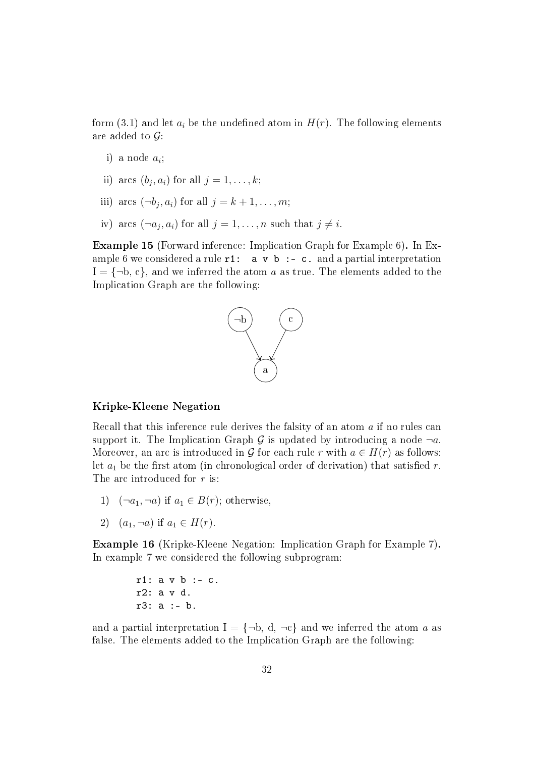form (3.1) and let $a_i$ be the undefined atom in $H(r)$. The following elements are added to $\mathcal{G}$:

i) a node $a_i$;

ii) arcs $(b_j, a_i)$ for all $j = 1, \dots, k$;

iii) arcs $(\neg b_j, a_i)$ for all $j = k+1, \dots, m$;

iv) arcs $(\neg a_j, a_i)$ for all $j = 1, \dots, n$ such that $j \neq i$.

**Example 15** (Forward inference: Implication Graph for Example 6)**.** In Example 6 we considered a rule `r1: a v b :- c.` and a partial interpretation $\mathrm{I} = \{\neg \mathrm{b}, \mathrm{c}\}$, and we inferred the atom $a$ as true. The elements added to the Implication Graph are the following:

### Kripke-Kleene Negation

Recall that this inference rule derives the falsity of an atom $a$ if no rules can support it. The Implication Graph $\mathcal{G}$ is updated by introducing a node $\neg a$. Moreover, an arc is introduced in $\mathcal{G}$ for each rule $r$ with $a \in H(r)$ as follows: let $a_1$ be the first atom (in chronological order of derivation) that satisfied $r$. The arc introduced for $r$ is:

1) $(\neg a_1, \neg a)$ if $a_1 \in B(r)$; otherwise,

2) $(a_1, \neg a)$ if $a_1 \in H(r)$.

**Example 16** (Kripke-Kleene Negation: Implication Graph for Example 7)**.** In example 7 we considered the following subprogram:

```
r1: a v b :- c.
r2: a v d.
r3: a :- b.
```

and a partial interpretation $\mathrm{I} = \{\neg \mathrm{b}, \mathrm{d}, \neg \mathrm{c}\}$ and we inferred the atom $a$ as false. The elements added to the Implication Graph are the following: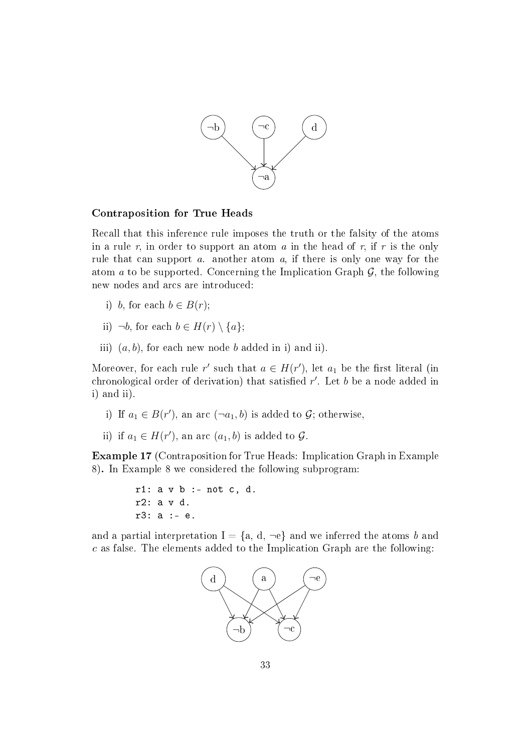### Contraposition for True Heads

Recall that this inference rule imposes the truth or the falsity of the atoms in a rule $r$, in order to support an atom $a$ in the head of $r$, if $r$ is the only rule that can support $a$. another atom $a$, if there is only one way for the atom $a$ to be supported. Concerning the Implication Graph $\mathcal{G}$, the following new nodes and arcs are introduced:

i) $b$, for each $b \in B(r)$;

ii) $\neg b$, for each $b \in H(r) \setminus \{a\}$;

iii) $(a, b)$, for each new node $b$ added in i) and ii).

Moreover, for each rule $r'$ such that $a \in H(r')$, let $a_1$ be the first literal (in chronological order of derivation) that satisfied $r'$. Let $b$ be a node added in i) and ii).

i) If $a_1 \in B(r')$, an arc $(\neg a_1, b)$ is added to $\mathcal{G}$; otherwise,

ii) if $a_1 \in H(r')$, an arc $(a_1, b)$ is added to $\mathcal{G}$.

**Example 17** (Contraposition for True Heads: Implication Graph in Example 8)**.** In Example 8 we considered the following subprogram:

```
r1: a v b :- not c, d.
r2: a v d.
r3: a :- e.
```

and a partial interpretation I = {a, d, ¬e} and we inferred the atoms $b$ and $c$ as false. The elements added to the Implication Graph are the following: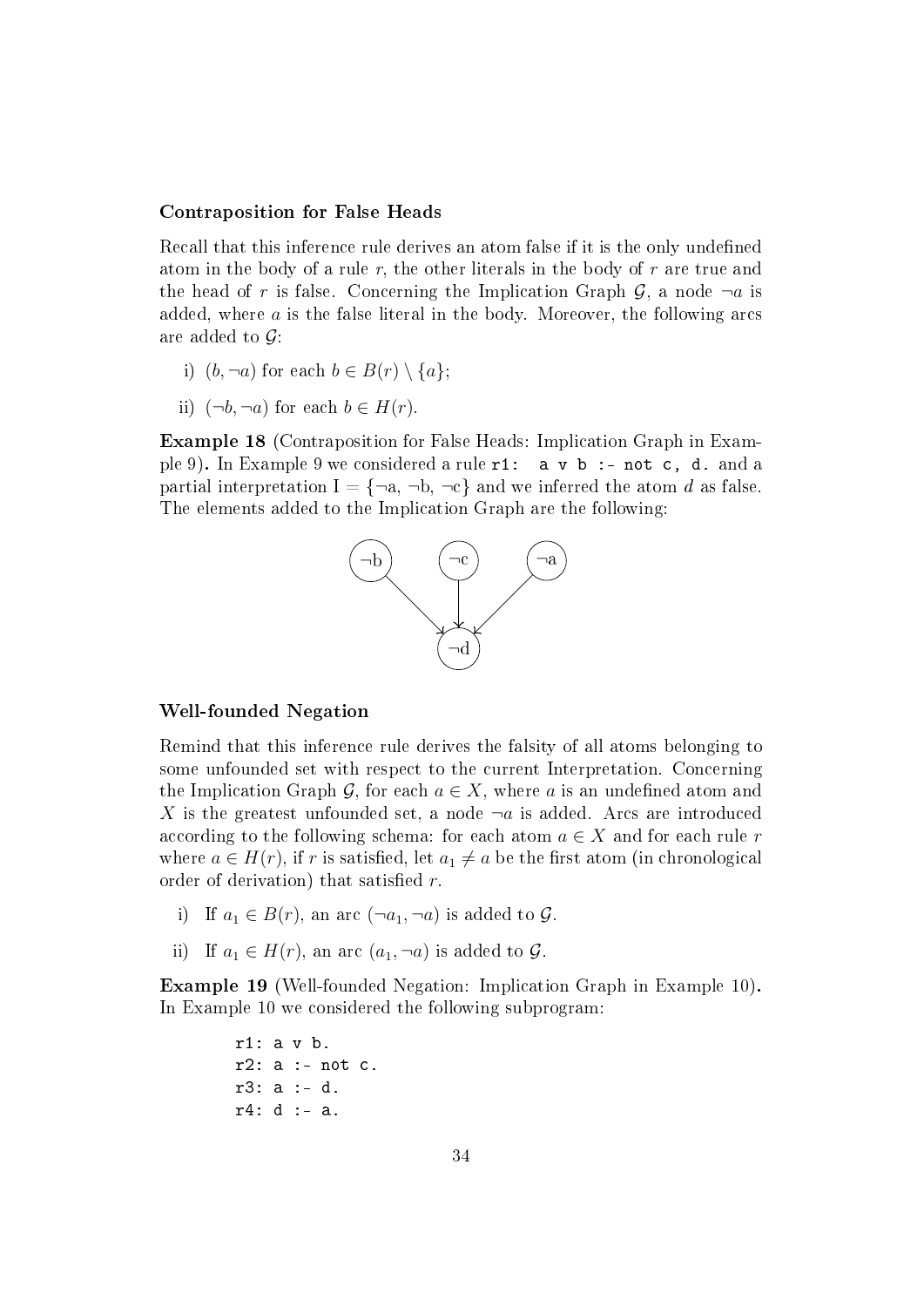#### Contraposition for False Heads

Recall that this inference rule derives an atom false if it is the only undefined atom in the body of a rule $r$, the other literals in the body of $r$ are true and the head of $r$ is false. Concerning the Implication Graph $\mathcal{G}$, a node $\neg a$ is added, where $a$ is the false literal in the body. Moreover, the following arcs are added to $\mathcal{G}$:

i) $(b, \neg a)$ for each $b \in B(r) \setminus \{a\}$;

ii) $(\neg b, \neg a)$ for each $b \in H(r)$.

**Example 18** (Contraposition for False Heads: Implication Graph in Example 9)**.** In Example 9 we considered a rule `r1: a v b :- not c, d.` and a partial interpretation $\mathrm{I} = \{\neg \mathrm{a}, \neg \mathrm{b}, \neg \mathrm{c}\}$ and we inferred the atom $d$ as false. The elements added to the Implication Graph are the following:

#### Well-founded Negation

Remind that this inference rule derives the falsity of all atoms belonging to some unfounded set with respect to the current Interpretation. Concerning the Implication Graph $\mathcal{G}$, for each $a \in X$, where $a$ is an undefined atom and $X$ is the greatest unfounded set, a node $\neg a$ is added. Arcs are introduced according to the following schema: for each atom $a \in X$ and for each rule $r$ where $a \in H(r)$, if $r$ is satisfied, let $a_1 \neq a$ be the first atom (in chronological order of derivation) that satisfied $r$.

i) If $a_1 \in B(r)$, an arc $(\neg a_1, \neg a)$ is added to $\mathcal{G}$.

ii) If $a_1 \in H(r)$, an arc $(a_1, \neg a)$ is added to $\mathcal{G}$.

**Example 19** (Well-founded Negation: Implication Graph in Example 10)**.** In Example 10 we considered the following subprogram:

```
r1: a v b.
r2: a :- not c.
r3: a :- d.
r4: d :- a.
```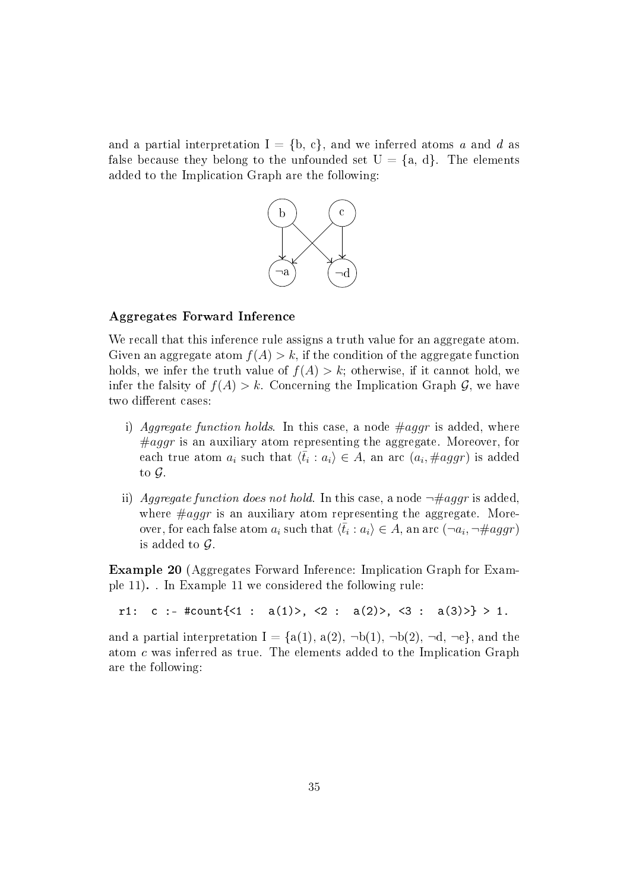and a partial interpretation I = {b, c}, and we inferred atoms $a$ and $d$ as false because they belong to the unfounded set U = {a, d}. The elements added to the Implication Graph are the following:

### Aggregates Forward Inference

We recall that this inference rule assigns a truth value for an aggregate atom. Given an aggregate atom $f(A) > k$, if the condition of the aggregate function holds, we infer the truth value of $f(A) > k$; otherwise, if it cannot hold, we infer the falsity of $f(A) > k$. Concerning the Implication Graph $\mathcal{G}$, we have two different cases:

i) *Aggregate function holds*. In this case, a node $\#aggr$ is added, where $\#aggr$ is an auxiliary atom representing the aggregate. Moreover, for each true atom $a_i$ such that $\langle \bar{t}_i : a_i \rangle \in A$, an arc $(a_i, \#aggr)$ is added to $\mathcal{G}$.

ii) *Aggregate function does not hold*. In this case, a node $\neg\#aggr$ is added, where $\#aggr$ is an auxiliary atom representing the aggregate. Moreover, for each false atom $a_i$ such that $\langle \bar{t}_i : a_i \rangle \in A$, an arc $(\neg a_i, \neg\#aggr)$ is added to $\mathcal{G}$.

**Example 20** (Aggregates Forward Inference: Implication Graph for Example 11)**.** . In Example 11 we considered the following rule:

```
r1:  c :- #count{<1 :  a(1)>, <2 :  a(2)>, <3 :  a(3)>} > 1.
```

and a partial interpretation I = {a(1), a(2), ¬b(1), ¬b(2), ¬d, ¬e}, and the atom $c$ was inferred as true. The elements added to the Implication Graph are the following: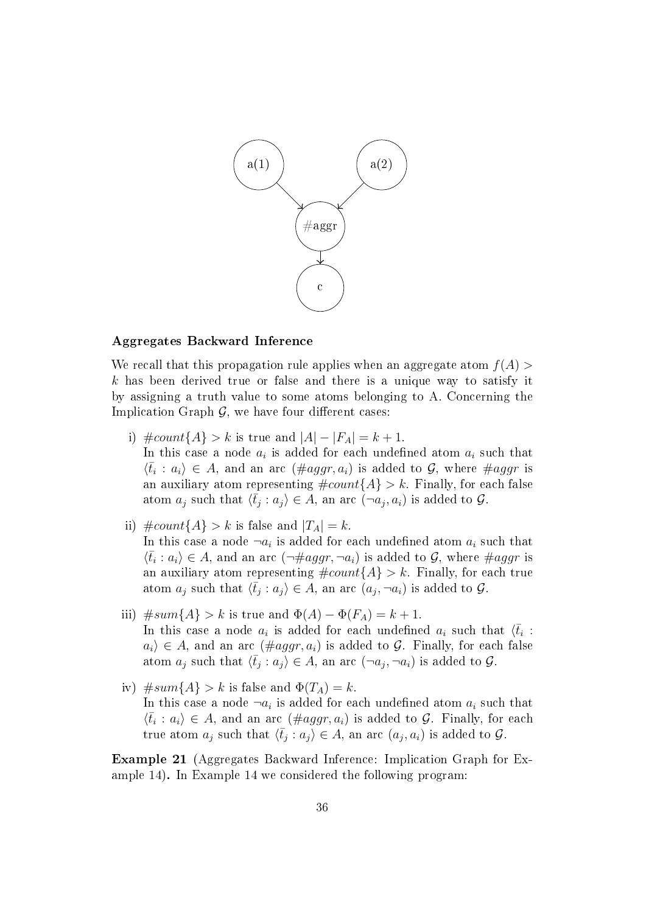**Aggregates Backward Inference**

We recall that this propagation rule applies when an aggregate atom $f(A) > k$ has been derived true or false and there is a unique way to satisfy it by assigning a truth value to some atoms belonging to A. Concerning the Implication Graph $\mathcal{G}$, we have four different cases:

i) $\#count\{A\} > k$ is true and $|A| - |F_A| = k + 1$.
In this case a node $a_i$ is added for each undefined atom $a_i$ such that $\langle \bar{t}_i : a_i \rangle \in A$, and an arc $(\#aggr, a_i)$ is added to $\mathcal{G}$, where $\#aggr$ is an auxiliary atom representing $\#count\{A\} > k$. Finally, for each false atom $a_j$ such that $\langle \bar{t}_j : a_j \rangle \in A$, an arc $(\neg a_j, a_i)$ is added to $\mathcal{G}$.

ii) $\#count\{A\} > k$ is false and $|T_A| = k$.
In this case a node $\neg a_i$ is added for each undefined atom $a_i$ such that $\langle \bar{t}_i : a_i \rangle \in A$, and an arc $(\neg\#aggr, \neg a_i)$ is added to $\mathcal{G}$, where $\#aggr$ is an auxiliary atom representing $\#count\{A\} > k$. Finally, for each true atom $a_j$ such that $\langle \bar{t}_j : a_j \rangle \in A$, an arc $(a_j, \neg a_i)$ is added to $\mathcal{G}$.

iii) $\#sum\{A\} > k$ is true and $\Phi(A) - \Phi(F_A) = k + 1$.
In this case a node $a_i$ is added for each undefined $a_i$ such that $\langle \bar{t}_i : a_i \rangle \in A$, and an arc $(\#aggr, a_i)$ is added to $\mathcal{G}$. Finally, for each false atom $a_j$ such that $\langle \bar{t}_j : a_j \rangle \in A$, an arc $(\neg a_j, \neg a_i)$ is added to $\mathcal{G}$.

iv) $\#sum\{A\} > k$ is false and $\Phi(T_A) = k$.
In this case a node $\neg a_i$ is added for each undefined atom $a_i$ such that $\langle \bar{t}_i : a_i \rangle \in A$, and an arc $(\#aggr, a_i)$ is added to $\mathcal{G}$. Finally, for each true atom $a_j$ such that $\langle \bar{t}_j : a_j \rangle \in A$, an arc $(a_j, a_i)$ is added to $\mathcal{G}$.

**Example 21** (Aggregates Backward Inference: Implication Graph for Example 14)**.** In Example 14 we considered the following program: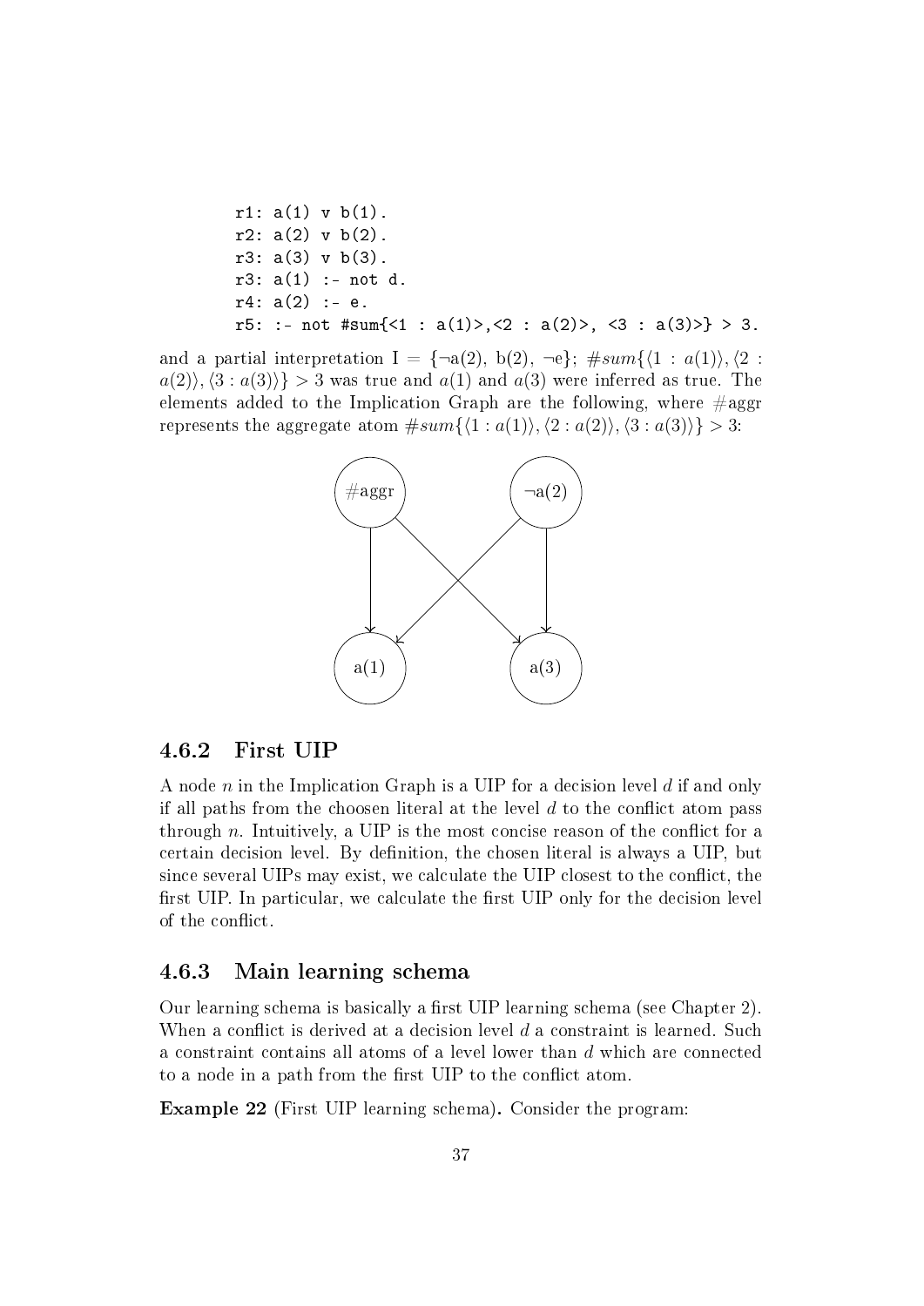```
r1: a(1) v b(1).
r2: a(2) v b(2).
r3: a(3) v b(3).
r3: a(1) :- not d.
r4: a(2) :- e.
r5: :- not #sum{<1 : a(1)>,<2 : a(2)>, <3 : a(3)>} > 3.
```

and a partial interpretation I = {¬a(2), b(2), ¬e}; $\#sum\{\langle 1 : a(1)\rangle, \langle 2 : a(2)\rangle, \langle 3 : a(3)\rangle\} > 3$ was true and $a(1)$ and $a(3)$ were inferred as true. The elements added to the Implication Graph are the following, where #aggr represents the aggregate atom $\#sum\{\langle 1 : a(1)\rangle, \langle 2 : a(2)\rangle, \langle 3 : a(3)\rangle\} > 3$:

## 4.6.2 First UIP

A node $n$ in the Implication Graph is a UIP for a decision level $d$ if and only if all paths from the choosen literal at the level $d$ to the conflict atom pass through $n$. Intuitively, a UIP is the most concise reason of the conflict for a certain decision level. By definition, the chosen literal is always a UIP, but since several UIPs may exist, we calculate the UIP closest to the conflict, the first UIP. In particular, we calculate the first UIP only for the decision level of the conflict.

## 4.6.3 Main learning schema

Our learning schema is basically a first UIP learning schema (see Chapter 2). When a conflict is derived at a decision level $d$ a constraint is learned. Such a constraint contains all atoms of a level lower than $d$ which are connected to a node in a path from the first UIP to the conflict atom.

**Example 22** (First UIP learning schema)**.** Consider the program: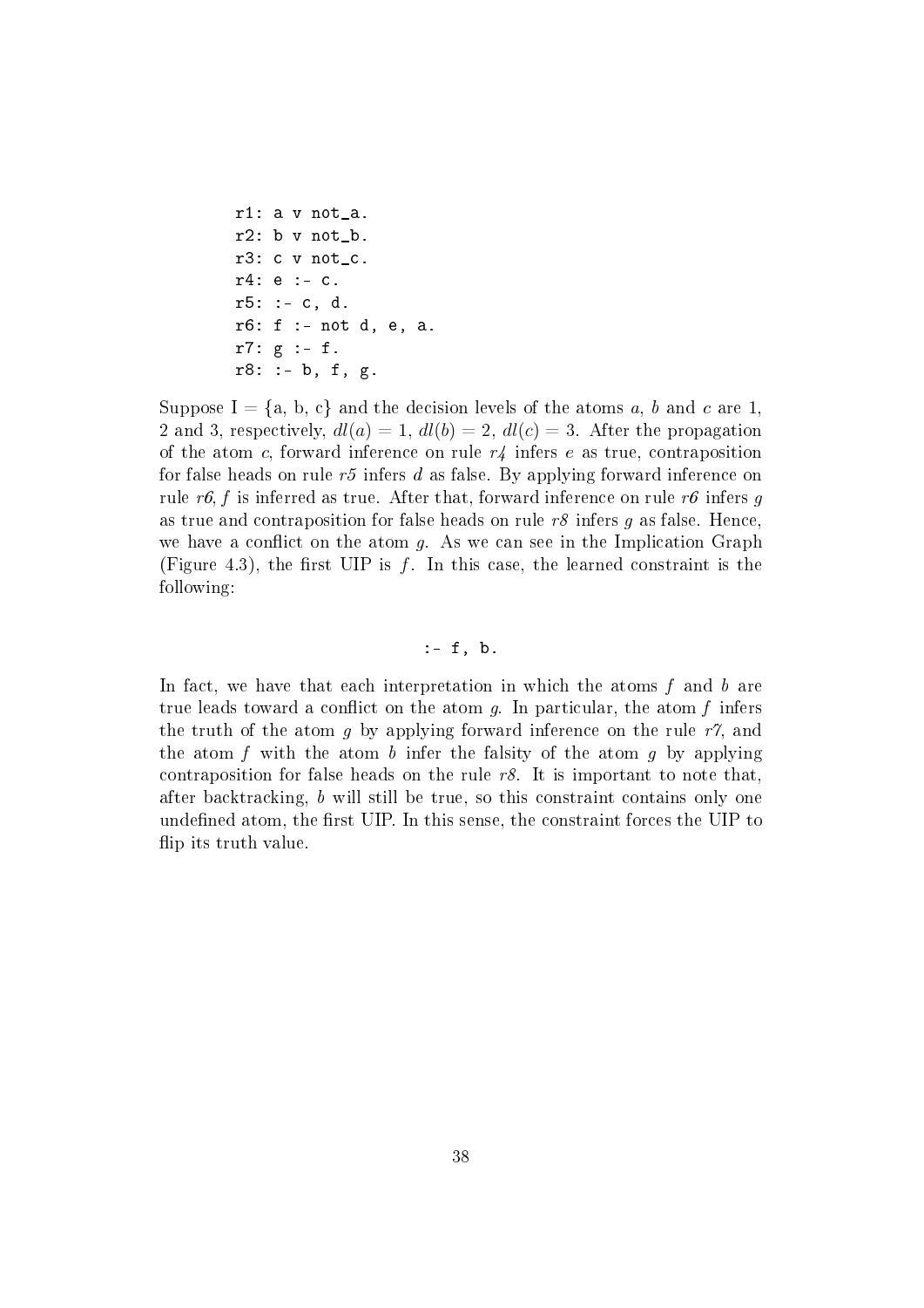```
r1: a v not_a.
r2: b v not_b.
r3: c v not_c.
r4: e :- c.
r5: :- c, d.
r6: f :- not d, e, a.
r7: g :- f.
r8: :- b, f, g.
```

Suppose I = {a, b, c} and the decision levels of the atoms *a*, *b* and *c* are 1, 2 and 3, respectively, $dl(a) = 1$, $dl(b) = 2$, $dl(c) = 3$. After the propagation of the atom *c*, forward inference on rule *r4* infers *e* as true, contraposition for false heads on rule *r5* infers *d* as false. By applying forward inference on rule *r6*, *f* is inferred as true. After that, forward inference on rule *r6* infers *g* as true and contraposition for false heads on rule *r8* infers *g* as false. Hence, we have a conflict on the atom *g*. As we can see in the Implication Graph (Figure 4.3), the first UIP is *f*. In this case, the learned constraint is the following:

```
:- f, b.
```

In fact, we have that each interpretation in which the atoms *f* and *b* are true leads toward a conflict on the atom *g*. In particular, the atom *f* infers the truth of the atom *g* by applying forward inference on the rule *r7*, and the atom *f* with the atom *b* infer the falsity of the atom *g* by applying contraposition for false heads on the rule *r8*. It is important to note that, after backtracking, *b* will still be true, so this constraint contains only one undefined atom, the first UIP. In this sense, the constraint forces the UIP to flip its truth value.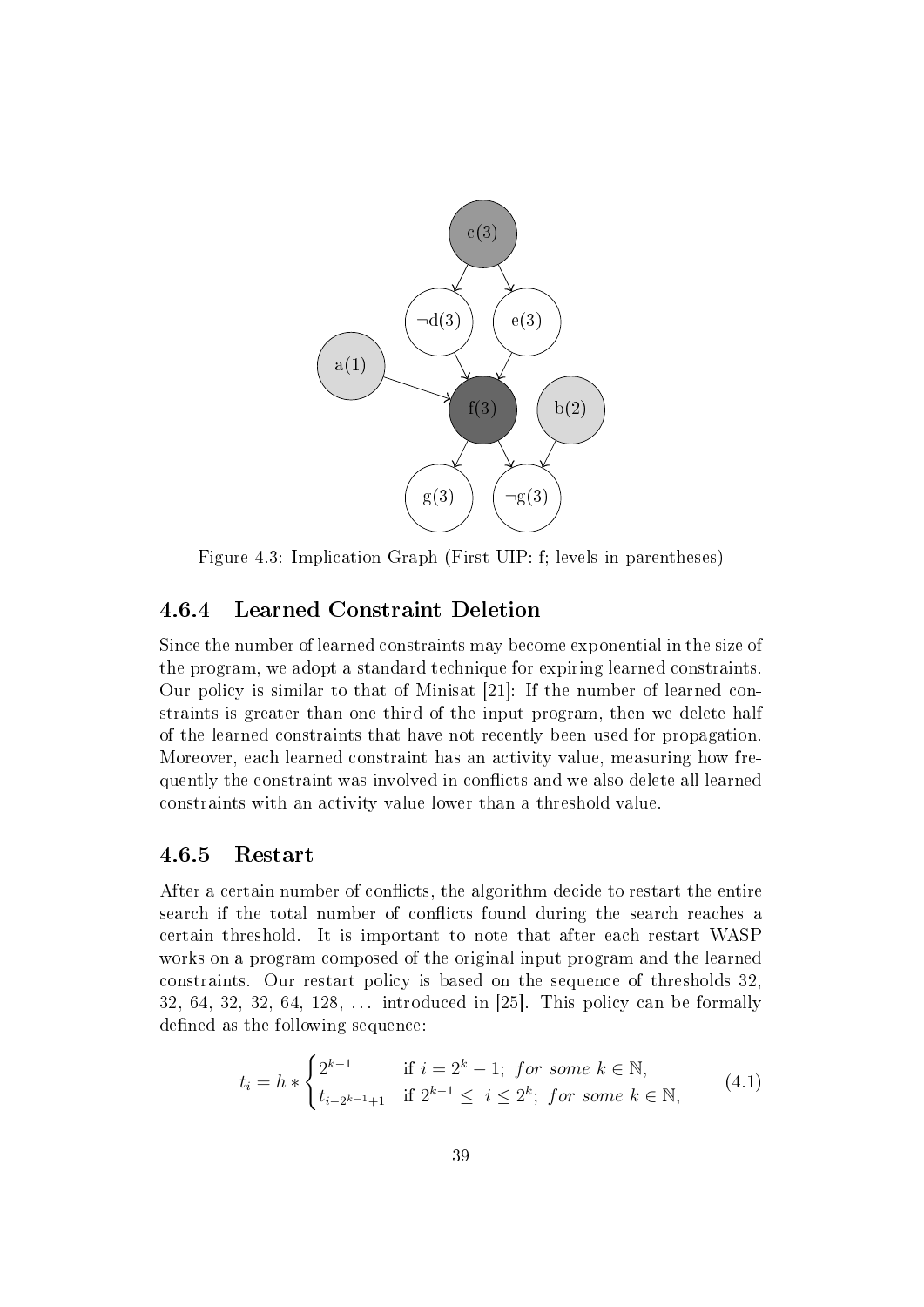Figure 4.3: Implication Graph (First UIP: f; levels in parentheses)

### 4.6.4 Learned Constraint Deletion

Since the number of learned constraints may become exponential in the size of the program, we adopt a standard technique for expiring learned constraints. Our policy is similar to that of Minisat [21]: If the number of learned constraints is greater than one third of the input program, then we delete half of the learned constraints that have not recently been used for propagation. Moreover, each learned constraint has an activity value, measuring how frequently the constraint was involved in conflicts and we also delete all learned constraints with an activity value lower than a threshold value.

### 4.6.5 Restart

After a certain number of conflicts, the algorithm decide to restart the entire search if the total number of conflicts found during the search reaches a certain threshold. It is important to note that after each restart WASP works on a program composed of the original input program and the learned constraints. Our restart policy is based on the sequence of thresholds 32, 32, 64, 32, 32, 64, 128, ... introduced in [25]. This policy can be formally defined as the following sequence:

$$t_i = h * \begin{cases} 2^{k-1} & \text{if } i = 2^k - 1; \ for \ some \ k \in \mathbb{N}, \\ t_{i-2^{k-1}+1} & \text{if } 2^{k-1} \leq \ i \leq 2^k; \ for \ some \ k \in \mathbb{N}, \end{cases} \tag{4.1}$$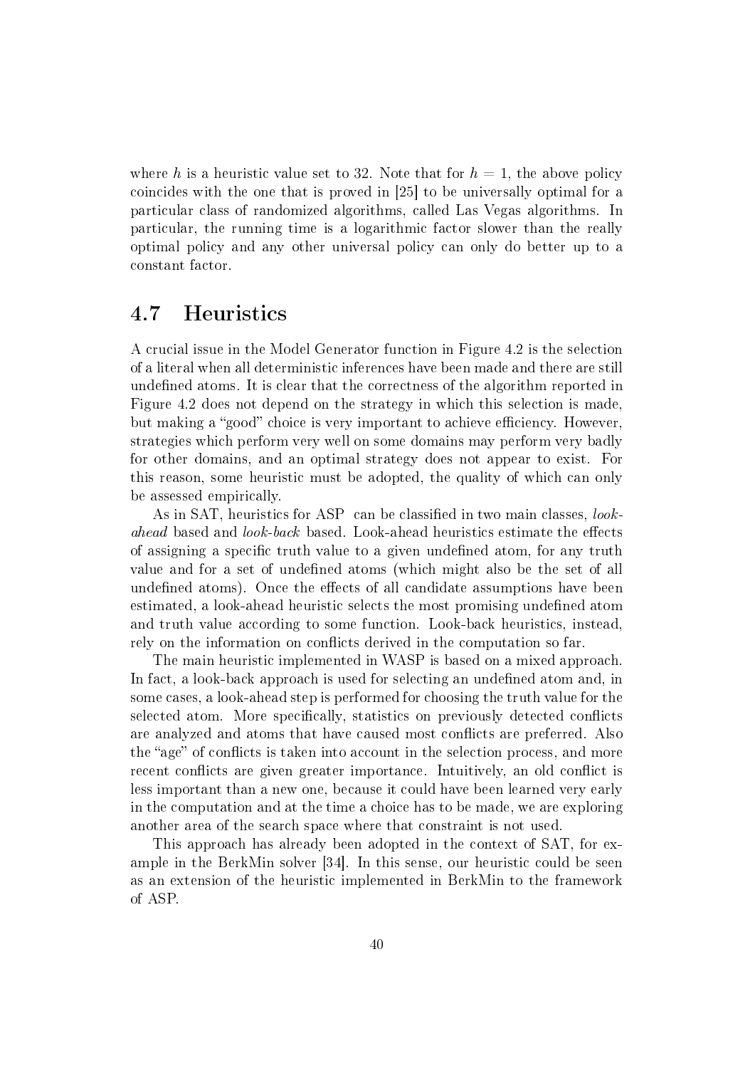where $h$ is a heuristic value set to 32. Note that for $h = 1$, the above policy coincides with the one that is proved in [25] to be universally optimal for a particular class of randomized algorithms, called Las Vegas algorithms. In particular, the running time is a logarithmic factor slower than the really optimal policy and any other universal policy can only do better up to a constant factor.

## 4.7 Heuristics

A crucial issue in the Model Generator function in Figure 4.2 is the selection of a literal when all deterministic inferences have been made and there are still undefined atoms. It is clear that the correctness of the algorithm reported in Figure 4.2 does not depend on the strategy in which this selection is made, but making a "good" choice is very important to achieve efficiency. However, strategies which perform very well on some domains may perform very badly for other domains, and an optimal strategy does not appear to exist. For this reason, some heuristic must be adopted, the quality of which can only be assessed empirically.

As in SAT, heuristics for ASP can be classified in two main classes, *look-ahead* based and *look-back* based. Look-ahead heuristics estimate the effects of assigning a specific truth value to a given undefined atom, for any truth value and for a set of undefined atoms (which might also be the set of all undefined atoms). Once the effects of all candidate assumptions have been estimated, a look-ahead heuristic selects the most promising undefined atom and truth value according to some function. Look-back heuristics, instead, rely on the information on conflicts derived in the computation so far.

The main heuristic implemented in WASP is based on a mixed approach. In fact, a look-back approach is used for selecting an undefined atom and, in some cases, a look-ahead step is performed for choosing the truth value for the selected atom. More specifically, statistics on previously detected conflicts are analyzed and atoms that have caused most conflicts are preferred. Also the "age" of conflicts is taken into account in the selection process, and more recent conflicts are given greater importance. Intuitively, an old conflict is less important than a new one, because it could have been learned very early in the computation and at the time a choice has to be made, we are exploring another area of the search space where that constraint is not used.

This approach has already been adopted in the context of SAT, for example in the BerkMin solver [34]. In this sense, our heuristic could be seen as an extension of the heuristic implemented in BerkMin to the framework of ASP.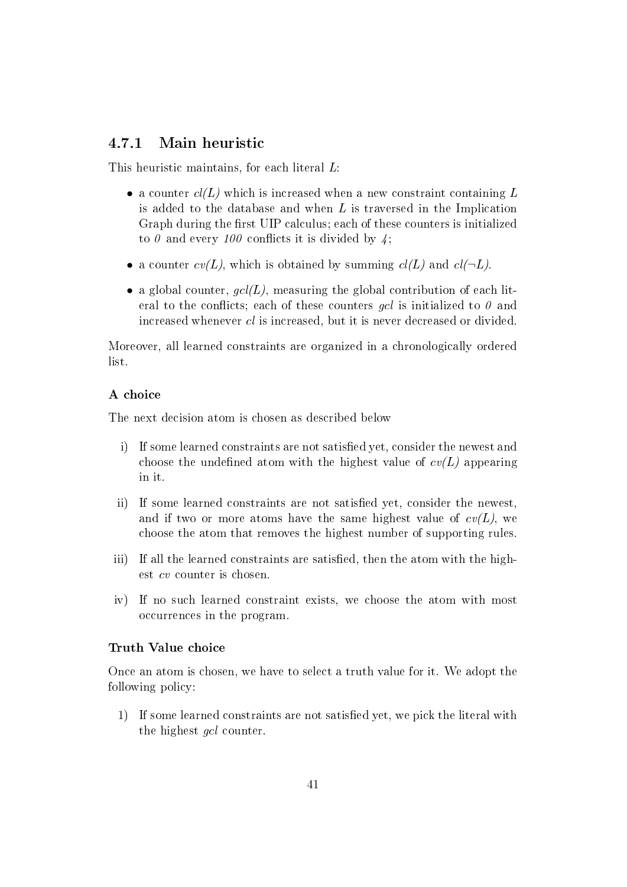### 4.7.1 Main heuristic

This heuristic maintains, for each literal $L$:

- a counter *cl(L)* which is increased when a new constraint containing $L$ is added to the database and when $L$ is traversed in the Implication Graph during the first UIP calculus; each of these counters is initialized to *0* and every *100* conflicts it is divided by *4*;
- a counter *cv(L)*, which is obtained by summing *cl(L)* and *cl(¬L)*.
- a global counter, *gcl(L)*, measuring the global contribution of each literal to the conflicts; each of these counters *gcl* is initialized to *0* and increased whenever *cl* is increased, but it is never decreased or divided.

Moreover, all learned constraints are organized in a chronologically ordered list.

#### A choice

The next decision atom is chosen as described below

i) If some learned constraints are not satisfied yet, consider the newest and choose the undefined atom with the highest value of *cv(L)* appearing in it.

ii) If some learned constraints are not satisfied yet, consider the newest, and if two or more atoms have the same highest value of *cv(L)*, we choose the atom that removes the highest number of supporting rules.

iii) If all the learned constraints are satisfied, then the atom with the highest *cv* counter is chosen.

iv) If no such learned constraint exists, we choose the atom with most occurrences in the program.

#### Truth Value choice

Once an atom is chosen, we have to select a truth value for it. We adopt the following policy:

1) If some learned constraints are not satisfied yet, we pick the literal with the highest *gcl* counter.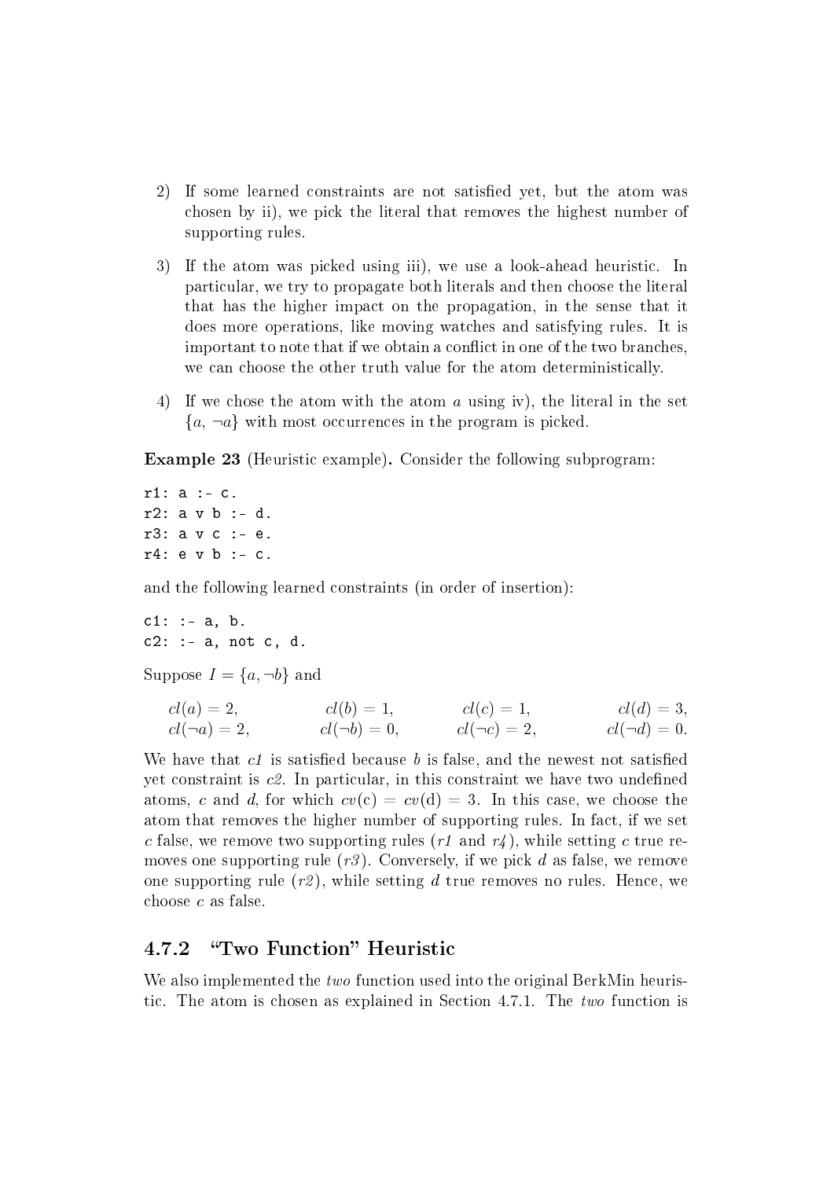2) If some learned constraints are not satisfied yet, but the atom was chosen by ii), we pick the literal that removes the highest number of supporting rules.

3) If the atom was picked using iii), we use a look-ahead heuristic. In particular, we try to propagate both literals and then choose the literal that has the higher impact on the propagation, in the sense that it does more operations, like moving watches and satisfying rules. It is important to note that if we obtain a conflict in one of the two branches, we can choose the other truth value for the atom deterministically.

4) If we chose the atom with the atom $a$ using iv), the literal in the set $\{a, \neg a\}$ with most occurrences in the program is picked.

**Example 23** (Heuristic example)**.** Consider the following subprogram:

```
r1: a :- c.
r2: a v b :- d.
r3: a v c :- e.
r4: e v b :- c.
```

and the following learned constraints (in order of insertion):

```
c1: :- a, b.
c2: :- a, not c, d.
```

Suppose $I = \{a, \neg b\}$ and

$$cl(a) = 2, \quad cl(b) = 1, \quad cl(c) = 1, \quad cl(d) = 3,$$
$$cl(\neg a) = 2, \quad cl(\neg b) = 0, \quad cl(\neg c) = 2, \quad cl(\neg d) = 0.$$

We have that *c1* is satisfied because $b$ is false, and the newest not satisfied yet constraint is *c2*. In particular, in this constraint we have two undefined atoms, $c$ and $d$, for which $cv(c) = cv(d) = 3$. In this case, we choose the atom that removes the higher number of supporting rules. In fact, if we set $c$ false, we remove two supporting rules (*r1* and *r4*), while setting $c$ true removes one supporting rule (*r3*). Conversely, if we pick $d$ as false, we remove one supporting rule (*r2*), while setting $d$ true removes no rules. Hence, we choose $c$ as false.

### 4.7.2 "Two Function" Heuristic

We also implemented the *two* function used into the original BerkMin heuristic. The atom is chosen as explained in Section 4.7.1. The *two* function is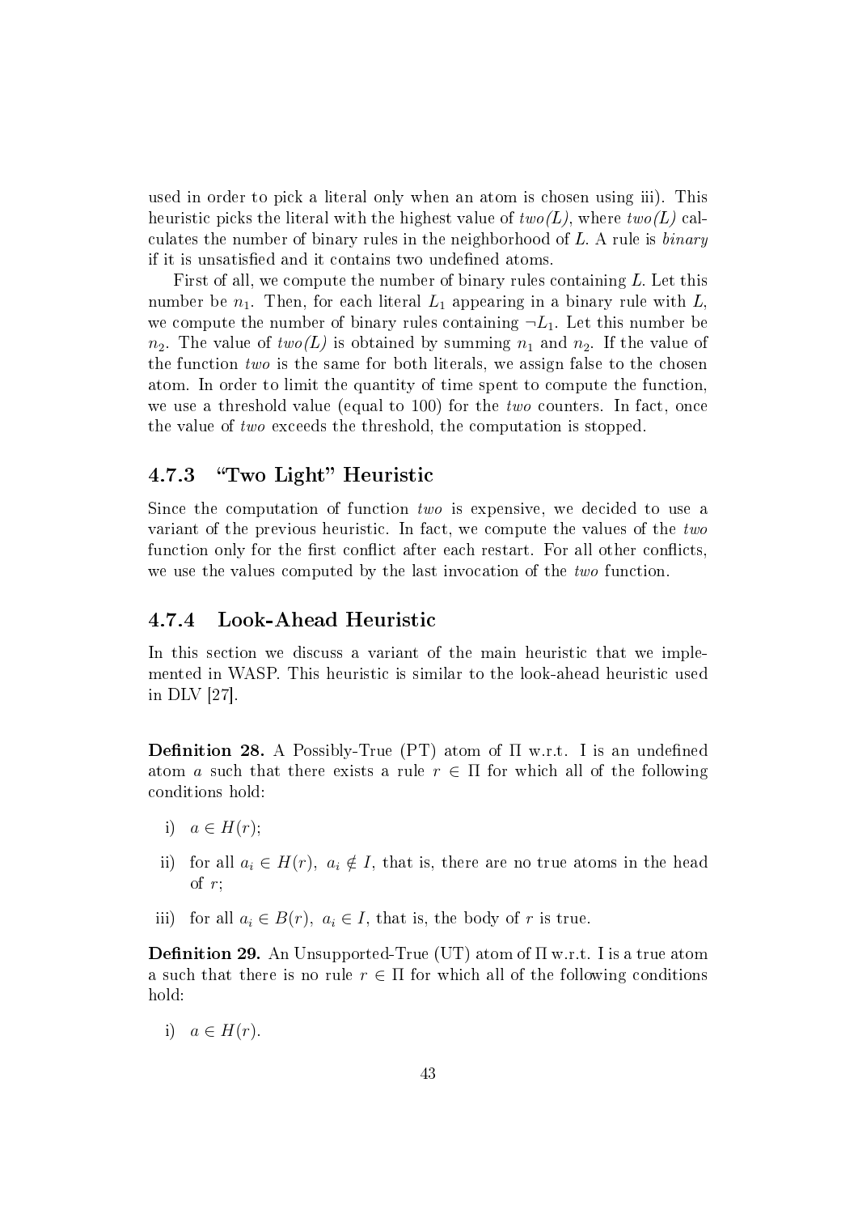used in order to pick a literal only when an atom is chosen using iii). This heuristic picks the literal with the highest value of *two(L)*, where *two(L)* calculates the number of binary rules in the neighborhood of $L$. A rule is *binary* if it is unsatisfied and it contains two undefined atoms.

First of all, we compute the number of binary rules containing $L$. Let this number be $n_1$. Then, for each literal $L_1$ appearing in a binary rule with $L$, we compute the number of binary rules containing $\neg L_1$. Let this number be $n_2$. The value of *two(L)* is obtained by summing $n_1$ and $n_2$. If the value of the function *two* is the same for both literals, we assign false to the chosen atom. In order to limit the quantity of time spent to compute the function, we use a threshold value (equal to 100) for the *two* counters. In fact, once the value of *two* exceeds the threshold, the computation is stopped.

### 4.7.3 "Two Light" Heuristic

Since the computation of function *two* is expensive, we decided to use a variant of the previous heuristic. In fact, we compute the values of the *two* function only for the first conflict after each restart. For all other conflicts, we use the values computed by the last invocation of the *two* function.

### 4.7.4 Look-Ahead Heuristic

In this section we discuss a variant of the main heuristic that we implemented in WASP. This heuristic is similar to the look-ahead heuristic used in DLV [27].

**Definition 28.** A Possibly-True (PT) atom of $\Pi$ w.r.t. I is an undefined atom $a$ such that there exists a rule $r \in \Pi$ for which all of the following conditions hold:

- i) $a \in H(r)$;
- ii) for all $a_i \in H(r)$, $a_i \notin I$, that is, there are no true atoms in the head of $r$;
- iii) for all $a_i \in B(r)$, $a_i \in I$, that is, the body of $r$ is true.

**Definition 29.** An Unsupported-True (UT) atom of $\Pi$ w.r.t. I is a true atom $a$ such that there is no rule $r \in \Pi$ for which all of the following conditions hold:

- i) $a \in H(r)$.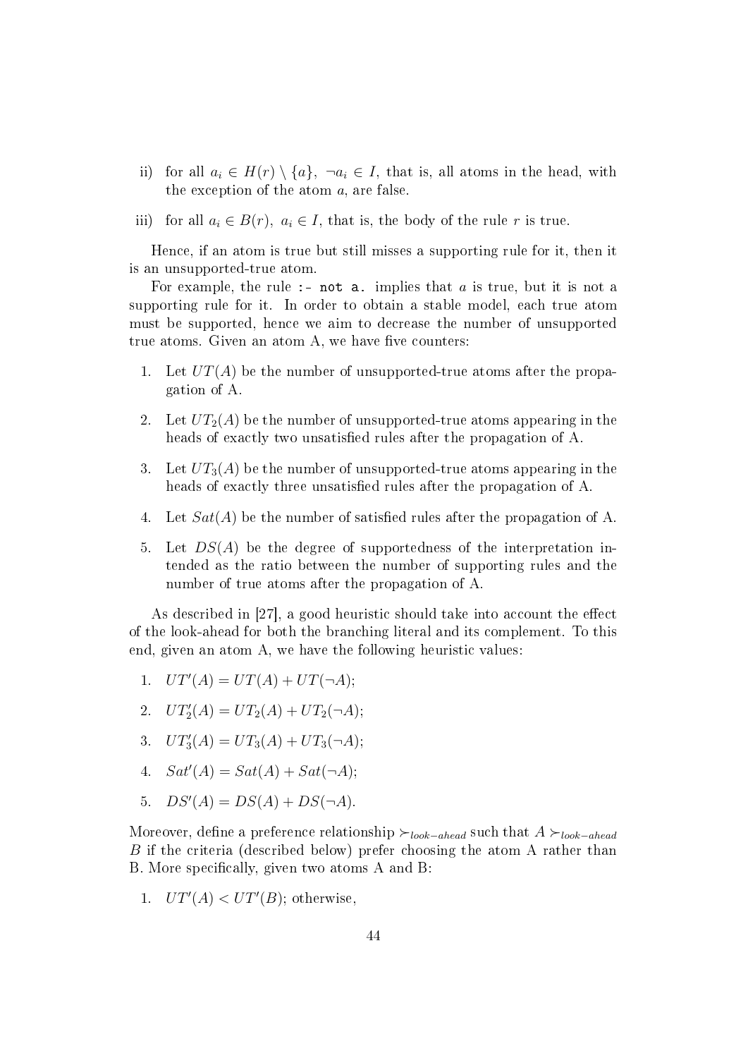ii) for all $a_i \in H(r) \setminus \{a\}$, $\neg a_i \in I$, that is, all atoms in the head, with the exception of the atom $a$, are false.

iii) for all $a_i \in B(r)$, $a_i \in I$, that is, the body of the rule $r$ is true.

Hence, if an atom is true but still misses a supporting rule for it, then it is an unsupported-true atom.

For example, the rule `:- not a.` implies that $a$ is true, but it is not a supporting rule for it. In order to obtain a stable model, each true atom must be supported, hence we aim to decrease the number of unsupported true atoms. Given an atom A, we have five counters:

1. Let $UT(A)$ be the number of unsupported-true atoms after the propagation of A.
2. Let $UT_2(A)$ be the number of unsupported-true atoms appearing in the heads of exactly two unsatisfied rules after the propagation of A.
3. Let $UT_3(A)$ be the number of unsupported-true atoms appearing in the heads of exactly three unsatisfied rules after the propagation of A.
4. Let $Sat(A)$ be the number of satisfied rules after the propagation of A.
5. Let $DS(A)$ be the degree of supportedness of the interpretation intended as the ratio between the number of supporting rules and the number of true atoms after the propagation of A.

As described in [27], a good heuristic should take into account the effect of the look-ahead for both the branching literal and its complement. To this end, given an atom A, we have the following heuristic values:

1. $UT'(A) = UT(A) + UT(\neg A)$;
2. $UT'_2(A) = UT_2(A) + UT_2(\neg A)$;
3. $UT'_3(A) = UT_3(A) + UT_3(\neg A)$;
4. $Sat'(A) = Sat(A) + Sat(\neg A)$;
5. $DS'(A) = DS(A) + DS(\neg A)$.

Moreover, define a preference relationship $\succ_{look-ahead}$ such that $A \succ_{look-ahead} B$ if the criteria (described below) prefer choosing the atom A rather than B. More specifically, given two atoms A and B:

1. $UT'(A) < UT'(B)$; otherwise,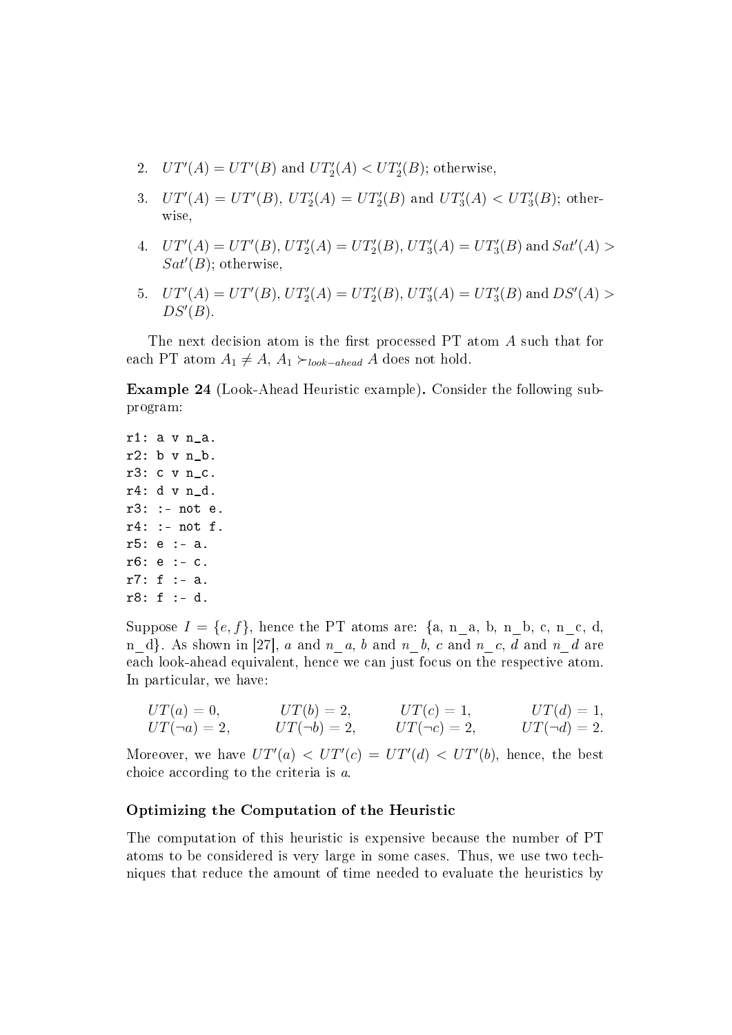2. $UT'(A) = UT'(B)$ and $UT'_2(A) < UT'_2(B)$; otherwise,

3. $UT'(A) = UT'(B)$, $UT'_2(A) = UT'_2(B)$ and $UT'_3(A) < UT'_3(B)$; otherwise,

4. $UT'(A) = UT'(B)$, $UT'_2(A) = UT'_2(B)$, $UT'_3(A) = UT'_3(B)$ and $Sat'(A) > Sat'(B)$; otherwise,

5. $UT'(A) = UT'(B)$, $UT'_2(A) = UT'_2(B)$, $UT'_3(A) = UT'_3(B)$ and $DS'(A) > DS'(B)$.

The next decision atom is the first processed PT atom $A$ such that for each PT atom $A_1 \neq A$, $A_1 \succ_{look-ahead} A$ does not hold.

**Example 24** (Look-Ahead Heuristic example)**.** Consider the following subprogram:

```
r1: a v n_a.
r2: b v n_b.
r3: c v n_c.
r4: d v n_d.
r3: :- not e.
r4: :- not f.
r5: e :- a.
r6: e :- c.
r7: f :- a.
r8: f :- d.
```

Suppose $I = \{e, f\}$, hence the PT atoms are: {a, n_a, b, n_b, c, n_c, d, n_d}. As shown in [27], $a$ and $n\_a$, $b$ and $n\_b$, $c$ and $n\_c$, $d$ and $n\_d$ are each look-ahead equivalent, hence we can just focus on the respective atom. In particular, we have:

$$
\begin{array}{llll}
UT(a) = 0, & UT(b) = 2, & UT(c) = 1, & UT(d) = 1, \\
UT(\neg a) = 2, & UT(\neg b) = 2, & UT(\neg c) = 2, & UT(\neg d) = 2.
\end{array}
$$

Moreover, we have $UT'(a) < UT'(c) = UT'(d) < UT'(b)$, hence, the best choice according to the criteria is $a$.

### Optimizing the Computation of the Heuristic

The computation of this heuristic is expensive because the number of PT atoms to be considered is very large in some cases. Thus, we use two techniques that reduce the amount of time needed to evaluate the heuristics by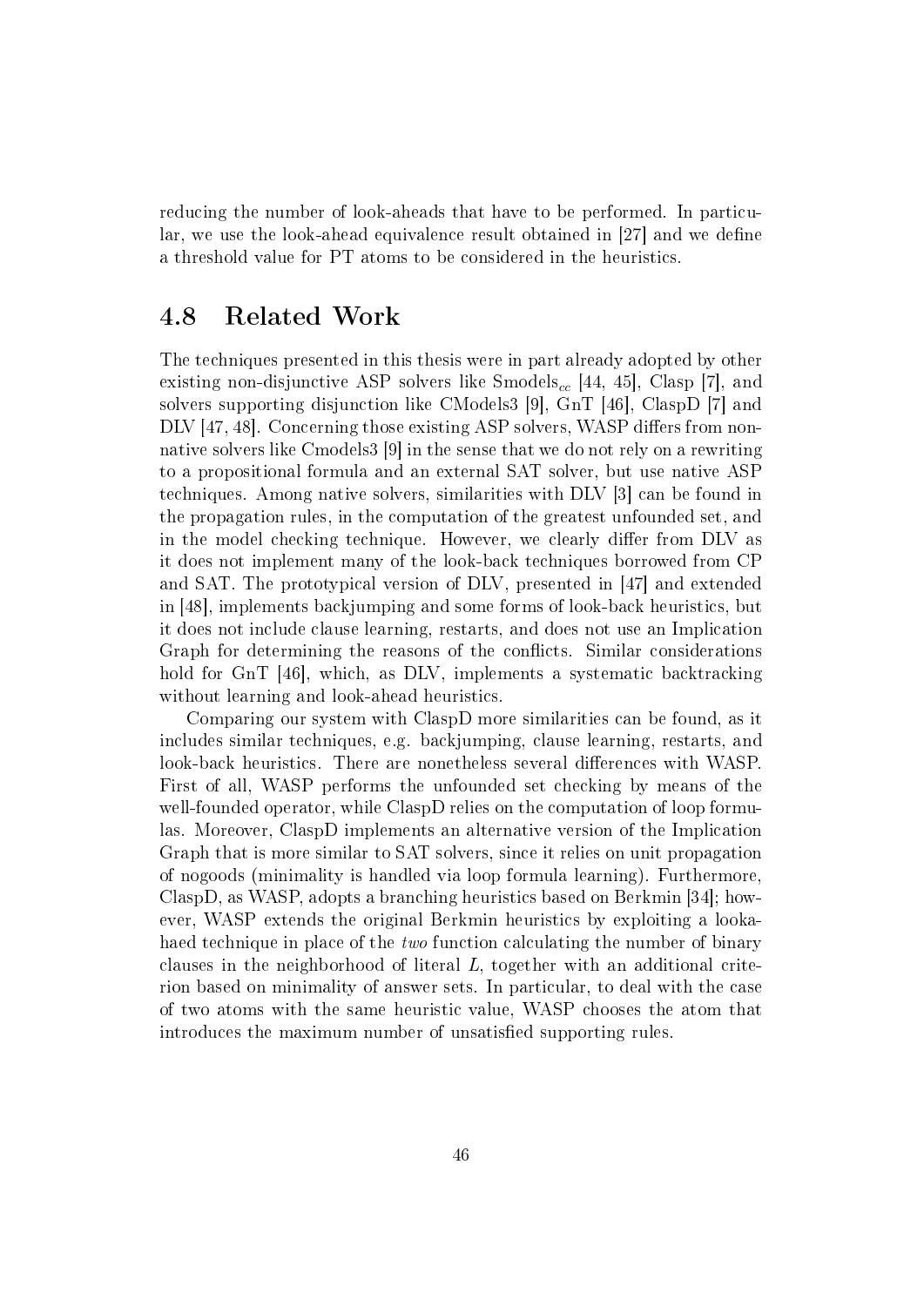reducing the number of look-aheads that have to be performed. In particular, we use the look-ahead equivalence result obtained in [27] and we define a threshold value for PT atoms to be considered in the heuristics.

## 4.8 Related Work

The techniques presented in this thesis were in part already adopted by other existing non-disjunctive ASP solvers like Smodels$_{cc}$ [44, 45], Clasp [7], and solvers supporting disjunction like CModels3 [9], GnT [46], ClaspD [7] and DLV [47, 48]. Concerning those existing ASP solvers, WASP differs from non-native solvers like Cmodels3 [9] in the sense that we do not rely on a rewriting to a propositional formula and an external SAT solver, but use native ASP techniques. Among native solvers, similarities with DLV [3] can be found in the propagation rules, in the computation of the greatest unfounded set, and in the model checking technique. However, we clearly differ from DLV as it does not implement many of the look-back techniques borrowed from CP and SAT. The prototypical version of DLV, presented in [47] and extended in [48], implements backjumping and some forms of look-back heuristics, but it does not include clause learning, restarts, and does not use an Implication Graph for determining the reasons of the conflicts. Similar considerations hold for GnT [46], which, as DLV, implements a systematic backtracking without learning and look-ahead heuristics.

Comparing our system with ClaspD more similarities can be found, as it includes similar techniques, e.g. backjumping, clause learning, restarts, and look-back heuristics. There are nonetheless several differences with WASP. First of all, WASP performs the unfounded set checking by means of the well-founded operator, while ClaspD relies on the computation of loop formulas. Moreover, ClaspD implements an alternative version of the Implication Graph that is more similar to SAT solvers, since it relies on unit propagation of nogoods (minimality is handled via loop formula learning). Furthermore, ClaspD, as WASP, adopts a branching heuristics based on Berkmin [34]; however, WASP extends the original Berkmin heuristics by exploiting a lookahaed technique in place of the *two* function calculating the number of binary clauses in the neighborhood of literal $L$, together with an additional criterion based on minimality of answer sets. In particular, to deal with the case of two atoms with the same heuristic value, WASP chooses the atom that introduces the maximum number of unsatisfied supporting rules.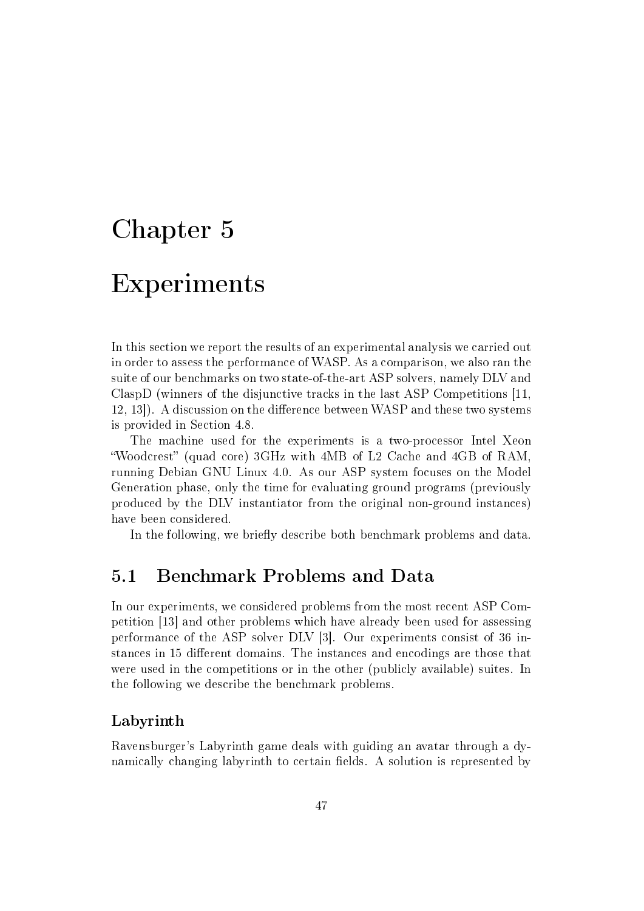# Chapter 5

# Experiments

In this section we report the results of an experimental analysis we carried out in order to assess the performance of WASP. As a comparison, we also ran the suite of our benchmarks on two state-of-the-art ASP solvers, namely DLV and ClaspD (winners of the disjunctive tracks in the last ASP Competitions [11, 12, 13]). A discussion on the difference between WASP and these two systems is provided in Section 4.8.

The machine used for the experiments is a two-processor Intel Xeon "Woodcrest" (quad core) 3GHz with 4MB of L2 Cache and 4GB of RAM, running Debian GNU Linux 4.0. As our ASP system focuses on the Model Generation phase, only the time for evaluating ground programs (previously produced by the DLV instantiator from the original non-ground instances) have been considered.

In the following, we briefly describe both benchmark problems and data.

## 5.1 Benchmark Problems and Data

In our experiments, we considered problems from the most recent ASP Competition [13] and other problems which have already been used for assessing performance of the ASP solver DLV [3]. Our experiments consist of 36 instances in 15 different domains. The instances and encodings are those that were used in the competitions or in the other (publicly available) suites. In the following we describe the benchmark problems.

### Labyrinth

Ravensburger's Labyrinth game deals with guiding an avatar through a dynamically changing labyrinth to certain fields. A solution is represented by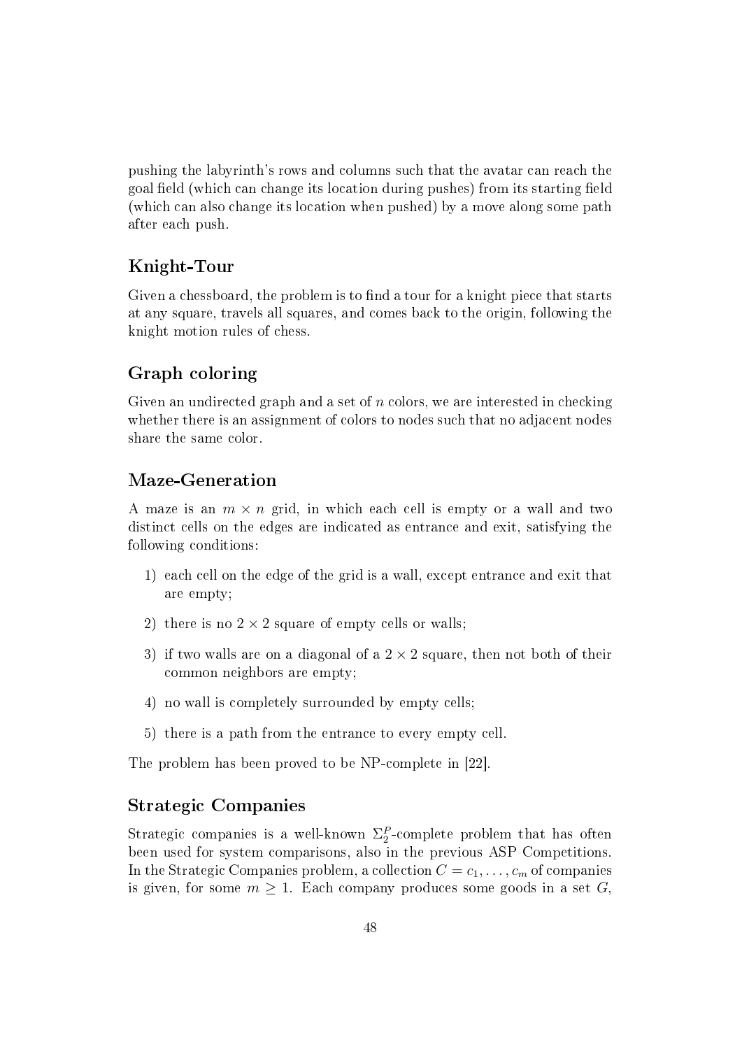pushing the labyrinth's rows and columns such that the avatar can reach the goal field (which can change its location during pushes) from its starting field (which can also change its location when pushed) by a move along some path after each push.

### Knight-Tour

Given a chessboard, the problem is to find a tour for a knight piece that starts at any square, travels all squares, and comes back to the origin, following the knight motion rules of chess.

### Graph coloring

Given an undirected graph and a set of $n$ colors, we are interested in checking whether there is an assignment of colors to nodes such that no adjacent nodes share the same color.

### Maze-Generation

A maze is an $m \times n$ grid, in which each cell is empty or a wall and two distinct cells on the edges are indicated as entrance and exit, satisfying the following conditions:

1) each cell on the edge of the grid is a wall, except entrance and exit that are empty;
2) there is no $2 \times 2$ square of empty cells or walls;
3) if two walls are on a diagonal of a $2 \times 2$ square, then not both of their common neighbors are empty;
4) no wall is completely surrounded by empty cells;
5) there is a path from the entrance to every empty cell.

The problem has been proved to be NP-complete in [22].

### Strategic Companies

Strategic companies is a well-known $\Sigma_2^P$-complete problem that has often been used for system comparisons, also in the previous ASP Competitions. In the Strategic Companies problem, a collection $C = c_1, \ldots, c_m$ of companies is given, for some $m \geq 1$. Each company produces some goods in a set $G$,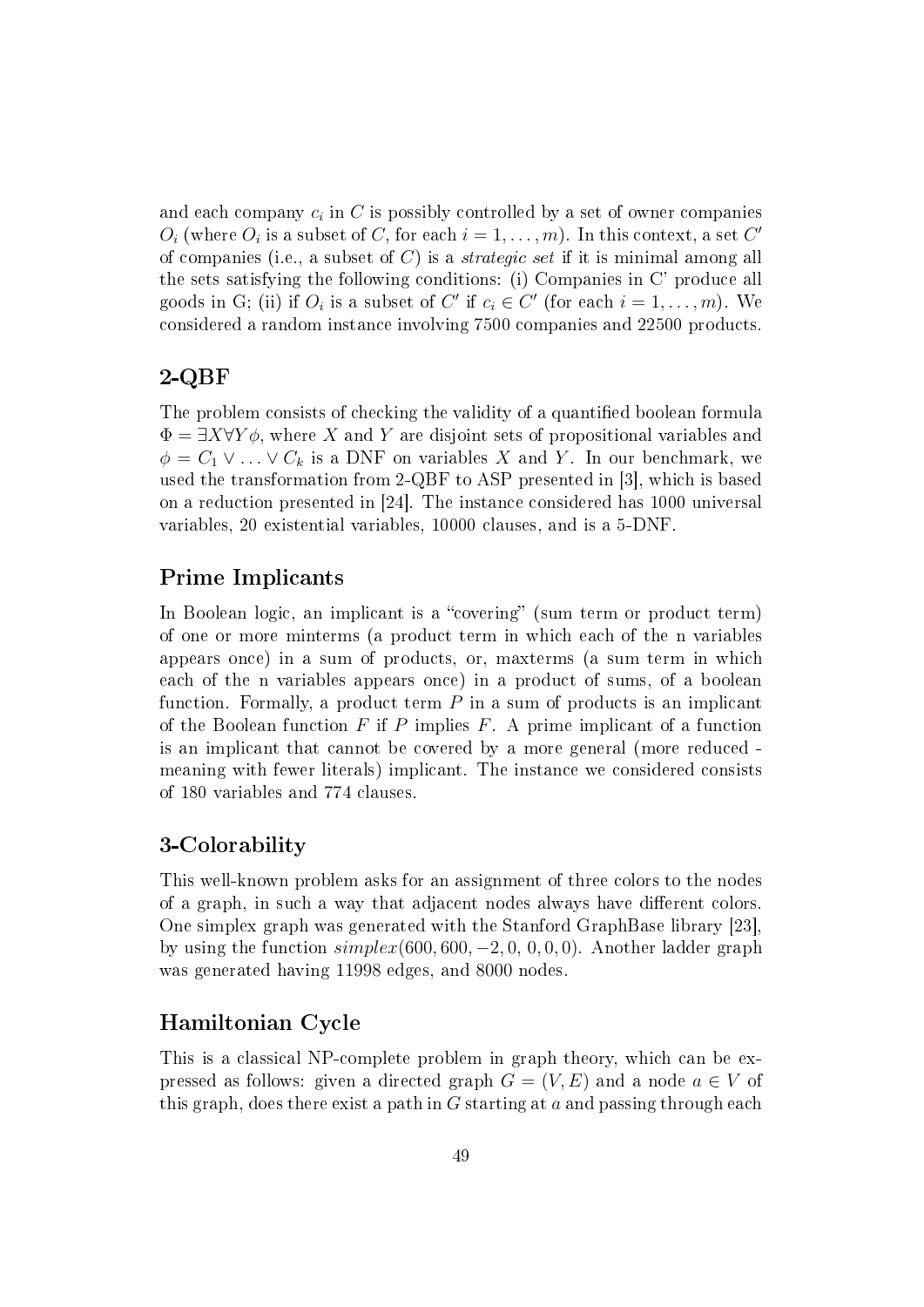and each company $c_i$ in $C$ is possibly controlled by a set of owner companies $O_i$ (where $O_i$ is a subset of $C$, for each $i = 1, \ldots, m$). In this context, a set $C'$ of companies (i.e., a subset of $C$) is a *strategic set* if it is minimal among all the sets satisfying the following conditions: (i) Companies in C' produce all goods in G; (ii) if $O_i$ is a subset of $C'$ if $c_i \in C'$ (for each $i = 1, \ldots, m$). We considered a random instance involving 7500 companies and 22500 products.

## 2-QBF

The problem consists of checking the validity of a quantified boolean formula $\Phi = \exists X \forall Y \phi$, where $X$ and $Y$ are disjoint sets of propositional variables and $\phi = C_1 \vee \ldots \vee C_k$ is a DNF on variables $X$ and $Y$. In our benchmark, we used the transformation from 2-QBF to ASP presented in [3], which is based on a reduction presented in [24]. The instance considered has 1000 universal variables, 20 existential variables, 10000 clauses, and is a 5-DNF.

## Prime Implicants

In Boolean logic, an implicant is a "covering" (sum term or product term) of one or more minterms (a product term in which each of the n variables appears once) in a sum of products, or, maxterms (a sum term in which each of the n variables appears once) in a product of sums, of a boolean function. Formally, a product term $P$ in a sum of products is an implicant of the Boolean function $F$ if $P$ implies $F$. A prime implicant of a function is an implicant that cannot be covered by a more general (more reduced - meaning with fewer literals) implicant. The instance we considered consists of 180 variables and 774 clauses.

## 3-Colorability

This well-known problem asks for an assignment of three colors to the nodes of a graph, in such a way that adjacent nodes always have different colors. One simplex graph was generated with the Stanford GraphBase library [23], by using the function $simplex(600, 600, -2, 0, 0, 0, 0)$. Another ladder graph was generated having 11998 edges, and 8000 nodes.

## Hamiltonian Cycle

This is a classical NP-complete problem in graph theory, which can be expressed as follows: given a directed graph $G = (V, E)$ and a node $a \in V$ of this graph, does there exist a path in $G$ starting at $a$ and passing through each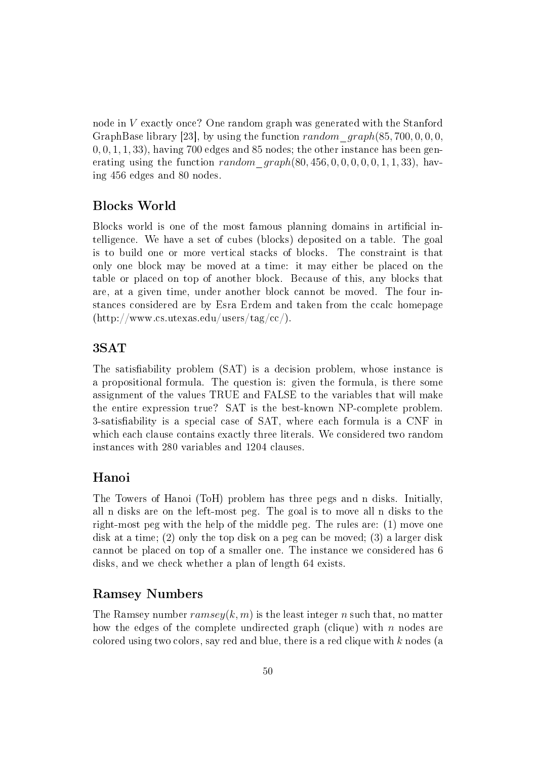node in $V$ exactly once? One random graph was generated with the Stanford GraphBase library [23], by using the function $random\_graph(85, 700, 0, 0, 0, 0, 0, 1, 1, 33)$, having 700 edges and 85 nodes; the other instance has been generating using the function $random\_graph(80, 456, 0, 0, 0, 0, 0, 1, 1, 33)$, having 456 edges and 80 nodes.

## Blocks World

Blocks world is one of the most famous planning domains in artificial intelligence. We have a set of cubes (blocks) deposited on a table. The goal is to build one or more vertical stacks of blocks. The constraint is that only one block may be moved at a time: it may either be placed on the table or placed on top of another block. Because of this, any blocks that are, at a given time, under another block cannot be moved. The four instances considered are by Esra Erdem and taken from the ccalc homepage (http://www.cs.utexas.edu/users/tag/cc/).

## 3SAT

The satisfiability problem (SAT) is a decision problem, whose instance is a propositional formula. The question is: given the formula, is there some assignment of the values TRUE and FALSE to the variables that will make the entire expression true? SAT is the best-known NP-complete problem. 3-satisfiability is a special case of SAT, where each formula is a CNF in which each clause contains exactly three literals. We considered two random instances with 280 variables and 1204 clauses.

## Hanoi

The Towers of Hanoi (ToH) problem has three pegs and n disks. Initially, all n disks are on the left-most peg. The goal is to move all n disks to the right-most peg with the help of the middle peg. The rules are: (1) move one disk at a time; (2) only the top disk on a peg can be moved; (3) a larger disk cannot be placed on top of a smaller one. The instance we considered has 6 disks, and we check whether a plan of length 64 exists.

## Ramsey Numbers

The Ramsey number $ramsey(k, m)$ is the least integer $n$ such that, no matter how the edges of the complete undirected graph (clique) with $n$ nodes are colored using two colors, say red and blue, there is a red clique with $k$ nodes (a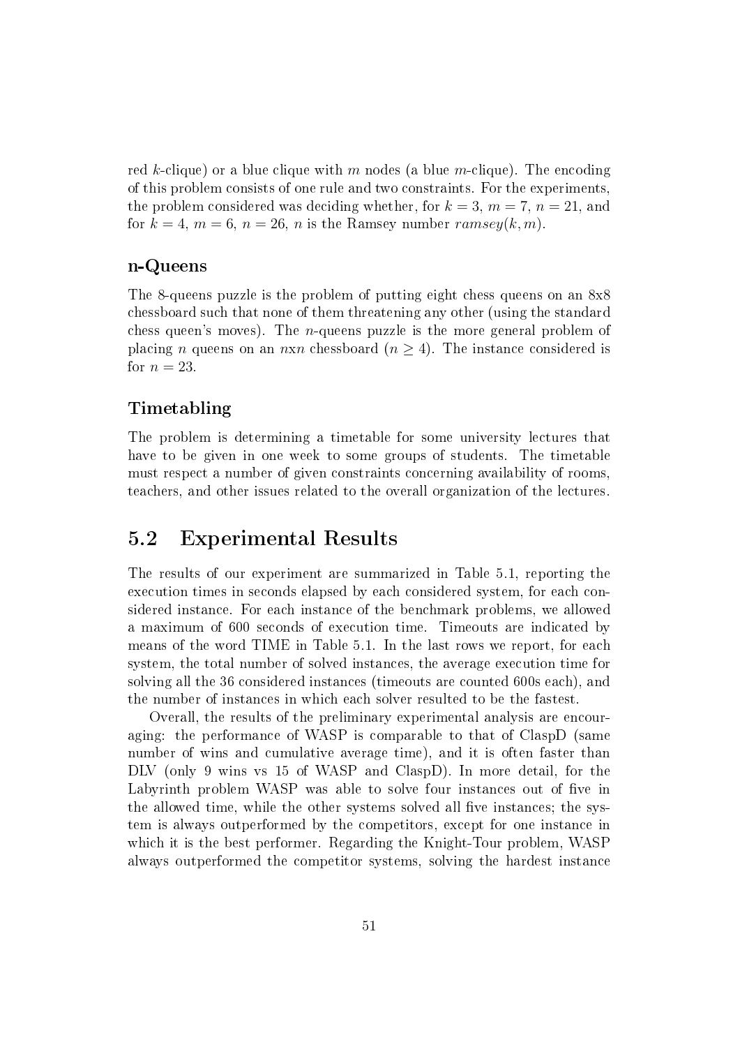red $k$-clique) or a blue clique with $m$ nodes (a blue $m$-clique). The encoding of this problem consists of one rule and two constraints. For the experiments, the problem considered was deciding whether, for $k = 3$, $m = 7$, $n = 21$, and for $k = 4$, $m = 6$, $n = 26$, $n$ is the Ramsey number $ramsey(k, m)$.

### n-Queens

The 8-queens puzzle is the problem of putting eight chess queens on an 8x8 chessboard such that none of them threatening any other (using the standard chess queen's moves). The $n$-queens puzzle is the more general problem of placing $n$ queens on an $n$x$n$ chessboard ($n \geq 4$). The instance considered is for $n = 23$.

### Timetabling

The problem is determining a timetable for some university lectures that have to be given in one week to some groups of students. The timetable must respect a number of given constraints concerning availability of rooms, teachers, and other issues related to the overall organization of the lectures.

## 5.2 Experimental Results

The results of our experiment are summarized in Table 5.1, reporting the execution times in seconds elapsed by each considered system, for each considered instance. For each instance of the benchmark problems, we allowed a maximum of 600 seconds of execution time. Timeouts are indicated by means of the word TIME in Table 5.1. In the last rows we report, for each system, the total number of solved instances, the average execution time for solving all the 36 considered instances (timeouts are counted 600s each), and the number of instances in which each solver resulted to be the fastest.

Overall, the results of the preliminary experimental analysis are encouraging: the performance of WASP is comparable to that of ClaspD (same number of wins and cumulative average time), and it is often faster than DLV (only 9 wins vs 15 of WASP and ClaspD). In more detail, for the Labyrinth problem WASP was able to solve four instances out of five in the allowed time, while the other systems solved all five instances; the system is always outperformed by the competitors, except for one instance in which it is the best performer. Regarding the Knight-Tour problem, WASP always outperformed the competitor systems, solving the hardest instance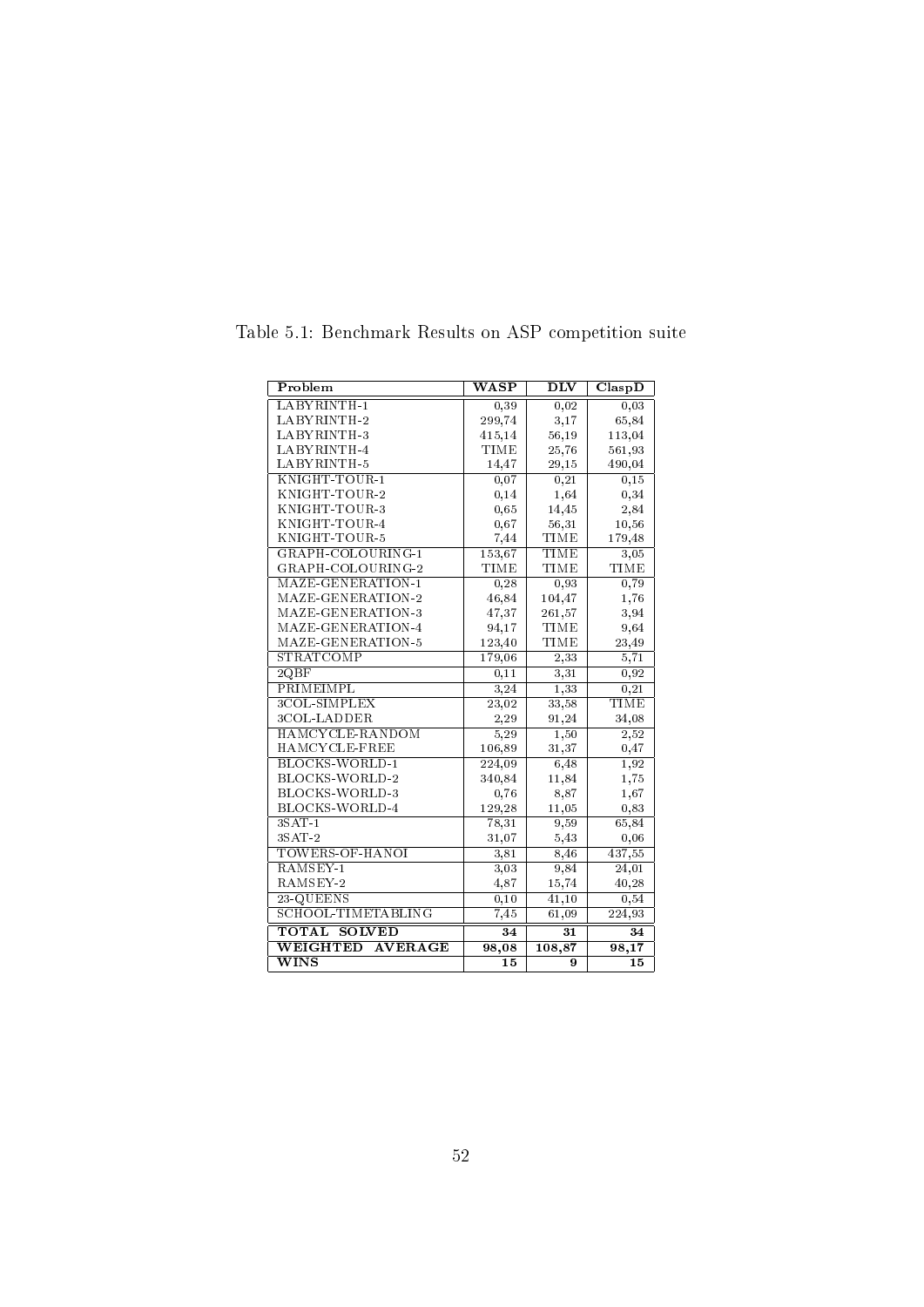Table 5.1: Benchmark Results on ASP competition suite

| Problem | WASP | DLV | ClaspD |
|---|---|---|---|
| LABYRINTH-1 | 0,39 | 0,02 | 0,03 |
| LABYRINTH-2 | 299,74 | 3,17 | 65,84 |
| LABYRINTH-3 | 415,14 | 56,19 | 113,04 |
| LABYRINTH-4 | TIME | 25,76 | 561,93 |
| LABYRINTH-5 | 14,47 | 29,15 | 490,04 |
| KNIGHT-TOUR-1 | 0,07 | 0,21 | 0,15 |
| KNIGHT-TOUR-2 | 0,14 | 1,64 | 0,34 |
| KNIGHT-TOUR-3 | 0,65 | 14,45 | 2,84 |
| KNIGHT-TOUR-4 | 0,67 | 56,31 | 10,56 |
| KNIGHT-TOUR-5 | 7,44 | TIME | 179,48 |
| GRAPH-COLOURING-1 | 153,67 | TIME | 3,05 |
| GRAPH-COLOURING-2 | TIME | TIME | TIME |
| MAZE-GENERATION-1 | 0,28 | 0,93 | 0,79 |
| MAZE-GENERATION-2 | 46,84 | 104,47 | 1,76 |
| MAZE-GENERATION-3 | 47,37 | 261,57 | 3,94 |
| MAZE-GENERATION-4 | 94,17 | TIME | 9,64 |
| MAZE-GENERATION-5 | 123,40 | TIME | 23,49 |
| STRATCOMP | 179,06 | 2,33 | 5,71 |
| 2QBF | 0,11 | 3,31 | 0,92 |
| PRIMEIMPL | 3,24 | 1,33 | 0,21 |
| 3COL-SIMPLEX | 23,02 | 33,58 | TIME |
| 3COL-LADDER | 2,29 | 91,24 | 34,08 |
| HAMCYCLE-RANDOM | 5,29 | 1,50 | 2,52 |
| HAMCYCLE-FREE | 106,89 | 31,37 | 0,47 |
| BLOCKS-WORLD-1 | 224,09 | 6,48 | 1,92 |
| BLOCKS-WORLD-2 | 340,84 | 11,84 | 1,75 |
| BLOCKS-WORLD-3 | 0,76 | 8,87 | 1,67 |
| BLOCKS-WORLD-4 | 129,28 | 11,05 | 0,83 |
| 3SAT-1 | 78,31 | 9,59 | 65,84 |
| 3SAT-2 | 31,07 | 5,43 | 0,06 |
| TOWERS-OF-HANOI | 3,81 | 8,46 | 437,55 |
| RAMSEY-1 | 3,03 | 9,84 | 24,01 |
| RAMSEY-2 | 4,87 | 15,74 | 40,28 |
| 23-QUEENS | 0,10 | 41,10 | 0,54 |
| SCHOOL-TIMETABLING | 7,45 | 61,09 | 224,93 |
| **TOTAL SOLVED** | **34** | **31** | **34** |
| **WEIGHTED AVERAGE** | **98,08** | **108,87** | **98,17** |
| **WINS** | **15** | **9** | **15** |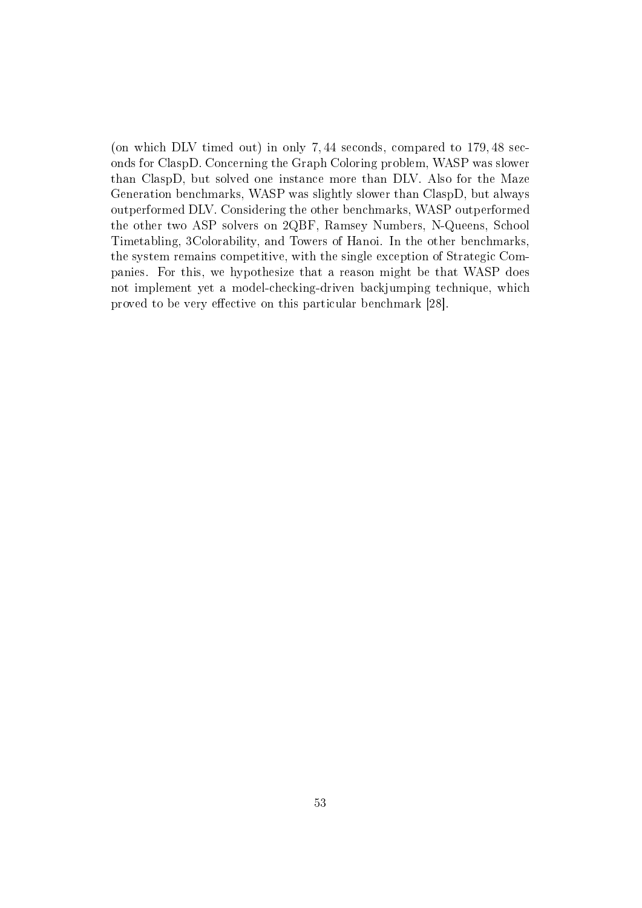(on which DLV timed out) in only 7, 44 seconds, compared to 179, 48 seconds for ClaspD. Concerning the Graph Coloring problem, WASP was slower than ClaspD, but solved one instance more than DLV. Also for the Maze Generation benchmarks, WASP was slightly slower than ClaspD, but always outperformed DLV. Considering the other benchmarks, WASP outperformed the other two ASP solvers on 2QBF, Ramsey Numbers, N-Queens, School Timetabling, 3Colorability, and Towers of Hanoi. In the other benchmarks, the system remains competitive, with the single exception of Strategic Companies. For this, we hypothesize that a reason might be that WASP does not implement yet a model-checking-driven backjumping technique, which proved to be very effective on this particular benchmark [28].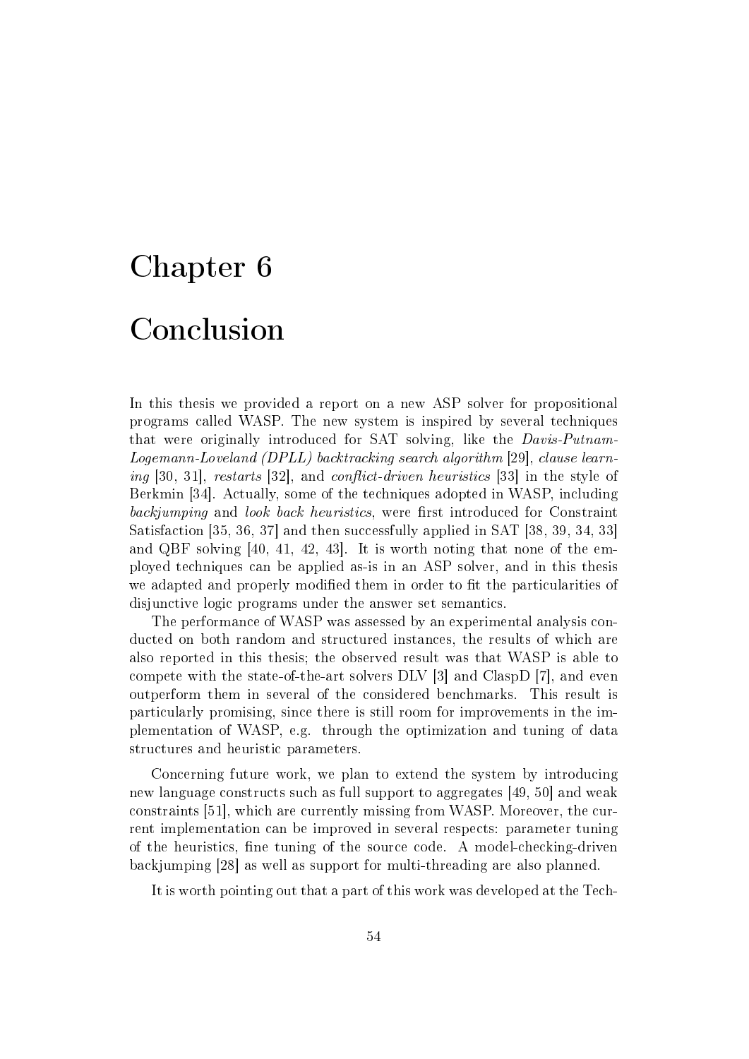# Chapter 6

# Conclusion

In this thesis we provided a report on a new ASP solver for propositional programs called WASP. The new system is inspired by several techniques that were originally introduced for SAT solving, like the *Davis-Putnam-Logemann-Loveland (DPLL) backtracking search algorithm* [29], *clause learning* [30, 31], *restarts* [32], and *conflict-driven heuristics* [33] in the style of Berkmin [34]. Actually, some of the techniques adopted in WASP, including *backjumping* and *look back heuristics*, were first introduced for Constraint Satisfaction [35, 36, 37] and then successfully applied in SAT [38, 39, 34, 33] and QBF solving [40, 41, 42, 43]. It is worth noting that none of the employed techniques can be applied as-is in an ASP solver, and in this thesis we adapted and properly modified them in order to fit the particularities of disjunctive logic programs under the answer set semantics.

The performance of WASP was assessed by an experimental analysis conducted on both random and structured instances, the results of which are also reported in this thesis; the observed result was that WASP is able to compete with the state-of-the-art solvers DLV [3] and ClaspD [7], and even outperform them in several of the considered benchmarks. This result is particularly promising, since there is still room for improvements in the implementation of WASP, e.g. through the optimization and tuning of data structures and heuristic parameters.

Concerning future work, we plan to extend the system by introducing new language constructs such as full support to aggregates [49, 50] and weak constraints [51], which are currently missing from WASP. Moreover, the current implementation can be improved in several respects: parameter tuning of the heuristics, fine tuning of the source code. A model-checking-driven backjumping [28] as well as support for multi-threading are also planned.

It is worth pointing out that a part of this work was developed at the Tech-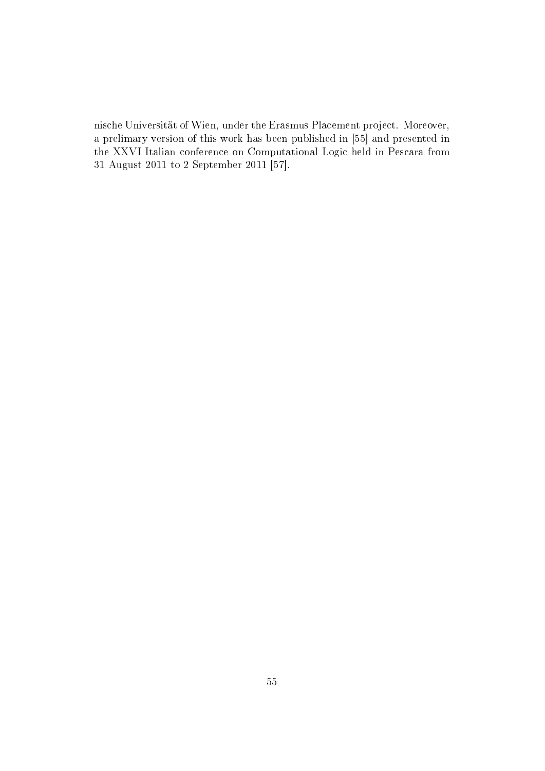nische Universität of Wien, under the Erasmus Placement project. Moreover, a prelimary version of this work has been published in [55] and presented in the XXVI Italian conference on Computational Logic held in Pescara from 31 August 2011 to 2 September 2011 [57].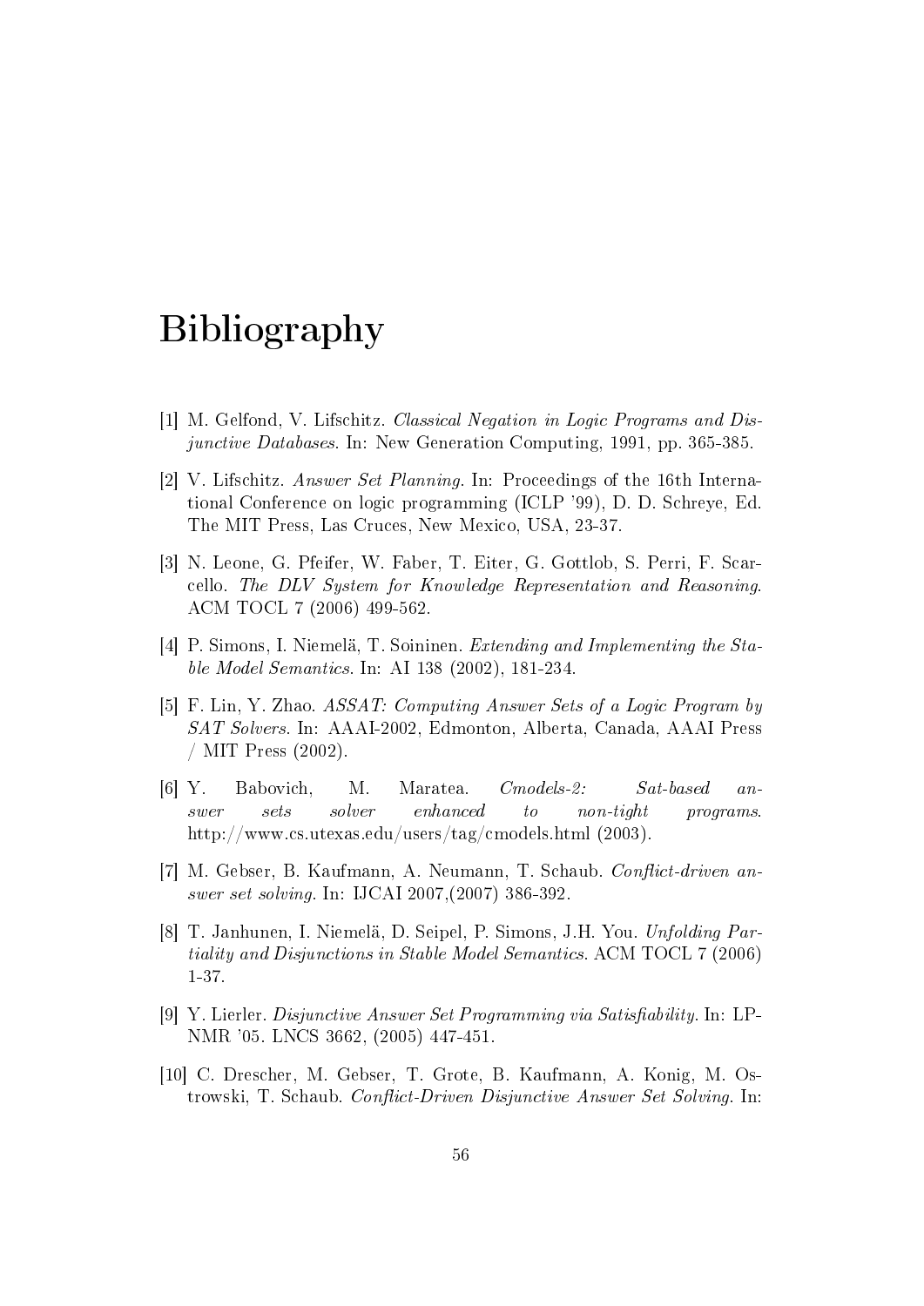# Bibliography

[1] M. Gelfond, V. Lifschitz. *Classical Negation in Logic Programs and Disjunctive Databases*. In: New Generation Computing, 1991, pp. 365-385.

[2] V. Lifschitz. *Answer Set Planning*. In: Proceedings of the 16th International Conference on logic programming (ICLP '99), D. D. Schreye, Ed. The MIT Press, Las Cruces, New Mexico, USA, 23-37.

[3] N. Leone, G. Pfeifer, W. Faber, T. Eiter, G. Gottlob, S. Perri, F. Scarcello. *The DLV System for Knowledge Representation and Reasoning*. ACM TOCL 7 (2006) 499-562.

[4] P. Simons, I. Niemelä, T. Soininen. *Extending and Implementing the Stable Model Semantics*. In: AI 138 (2002), 181-234.

[5] F. Lin, Y. Zhao. *ASSAT: Computing Answer Sets of a Logic Program by SAT Solvers*. In: AAAI-2002, Edmonton, Alberta, Canada, AAAI Press / MIT Press (2002).

[6] Y. Babovich, M. Maratea. *Cmodels-2: Sat-based answer sets solver enhanced to non-tight programs*. http://www.cs.utexas.edu/users/tag/cmodels.html (2003).

[7] M. Gebser, B. Kaufmann, A. Neumann, T. Schaub. *Conflict-driven answer set solving*. In: IJCAI 2007,(2007) 386-392.

[8] T. Janhunen, I. Niemelä, D. Seipel, P. Simons, J.H. You. *Unfolding Partiality and Disjunctions in Stable Model Semantics*. ACM TOCL 7 (2006) 1-37.

[9] Y. Lierler. *Disjunctive Answer Set Programming via Satisfiability*. In: LPNMR '05. LNCS 3662, (2005) 447-451.

[10] C. Drescher, M. Gebser, T. Grote, B. Kaufmann, A. Konig, M. Ostrowski, T. Schaub. *Conflict-Driven Disjunctive Answer Set Solving*. In: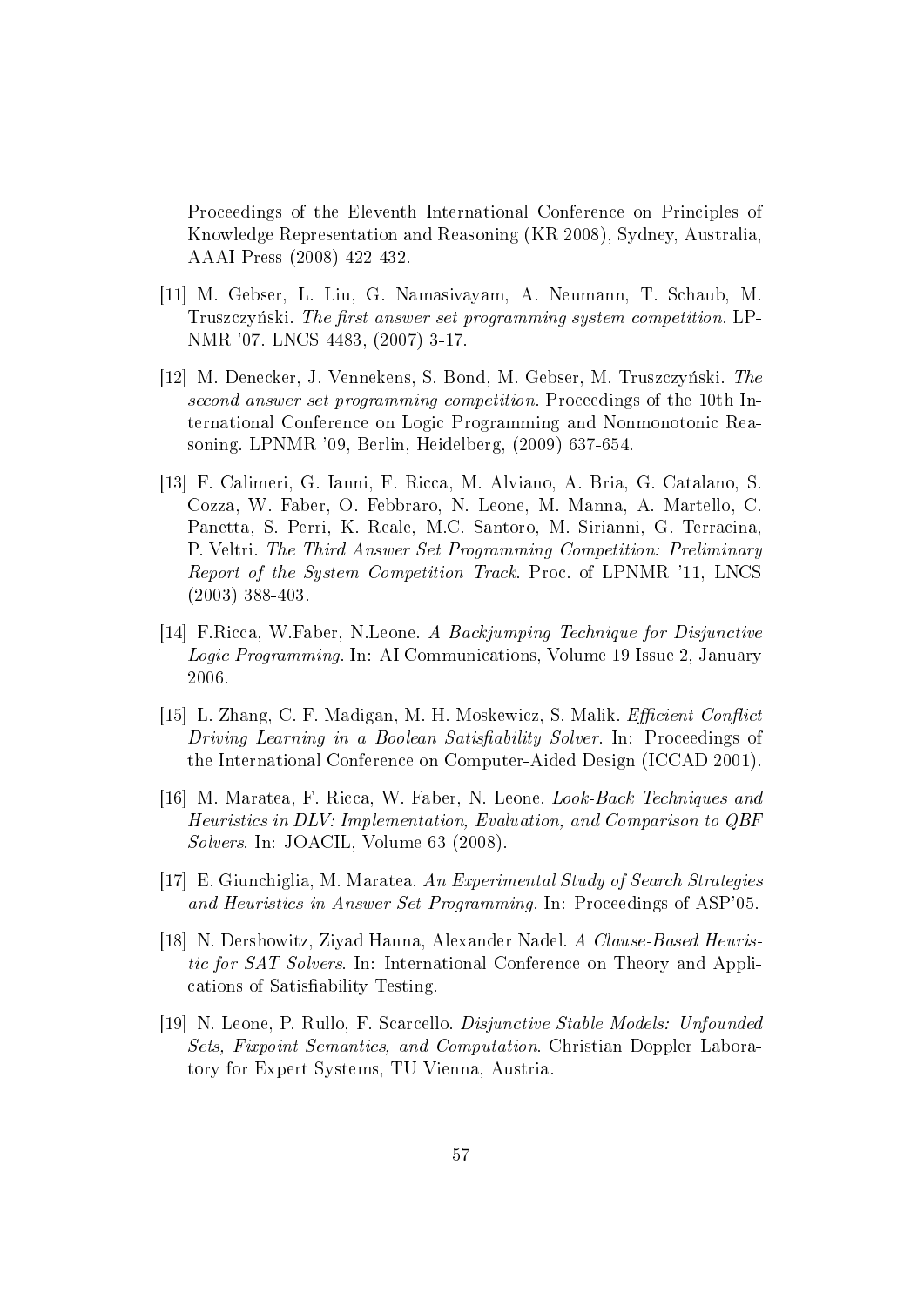Proceedings of the Eleventh International Conference on Principles of Knowledge Representation and Reasoning (KR 2008), Sydney, Australia, AAAI Press (2008) 422-432.

[11] M. Gebser, L. Liu, G. Namasivayam, A. Neumann, T. Schaub, M. Truszczyński. *The first answer set programming system competition*. LPNMR '07. LNCS 4483, (2007) 3-17.

[12] M. Denecker, J. Vennekens, S. Bond, M. Gebser, M. Truszczyński. *The second answer set programming competition*. Proceedings of the 10th International Conference on Logic Programming and Nonmonotonic Reasoning. LPNMR '09, Berlin, Heidelberg, (2009) 637-654.

[13] F. Calimeri, G. Ianni, F. Ricca, M. Alviano, A. Bria, G. Catalano, S. Cozza, W. Faber, O. Febbraro, N. Leone, M. Manna, A. Martello, C. Panetta, S. Perri, K. Reale, M.C. Santoro, M. Sirianni, G. Terracina, P. Veltri. *The Third Answer Set Programming Competition: Preliminary Report of the System Competition Track*. Proc. of LPNMR '11, LNCS (2003) 388-403.

[14] F.Ricca, W.Faber, N.Leone. *A Backjumping Technique for Disjunctive Logic Programming*. In: AI Communications, Volume 19 Issue 2, January 2006.

[15] L. Zhang, C. F. Madigan, M. H. Moskewicz, S. Malik. *Efficient Conflict Driving Learning in a Boolean Satisfiability Solver*. In: Proceedings of the International Conference on Computer-Aided Design (ICCAD 2001).

[16] M. Maratea, F. Ricca, W. Faber, N. Leone. *Look-Back Techniques and Heuristics in DLV: Implementation, Evaluation, and Comparison to QBF Solvers*. In: JOACIL, Volume 63 (2008).

[17] E. Giunchiglia, M. Maratea. *An Experimental Study of Search Strategies and Heuristics in Answer Set Programming*. In: Proceedings of ASP'05.

[18] N. Dershowitz, Ziyad Hanna, Alexander Nadel. *A Clause-Based Heuristic for SAT Solvers*. In: International Conference on Theory and Applications of Satisfiability Testing.

[19] N. Leone, P. Rullo, F. Scarcello. *Disjunctive Stable Models: Unfounded Sets, Fixpoint Semantics, and Computation*. Christian Doppler Laboratory for Expert Systems, TU Vienna, Austria.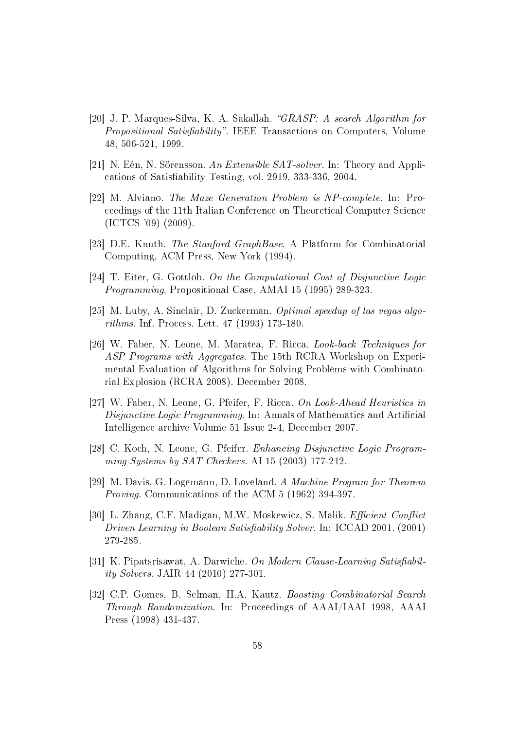[20] J. P. Marques-Silva, K. A. Sakallah. *"GRASP: A search Algorithm for Propositional Satisfiability"*. IEEE Transactions on Computers, Volume 48, 506-521, 1999.

[21] N. Eén, N. Sörensson. *An Extensible SAT-solver*. In: Theory and Applications of Satisfiability Testing, vol. 2919, 333-336, 2004.

[22] M. Alviano. *The Maze Generation Problem is NP-complete*. In: Proceedings of the 11th Italian Conference on Theoretical Computer Science (ICTCS '09) (2009).

[23] D.E. Knuth. *The Stanford GraphBase*. A Platform for Combinatorial Computing, ACM Press, New York (1994).

[24] T. Eiter, G. Gottlob. *On the Computational Cost of Disjunctive Logic Programming*. Propositional Case, AMAI 15 (1995) 289-323.

[25] M. Luby, A. Sinclair, D. Zuckerman. *Optimal speedup of las vegas algorithms*. Inf. Process. Lett. 47 (1993) 173-180.

[26] W. Faber, N. Leone, M. Maratea, F. Ricca. *Look-back Techniques for ASP Programs with Aggregates*. The 15th RCRA Workshop on Experimental Evaluation of Algorithms for Solving Problems with Combinatorial Explosion (RCRA 2008). December 2008.

[27] W. Faber, N. Leone, G. Pfeifer, F. Ricca. *On Look-Ahead Heuristics in Disjunctive Logic Programming*. In: Annals of Mathematics and Artificial Intelligence archive Volume 51 Issue 2-4, December 2007.

[28] C. Koch, N. Leone, G. Pfeifer. *Enhancing Disjunctive Logic Programming Systems by SAT Checkers*. AI 15 (2003) 177-212.

[29] M. Davis, G. Logemann, D. Loveland. *A Machine Program for Theorem Proving*. Communications of the ACM 5 (1962) 394-397.

[30] L. Zhang, C.F. Madigan, M.W. Moskewicz, S. Malik. *Efficient Conflict Driven Learning in Boolean Satisfiability Solver*. In: ICCAD 2001. (2001) 279-285.

[31] K. Pipatsrisawat, A. Darwiche. *On Modern Clause-Learning Satisfiability Solvers*. JAIR 44 (2010) 277-301.

[32] C.P. Gomes, B. Selman, H.A. Kautz. *Boosting Combinatorial Search Through Randomization*. In: Proceedings of AAAI/IAAI 1998, AAAI Press (1998) 431-437.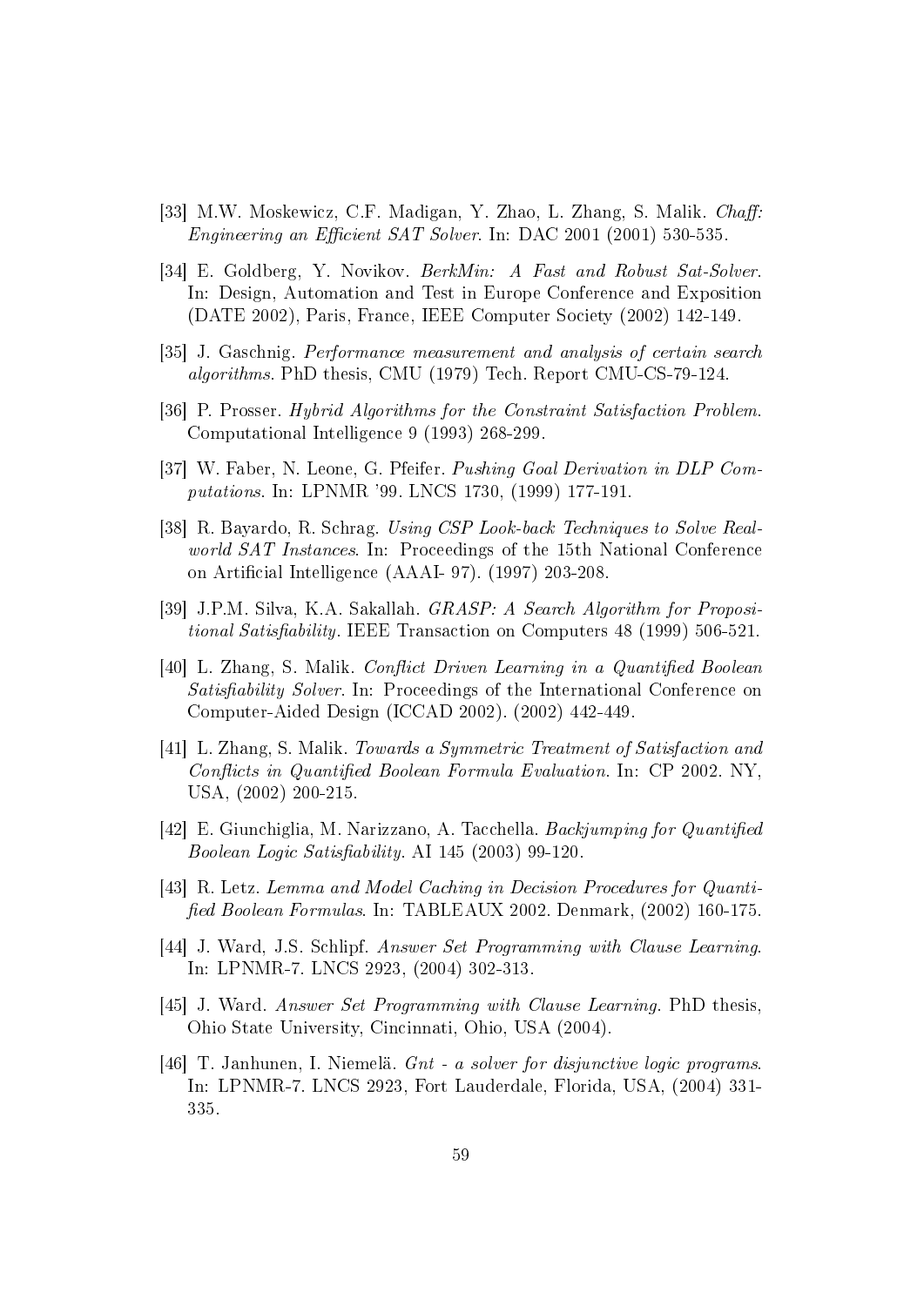[33] M.W. Moskewicz, C.F. Madigan, Y. Zhao, L. Zhang, S. Malik. *Chaff: Engineering an Efficient SAT Solver*. In: DAC 2001 (2001) 530-535.

[34] E. Goldberg, Y. Novikov. *BerkMin: A Fast and Robust Sat-Solver*. In: Design, Automation and Test in Europe Conference and Exposition (DATE 2002), Paris, France, IEEE Computer Society (2002) 142-149.

[35] J. Gaschnig. *Performance measurement and analysis of certain search algorithms*. PhD thesis, CMU (1979) Tech. Report CMU-CS-79-124.

[36] P. Prosser. *Hybrid Algorithms for the Constraint Satisfaction Problem*. Computational Intelligence 9 (1993) 268-299.

[37] W. Faber, N. Leone, G. Pfeifer. *Pushing Goal Derivation in DLP Computations*. In: LPNMR '99. LNCS 1730, (1999) 177-191.

[38] R. Bayardo, R. Schrag. *Using CSP Look-back Techniques to Solve Real-world SAT Instances*. In: Proceedings of the 15th National Conference on Artificial Intelligence (AAAI- 97). (1997) 203-208.

[39] J.P.M. Silva, K.A. Sakallah. *GRASP: A Search Algorithm for Propositional Satisfiability*. IEEE Transaction on Computers 48 (1999) 506-521.

[40] L. Zhang, S. Malik. *Conflict Driven Learning in a Quantified Boolean Satisfiability Solver*. In: Proceedings of the International Conference on Computer-Aided Design (ICCAD 2002). (2002) 442-449.

[41] L. Zhang, S. Malik. *Towards a Symmetric Treatment of Satisfaction and Conflicts in Quantified Boolean Formula Evaluation*. In: CP 2002. NY, USA, (2002) 200-215.

[42] E. Giunchiglia, M. Narizzano, A. Tacchella. *Backjumping for Quantified Boolean Logic Satisfiability*. AI 145 (2003) 99-120.

[43] R. Letz. *Lemma and Model Caching in Decision Procedures for Quantified Boolean Formulas*. In: TABLEAUX 2002. Denmark, (2002) 160-175.

[44] J. Ward, J.S. Schlipf. *Answer Set Programming with Clause Learning*. In: LPNMR-7. LNCS 2923, (2004) 302-313.

[45] J. Ward. *Answer Set Programming with Clause Learning*. PhD thesis, Ohio State University, Cincinnati, Ohio, USA (2004).

[46] T. Janhunen, I. Niemelä. *Gnt - a solver for disjunctive logic programs*. In: LPNMR-7. LNCS 2923, Fort Lauderdale, Florida, USA, (2004) 331-335.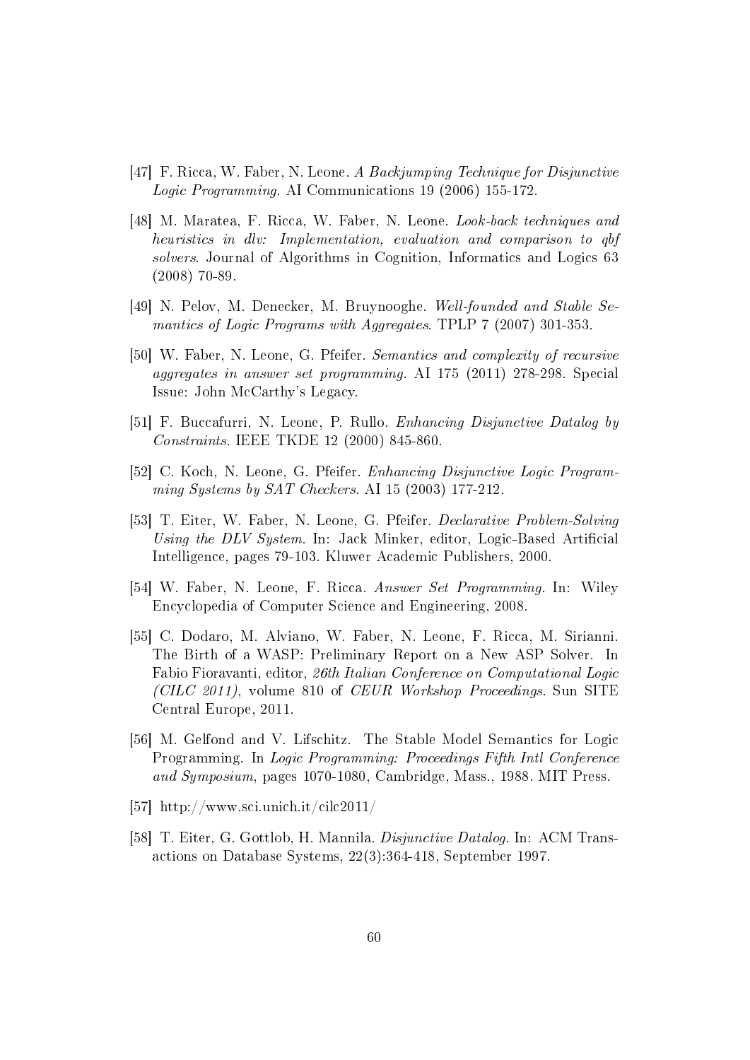[47] F. Ricca, W. Faber, N. Leone. *A Backjumping Technique for Disjunctive Logic Programming*. AI Communications 19 (2006) 155-172.

[48] M. Maratea, F. Ricca, W. Faber, N. Leone. *Look-back techniques and heuristics in dlv: Implementation, evaluation and comparison to qbf solvers*. Journal of Algorithms in Cognition, Informatics and Logics 63 (2008) 70-89.

[49] N. Pelov, M. Denecker, M. Bruynooghe. *Well-founded and Stable Semantics of Logic Programs with Aggregates*. TPLP 7 (2007) 301-353.

[50] W. Faber, N. Leone, G. Pfeifer. *Semantics and complexity of recursive aggregates in answer set programming*. AI 175 (2011) 278-298. Special Issue: John McCarthy's Legacy.

[51] F. Buccafurri, N. Leone, P. Rullo. *Enhancing Disjunctive Datalog by Constraints*. IEEE TKDE 12 (2000) 845-860.

[52] C. Koch, N. Leone, G. Pfeifer. *Enhancing Disjunctive Logic Programming Systems by SAT Checkers*. AI 15 (2003) 177-212.

[53] T. Eiter, W. Faber, N. Leone, G. Pfeifer. *Declarative Problem-Solving Using the DLV System*. In: Jack Minker, editor, Logic-Based Artificial Intelligence, pages 79-103. Kluwer Academic Publishers, 2000.

[54] W. Faber, N. Leone, F. Ricca. *Answer Set Programming*. In: Wiley Encyclopedia of Computer Science and Engineering, 2008.

[55] C. Dodaro, M. Alviano, W. Faber, N. Leone, F. Ricca, M. Sirianni. The Birth of a WASP: Preliminary Report on a New ASP Solver. In Fabio Fioravanti, editor, *26th Italian Conference on Computational Logic (CILC 2011)*, volume 810 of *CEUR Workshop Proceedings*. Sun SITE Central Europe, 2011.

[56] M. Gelfond and V. Lifschitz. The Stable Model Semantics for Logic Programming. In *Logic Programming: Proceedings Fifth Intl Conference and Symposium*, pages 1070-1080, Cambridge, Mass., 1988. MIT Press.

[57] http://www.sci.unich.it/cilc2011/

[58] T. Eiter, G. Gottlob, H. Mannila. *Disjunctive Datalog*. In: ACM Transactions on Database Systems, 22(3):364-418, September 1997.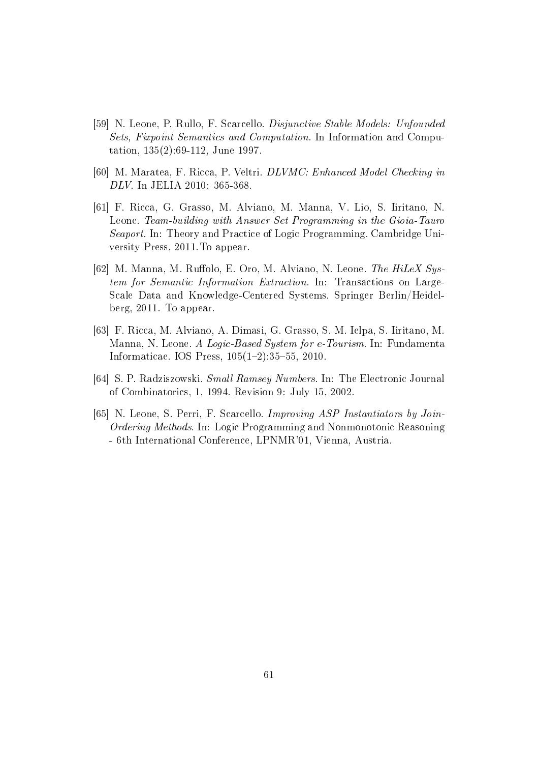[59] N. Leone, P. Rullo, F. Scarcello. *Disjunctive Stable Models: Unfounded Sets, Fixpoint Semantics and Computation*. In Information and Computation, 135(2):69-112, June 1997.

[60] M. Maratea, F. Ricca, P. Veltri. *DLVMC: Enhanced Model Checking in DLV*. In JELIA 2010: 365-368.

[61] F. Ricca, G. Grasso, M. Alviano, M. Manna, V. Lio, S. Iiritano, N. Leone. *Team-building with Answer Set Programming in the Gioia-Tauro Seaport*. In: Theory and Practice of Logic Programming. Cambridge University Press, 2011. To appear.

[62] M. Manna, M. Ruffolo, E. Oro, M. Alviano, N. Leone. *The HiLeX System for Semantic Information Extraction*. In: Transactions on Large-Scale Data and Knowledge-Centered Systems. Springer Berlin/Heidelberg, 2011. To appear.

[63] F. Ricca, M. Alviano, A. Dimasi, G. Grasso, S. M. Ielpa, S. Iiritano, M. Manna, N. Leone. *A Logic-Based System for e-Tourism*. In: Fundamenta Informaticae. IOS Press, 105(1–2):35–55, 2010.

[64] S. P. Radziszowski. *Small Ramsey Numbers*. In: The Electronic Journal of Combinatorics, 1, 1994. Revision 9: July 15, 2002.

[65] N. Leone, S. Perri, F. Scarcello. *Improving ASP Instantiators by Join-Ordering Methods*. In: Logic Programming and Nonmonotonic Reasoning - 6th International Conference, LPNMR'01, Vienna, Austria.